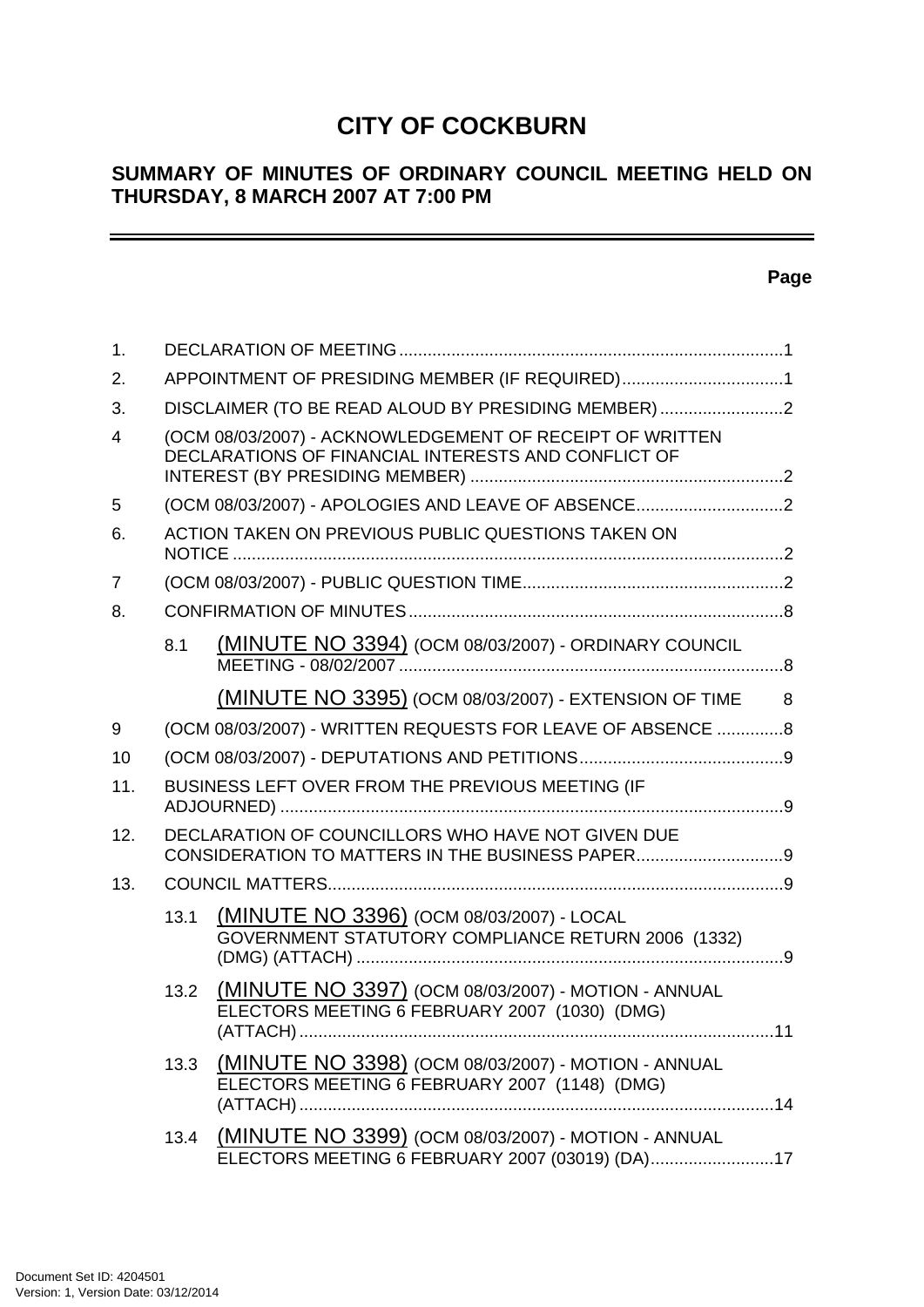# CITY OF COCKBURN

## SUMMARY OF MINUTES OF ORDINARY COUNCIL MEETING HELD ON THURSDAY, 8 MARCH 2007 AT 7:00 PM

**Page**

1. DECLARATION OF MEETING ..... 1
2. APPOINTMENT OF PRESIDING MEMBER (IF REQUIRED) ..... 1
3. DISCLAIMER (TO BE READ ALOUD BY PRESIDING MEMBER) ..... 2
4 (OCM 08/03/2007) - ACKNOWLEDGEMENT OF RECEIPT OF WRITTEN DECLARATIONS OF FINANCIAL INTERESTS AND CONFLICT OF INTEREST (BY PRESIDING MEMBER) ..... 2
5 (OCM 08/03/2007) - APOLOGIES AND LEAVE OF ABSENCE ..... 2
6. ACTION TAKEN ON PREVIOUS PUBLIC QUESTIONS TAKEN ON NOTICE ..... 2
7 (OCM 08/03/2007) - PUBLIC QUESTION TIME ..... 2
8. CONFIRMATION OF MINUTES ..... 8
   - 8.1 (MINUTE NO 3394) (OCM 08/03/2007) - ORDINARY COUNCIL MEETING - 08/02/2007 ..... 8
   - (MINUTE NO 3395) (OCM 08/03/2007) - EXTENSION OF TIME ..... 8
9 (OCM 08/03/2007) - WRITTEN REQUESTS FOR LEAVE OF ABSENCE ..... 8
10 (OCM 08/03/2007) - DEPUTATIONS AND PETITIONS ..... 9
11. BUSINESS LEFT OVER FROM THE PREVIOUS MEETING (IF ADJOURNED) ..... 9
12. DECLARATION OF COUNCILLORS WHO HAVE NOT GIVEN DUE CONSIDERATION TO MATTERS IN THE BUSINESS PAPER ..... 9
13. COUNCIL MATTERS ..... 9
   - 13.1 (MINUTE NO 3396) (OCM 08/03/2007) - LOCAL GOVERNMENT STATUTORY COMPLIANCE RETURN 2006 (1332) (DMG) (ATTACH) ..... 9
   - 13.2 (MINUTE NO 3397) (OCM 08/03/2007) - MOTION - ANNUAL ELECTORS MEETING 6 FEBRUARY 2007 (1030) (DMG) (ATTACH) ..... 11
   - 13.3 (MINUTE NO 3398) (OCM 08/03/2007) - MOTION - ANNUAL ELECTORS MEETING 6 FEBRUARY 2007 (1148) (DMG) (ATTACH) ..... 14
   - 13.4 (MINUTE NO 3399) (OCM 08/03/2007) - MOTION - ANNUAL ELECTORS MEETING 6 FEBRUARY 2007 (03019) (DA) ..... 17

Document Set ID: 4204501
Version: 1, Version Date: 03/12/2014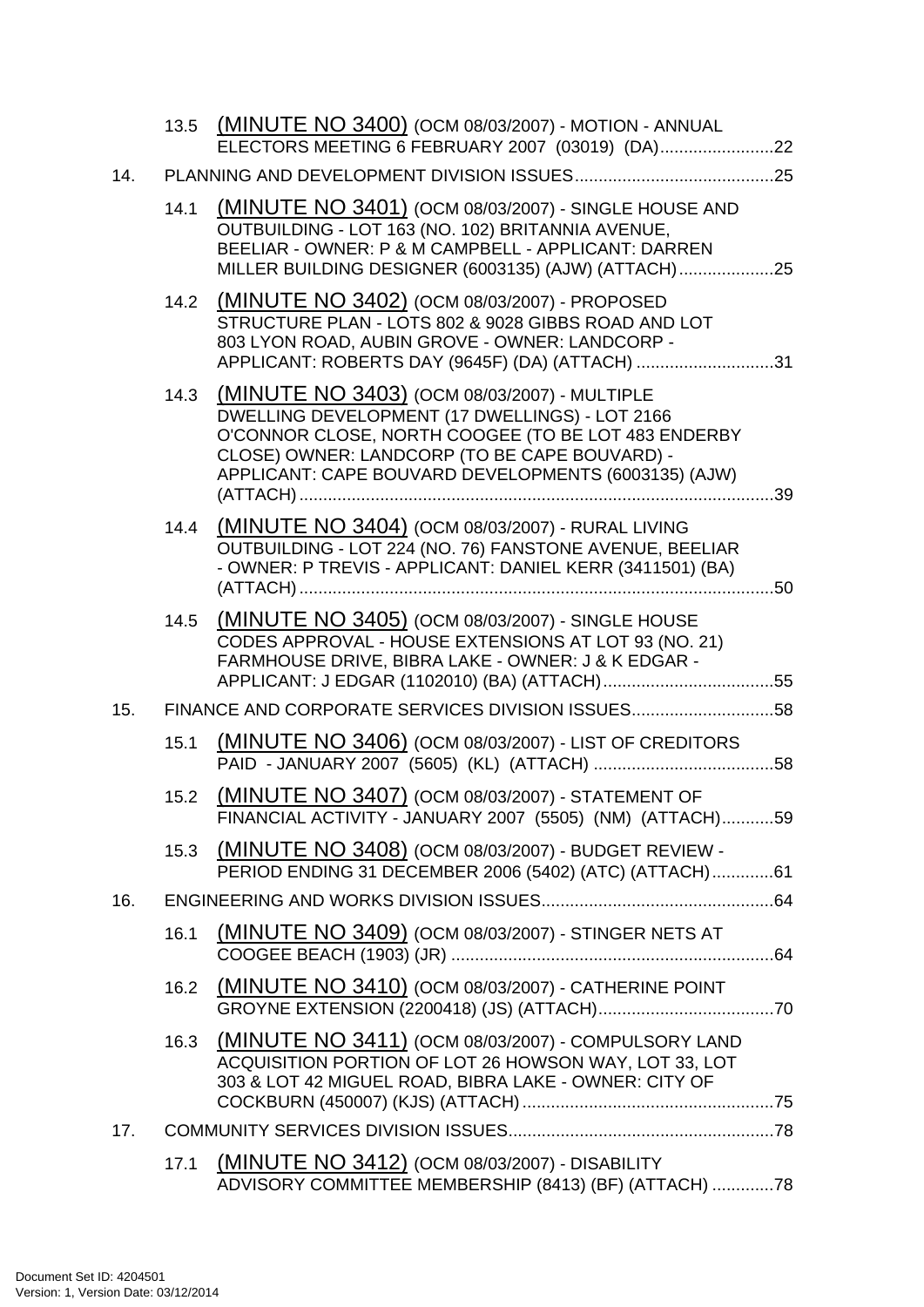13.5 (MINUTE NO 3400) (OCM 08/03/2007) - MOTION - ANNUAL ELECTORS MEETING 6 FEBRUARY 2007 (03019) (DA)........................22

14. PLANNING AND DEVELOPMENT DIVISION ISSUES..........................................25

14.1 (MINUTE NO 3401) (OCM 08/03/2007) - SINGLE HOUSE AND OUTBUILDING - LOT 163 (NO. 102) BRITANNIA AVENUE, BEELIAR - OWNER: P & M CAMPBELL - APPLICANT: DARREN MILLER BUILDING DESIGNER (6003135) (AJW) (ATTACH)....................25

14.2 (MINUTE NO 3402) (OCM 08/03/2007) - PROPOSED STRUCTURE PLAN - LOTS 802 & 9028 GIBBS ROAD AND LOT 803 LYON ROAD, AUBIN GROVE - OWNER: LANDCORP - APPLICANT: ROBERTS DAY (9645F) (DA) (ATTACH) .............................31

14.3 (MINUTE NO 3403) (OCM 08/03/2007) - MULTIPLE DWELLING DEVELOPMENT (17 DWELLINGS) - LOT 2166 O'CONNOR CLOSE, NORTH COOGEE (TO BE LOT 483 ENDERBY CLOSE) OWNER: LANDCORP (TO BE CAPE BOUVARD) - APPLICANT: CAPE BOUVARD DEVELOPMENTS (6003135) (AJW) (ATTACH).....................................................................................................39

14.4 (MINUTE NO 3404) (OCM 08/03/2007) - RURAL LIVING OUTBUILDING - LOT 224 (NO. 76) FANSTONE AVENUE, BEELIAR - OWNER: P TREVIS - APPLICANT: DANIEL KERR (3411501) (BA) (ATTACH).....................................................................................................50

14.5 (MINUTE NO 3405) (OCM 08/03/2007) - SINGLE HOUSE CODES APPROVAL - HOUSE EXTENSIONS AT LOT 93 (NO. 21) FARMHOUSE DRIVE, BIBRA LAKE - OWNER: J & K EDGAR - APPLICANT: J EDGAR (1102010) (BA) (ATTACH)....................................55

15. FINANCE AND CORPORATE SERVICES DIVISION ISSUES.............................58

15.1 (MINUTE NO 3406) (OCM 08/03/2007) - LIST OF CREDITORS PAID - JANUARY 2007 (5605) (KL) (ATTACH) .......................................58

15.2 (MINUTE NO 3407) (OCM 08/03/2007) - STATEMENT OF FINANCIAL ACTIVITY - JANUARY 2007 (5505) (NM) (ATTACH)...........59

15.3 (MINUTE NO 3408) (OCM 08/03/2007) - BUDGET REVIEW - PERIOD ENDING 31 DECEMBER 2006 (5402) (ATC) (ATTACH).............61

16. ENGINEERING AND WORKS DIVISION ISSUES.................................................64

16.1 (MINUTE NO 3409) (OCM 08/03/2007) - STINGER NETS AT COOGEE BEACH (1903) (JR) ....................................................................64

16.2 (MINUTE NO 3410) (OCM 08/03/2007) - CATHERINE POINT GROYNE EXTENSION (2200418) (JS) (ATTACH).....................................70

16.3 (MINUTE NO 3411) (OCM 08/03/2007) - COMPULSORY LAND ACQUISITION PORTION OF LOT 26 HOWSON WAY, LOT 33, LOT 303 & LOT 42 MIGUEL ROAD, BIBRA LAKE - OWNER: CITY OF COCKBURN (450007) (KJS) (ATTACH).....................................................75

17. COMMUNITY SERVICES DIVISION ISSUES........................................................78

17.1 (MINUTE NO 3412) (OCM 08/03/2007) - DISABILITY ADVISORY COMMITTEE MEMBERSHIP (8413) (BF) (ATTACH) .............78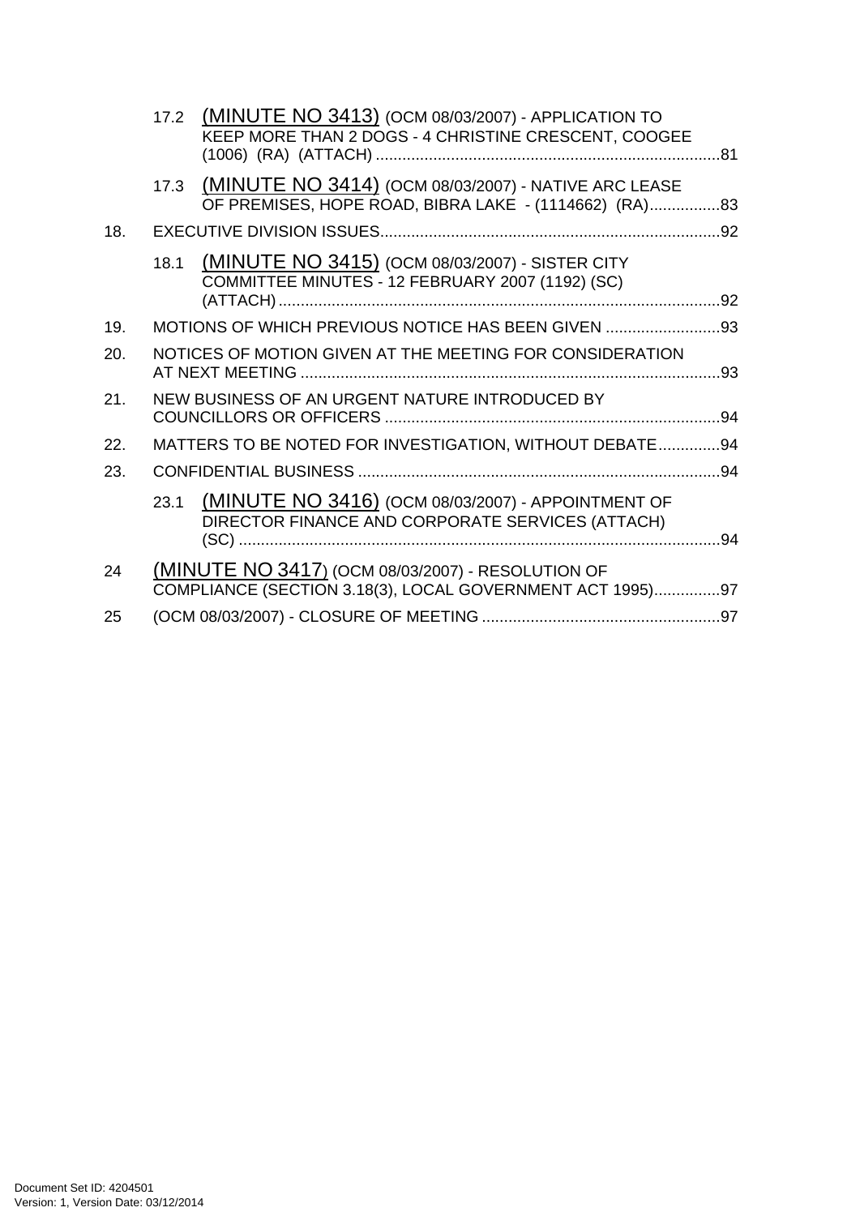17.2 (MINUTE NO 3413) (OCM 08/03/2007) - APPLICATION TO KEEP MORE THAN 2 DOGS - 4 CHRISTINE CRESCENT, COOGEE (1006) (RA) (ATTACH) ..............................................................................81

17.3 (MINUTE NO 3414) (OCM 08/03/2007) - NATIVE ARC LEASE OF PREMISES, HOPE ROAD, BIBRA LAKE - (1114662) (RA)................83

18. EXECUTIVE DIVISION ISSUES............................................................................92

18.1 (MINUTE NO 3415) (OCM 08/03/2007) - SISTER CITY COMMITTEE MINUTES - 12 FEBRUARY 2007 (1192) (SC) (ATTACH)....................................................................................................92

19. MOTIONS OF WHICH PREVIOUS NOTICE HAS BEEN GIVEN ..........................93

20. NOTICES OF MOTION GIVEN AT THE MEETING FOR CONSIDERATION AT NEXT MEETING ..............................................................................................93

21. NEW BUSINESS OF AN URGENT NATURE INTRODUCED BY COUNCILLORS OR OFFICERS ............................................................................94

22. MATTERS TO BE NOTED FOR INVESTIGATION, WITHOUT DEBATE..............94

23. CONFIDENTIAL BUSINESS ..................................................................................94

23.1 (MINUTE NO 3416) (OCM 08/03/2007) - APPOINTMENT OF DIRECTOR FINANCE AND CORPORATE SERVICES (ATTACH) (SC) .............................................................................................................94

24 (MINUTE NO 3417) (OCM 08/03/2007) - RESOLUTION OF COMPLIANCE (SECTION 3.18(3), LOCAL GOVERNMENT ACT 1995)...............97

25 (OCM 08/03/2007) - CLOSURE OF MEETING ......................................................97

Document Set ID: 4204501
Version: 1, Version Date: 03/12/2014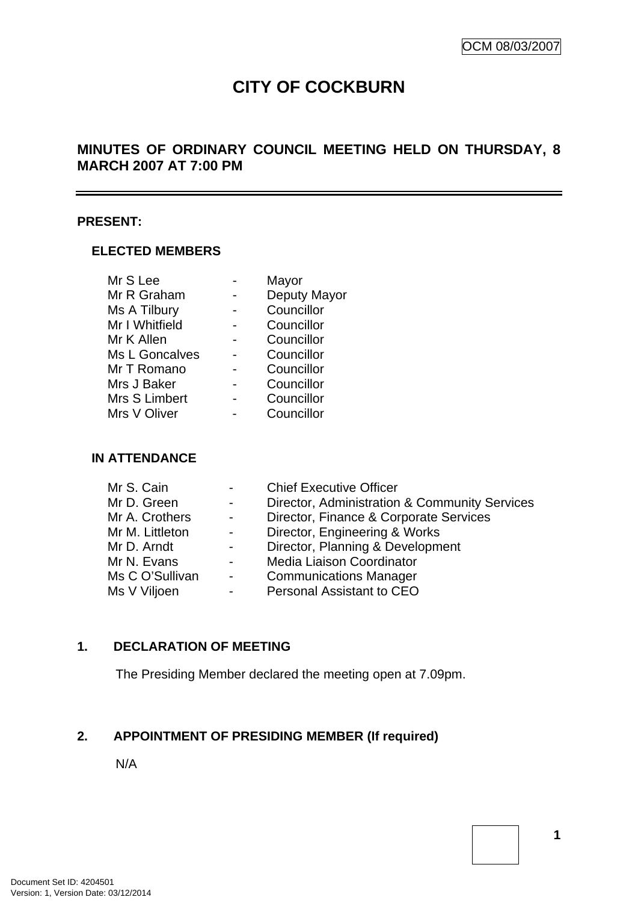OCM 08/03/2007

# CITY OF COCKBURN

## MINUTES OF ORDINARY COUNCIL MEETING HELD ON THURSDAY, 8 MARCH 2007 AT 7:00 PM

**PRESENT:**

**ELECTED MEMBERS**

| | | |
|---|---|---|
| Mr S Lee | - | Mayor |
| Mr R Graham | - | Deputy Mayor |
| Ms A Tilbury | - | Councillor |
| Mr I Whitfield | - | Councillor |
| Mr K Allen | - | Councillor |
| Ms L Goncalves | - | Councillor |
| Mr T Romano | - | Councillor |
| Mrs J Baker | - | Councillor |
| Mrs S Limbert | - | Councillor |
| Mrs V Oliver | - | Councillor |

**IN ATTENDANCE**

| | | |
|---|---|---|
| Mr S. Cain | - | Chief Executive Officer |
| Mr D. Green | - | Director, Administration & Community Services |
| Mr A. Crothers | - | Director, Finance & Corporate Services |
| Mr M. Littleton | - | Director, Engineering & Works |
| Mr D. Arndt | - | Director, Planning & Development |
| Mr N. Evans | - | Media Liaison Coordinator |
| Ms C O'Sullivan | - | Communications Manager |
| Ms V Viljoen | - | Personal Assistant to CEO |

**1. DECLARATION OF MEETING**

The Presiding Member declared the meeting open at 7.09pm.

**2. APPOINTMENT OF PRESIDING MEMBER (If required)**

N/A

Document Set ID: 4204501
Version: 1, Version Date: 03/12/2014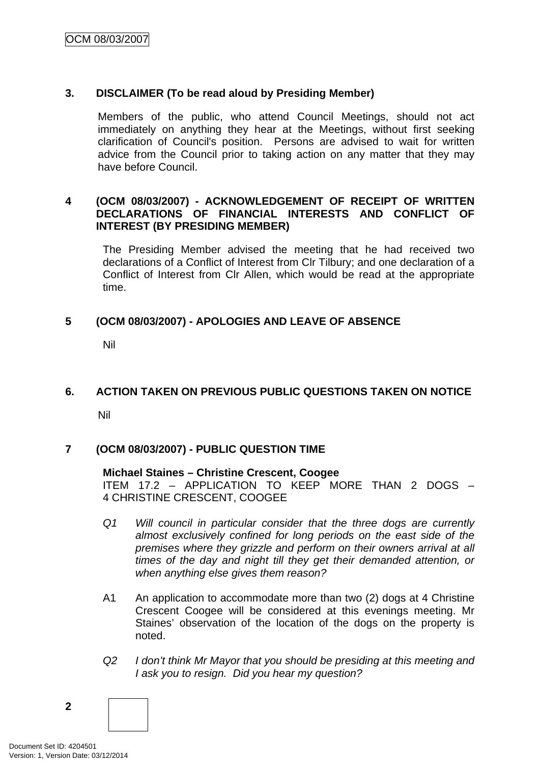## 3. DISCLAIMER (To be read aloud by Presiding Member)

Members of the public, who attend Council Meetings, should not act immediately on anything they hear at the Meetings, without first seeking clarification of Council's position. Persons are advised to wait for written advice from the Council prior to taking action on any matter that they may have before Council.

## 4 (OCM 08/03/2007) - ACKNOWLEDGEMENT OF RECEIPT OF WRITTEN DECLARATIONS OF FINANCIAL INTERESTS AND CONFLICT OF INTEREST (BY PRESIDING MEMBER)

The Presiding Member advised the meeting that he had received two declarations of a Conflict of Interest from Clr Tilbury; and one declaration of a Conflict of Interest from Clr Allen, which would be read at the appropriate time.

## 5 (OCM 08/03/2007) - APOLOGIES AND LEAVE OF ABSENCE

Nil

## 6. ACTION TAKEN ON PREVIOUS PUBLIC QUESTIONS TAKEN ON NOTICE

Nil

## 7 (OCM 08/03/2007) - PUBLIC QUESTION TIME

**Michael Staines – Christine Crescent, Coogee**
ITEM 17.2 – APPLICATION TO KEEP MORE THAN 2 DOGS – 4 CHRISTINE CRESCENT, COOGEE

*Q1 Will council in particular consider that the three dogs are currently almost exclusively confined for long periods on the east side of the premises where they grizzle and perform on their owners arrival at all times of the day and night till they get their demanded attention, or when anything else gives them reason?*

A1 An application to accommodate more than two (2) dogs at 4 Christine Crescent Coogee will be considered at this evenings meeting. Mr Staines' observation of the location of the dogs on the property is noted.

*Q2 I don't think Mr Mayor that you should be presiding at this meeting and I ask you to resign. Did you hear my question?*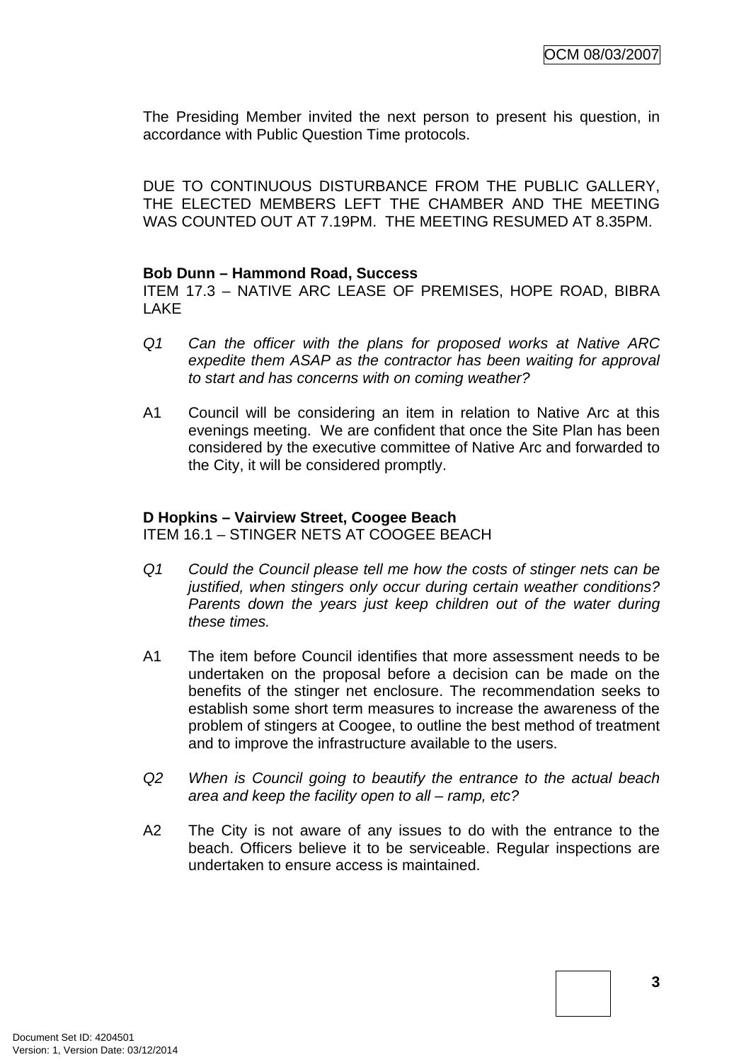The Presiding Member invited the next person to present his question, in accordance with Public Question Time protocols.

DUE TO CONTINUOUS DISTURBANCE FROM THE PUBLIC GALLERY, THE ELECTED MEMBERS LEFT THE CHAMBER AND THE MEETING WAS COUNTED OUT AT 7.19PM. THE MEETING RESUMED AT 8.35PM.

**Bob Dunn – Hammond Road, Success**
ITEM 17.3 – NATIVE ARC LEASE OF PREMISES, HOPE ROAD, BIBRA LAKE

*Q1 Can the officer with the plans for proposed works at Native ARC expedite them ASAP as the contractor has been waiting for approval to start and has concerns with on coming weather?*

A1 Council will be considering an item in relation to Native Arc at this evenings meeting. We are confident that once the Site Plan has been considered by the executive committee of Native Arc and forwarded to the City, it will be considered promptly.

**D Hopkins – Vairview Street, Coogee Beach**
ITEM 16.1 – STINGER NETS AT COOGEE BEACH

*Q1 Could the Council please tell me how the costs of stinger nets can be justified, when stingers only occur during certain weather conditions? Parents down the years just keep children out of the water during these times.*

A1 The item before Council identifies that more assessment needs to be undertaken on the proposal before a decision can be made on the benefits of the stinger net enclosure. The recommendation seeks to establish some short term measures to increase the awareness of the problem of stingers at Coogee, to outline the best method of treatment and to improve the infrastructure available to the users.

*Q2 When is Council going to beautify the entrance to the actual beach area and keep the facility open to all – ramp, etc?*

A2 The City is not aware of any issues to do with the entrance to the beach. Officers believe it to be serviceable. Regular inspections are undertaken to ensure access is maintained.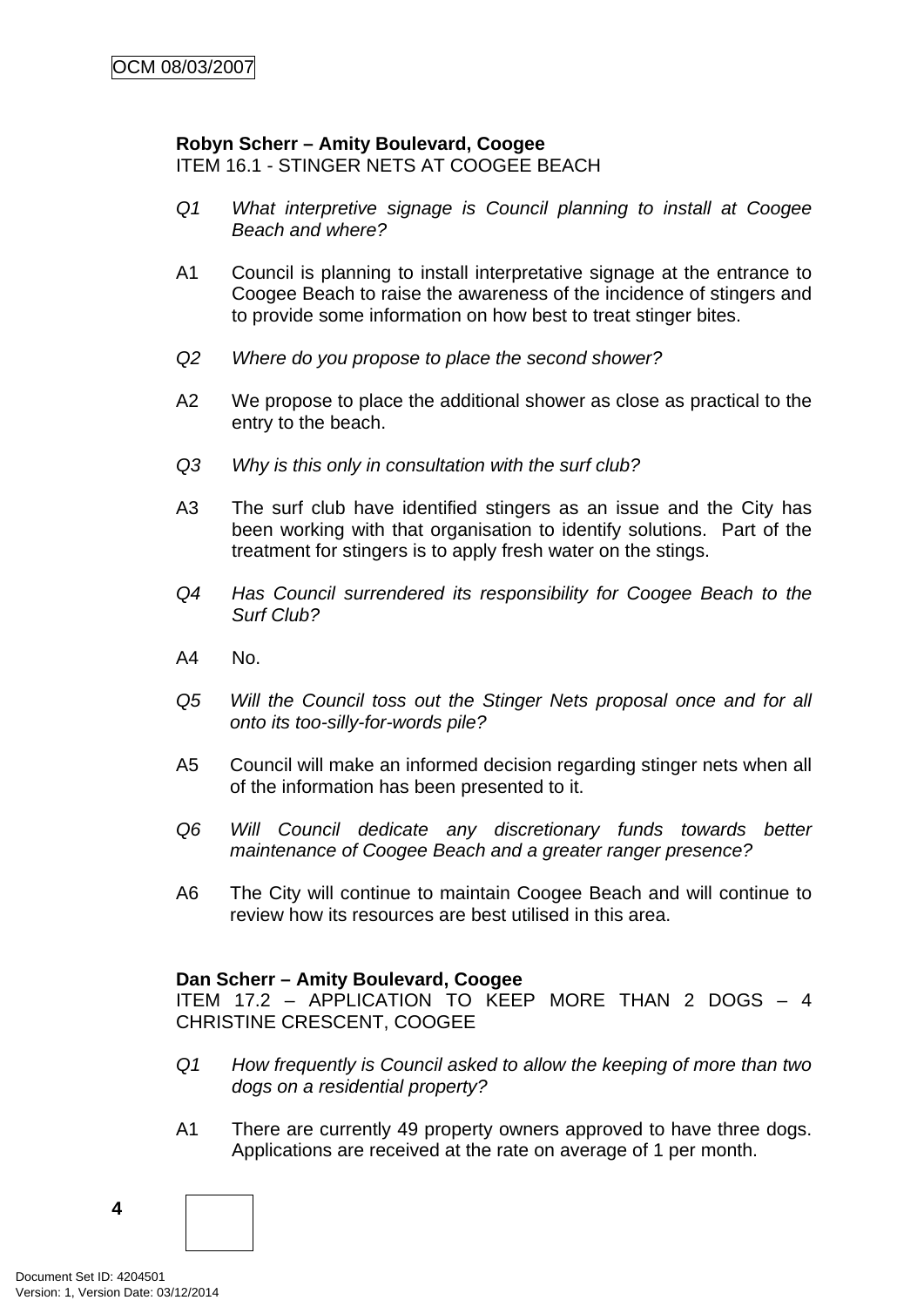**Robyn Scherr – Amity Boulevard, Coogee**
ITEM 16.1 - STINGER NETS AT COOGEE BEACH

*Q1 What interpretive signage is Council planning to install at Coogee Beach and where?*

A1 Council is planning to install interpretative signage at the entrance to Coogee Beach to raise the awareness of the incidence of stingers and to provide some information on how best to treat stinger bites.

*Q2 Where do you propose to place the second shower?*

A2 We propose to place the additional shower as close as practical to the entry to the beach.

*Q3 Why is this only in consultation with the surf club?*

A3 The surf club have identified stingers as an issue and the City has been working with that organisation to identify solutions. Part of the treatment for stingers is to apply fresh water on the stings.

*Q4 Has Council surrendered its responsibility for Coogee Beach to the Surf Club?*

A4 No.

*Q5 Will the Council toss out the Stinger Nets proposal once and for all onto its too-silly-for-words pile?*

A5 Council will make an informed decision regarding stinger nets when all of the information has been presented to it.

*Q6 Will Council dedicate any discretionary funds towards better maintenance of Coogee Beach and a greater ranger presence?*

A6 The City will continue to maintain Coogee Beach and will continue to review how its resources are best utilised in this area.

**Dan Scherr – Amity Boulevard, Coogee**
ITEM 17.2 – APPLICATION TO KEEP MORE THAN 2 DOGS – 4 CHRISTINE CRESCENT, COOGEE

*Q1 How frequently is Council asked to allow the keeping of more than two dogs on a residential property?*

A1 There are currently 49 property owners approved to have three dogs. Applications are received at the rate on average of 1 per month.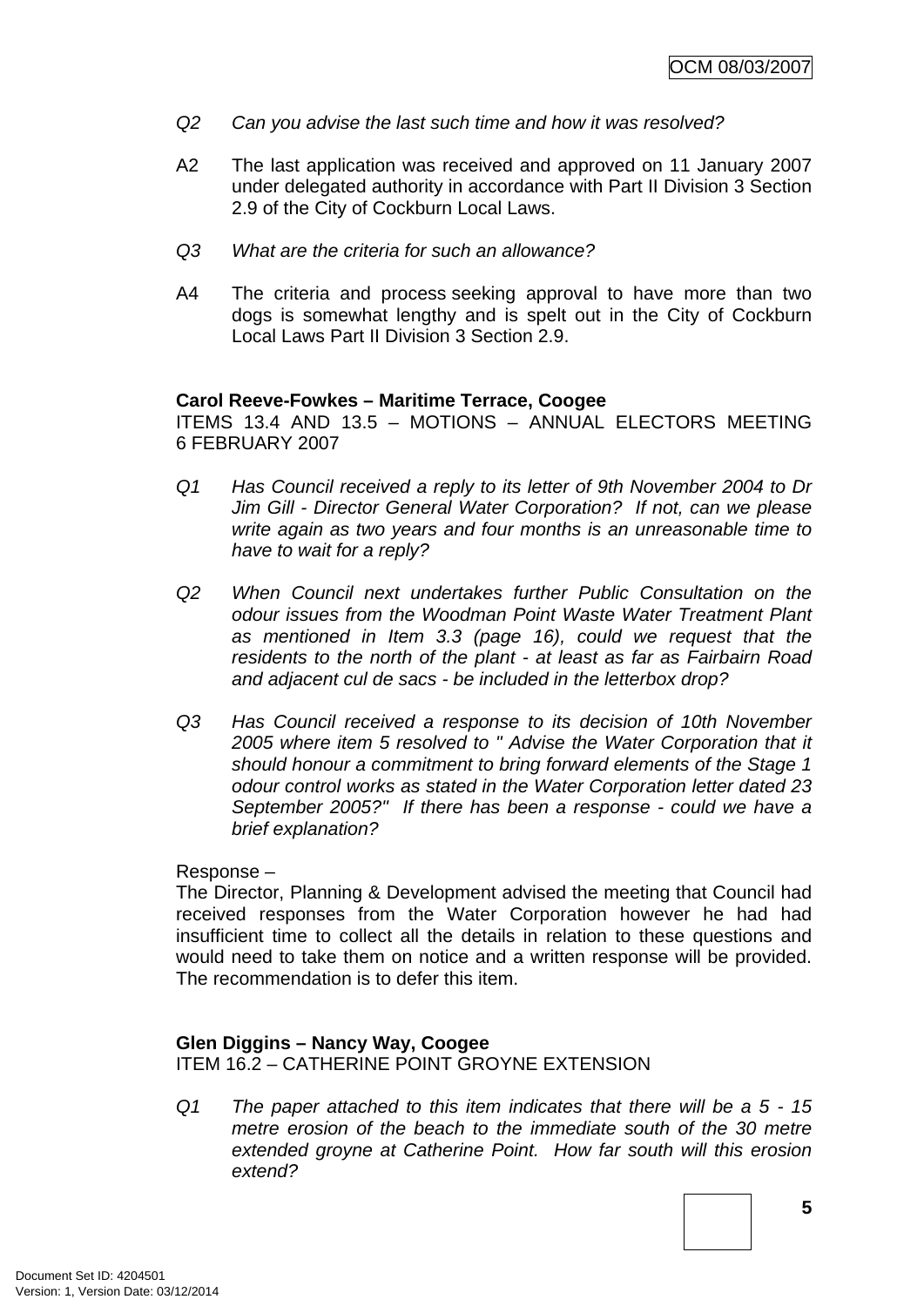*Q2 Can you advise the last such time and how it was resolved?*

A2 The last application was received and approved on 11 January 2007 under delegated authority in accordance with Part II Division 3 Section 2.9 of the City of Cockburn Local Laws.

*Q3 What are the criteria for such an allowance?*

A4 The criteria and process seeking approval to have more than two dogs is somewhat lengthy and is spelt out in the City of Cockburn Local Laws Part II Division 3 Section 2.9.

**Carol Reeve-Fowkes – Maritime Terrace, Coogee**
ITEMS 13.4 AND 13.5 – MOTIONS – ANNUAL ELECTORS MEETING 6 FEBRUARY 2007

*Q1 Has Council received a reply to its letter of 9th November 2004 to Dr Jim Gill - Director General Water Corporation? If not, can we please write again as two years and four months is an unreasonable time to have to wait for a reply?*

*Q2 When Council next undertakes further Public Consultation on the odour issues from the Woodman Point Waste Water Treatment Plant as mentioned in Item 3.3 (page 16), could we request that the residents to the north of the plant - at least as far as Fairbairn Road and adjacent cul de sacs - be included in the letterbox drop?*

*Q3 Has Council received a response to its decision of 10th November 2005 where item 5 resolved to " Advise the Water Corporation that it should honour a commitment to bring forward elements of the Stage 1 odour control works as stated in the Water Corporation letter dated 23 September 2005?" If there has been a response - could we have a brief explanation?*

Response –
The Director, Planning & Development advised the meeting that Council had received responses from the Water Corporation however he had had insufficient time to collect all the details in relation to these questions and would need to take them on notice and a written response will be provided. The recommendation is to defer this item.

**Glen Diggins – Nancy Way, Coogee**
ITEM 16.2 – CATHERINE POINT GROYNE EXTENSION

*Q1 The paper attached to this item indicates that there will be a 5 - 15 metre erosion of the beach to the immediate south of the 30 metre extended groyne at Catherine Point. How far south will this erosion extend?*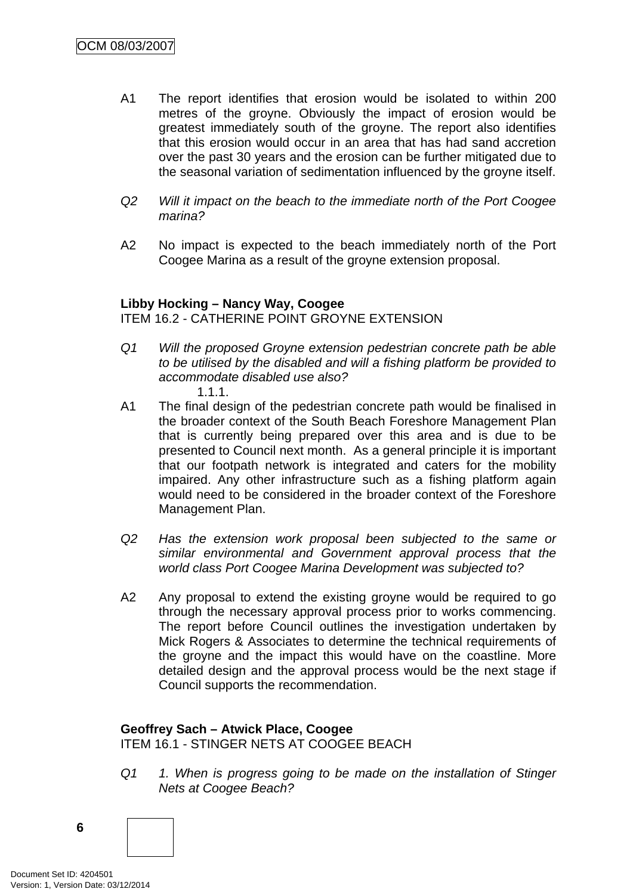A1 The report identifies that erosion would be isolated to within 200 metres of the groyne. Obviously the impact of erosion would be greatest immediately south of the groyne. The report also identifies that this erosion would occur in an area that has had sand accretion over the past 30 years and the erosion can be further mitigated due to the seasonal variation of sedimentation influenced by the groyne itself.

*Q2 Will it impact on the beach to the immediate north of the Port Coogee marina?*

A2 No impact is expected to the beach immediately north of the Port Coogee Marina as a result of the groyne extension proposal.

**Libby Hocking – Nancy Way, Coogee**
ITEM 16.2 - CATHERINE POINT GROYNE EXTENSION

*Q1 Will the proposed Groyne extension pedestrian concrete path be able to be utilised by the disabled and will a fishing platform be provided to accommodate disabled use also?*

1.1.1.

A1 The final design of the pedestrian concrete path would be finalised in the broader context of the South Beach Foreshore Management Plan that is currently being prepared over this area and is due to be presented to Council next month. As a general principle it is important that our footpath network is integrated and caters for the mobility impaired. Any other infrastructure such as a fishing platform again would need to be considered in the broader context of the Foreshore Management Plan.

*Q2 Has the extension work proposal been subjected to the same or similar environmental and Government approval process that the world class Port Coogee Marina Development was subjected to?*

A2 Any proposal to extend the existing groyne would be required to go through the necessary approval process prior to works commencing. The report before Council outlines the investigation undertaken by Mick Rogers & Associates to determine the technical requirements of the groyne and the impact this would have on the coastline. More detailed design and the approval process would be the next stage if Council supports the recommendation.

**Geoffrey Sach – Atwick Place, Coogee**
ITEM 16.1 - STINGER NETS AT COOGEE BEACH

*Q1 1. When is progress going to be made on the installation of Stinger Nets at Coogee Beach?*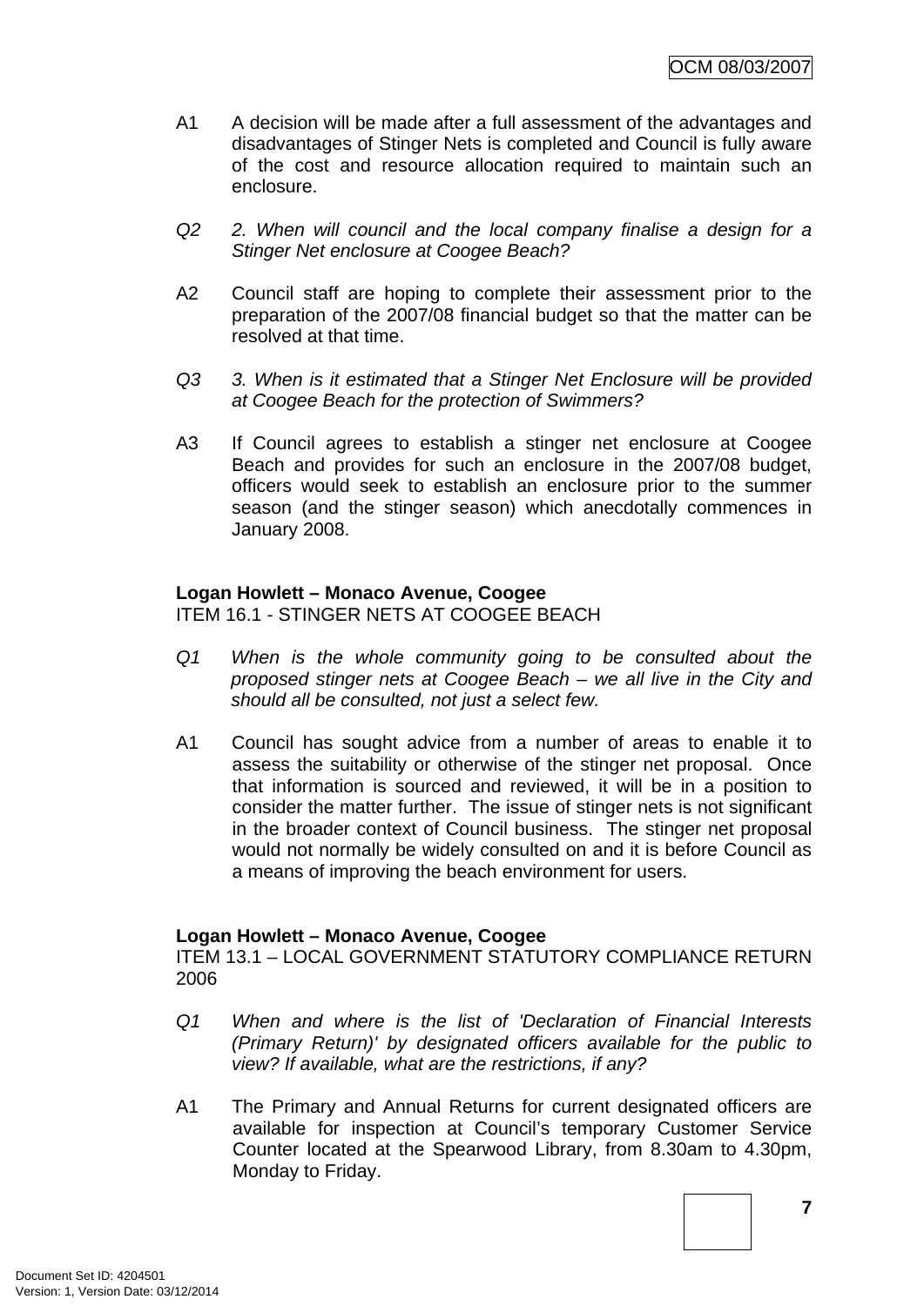A1 A decision will be made after a full assessment of the advantages and disadvantages of Stinger Nets is completed and Council is fully aware of the cost and resource allocation required to maintain such an enclosure.

*Q2 2. When will council and the local company finalise a design for a Stinger Net enclosure at Coogee Beach?*

A2 Council staff are hoping to complete their assessment prior to the preparation of the 2007/08 financial budget so that the matter can be resolved at that time.

*Q3 3. When is it estimated that a Stinger Net Enclosure will be provided at Coogee Beach for the protection of Swimmers?*

A3 If Council agrees to establish a stinger net enclosure at Coogee Beach and provides for such an enclosure in the 2007/08 budget, officers would seek to establish an enclosure prior to the summer season (and the stinger season) which anecdotally commences in January 2008.

**Logan Howlett – Monaco Avenue, Coogee**
ITEM 16.1 - STINGER NETS AT COOGEE BEACH

*Q1 When is the whole community going to be consulted about the proposed stinger nets at Coogee Beach – we all live in the City and should all be consulted, not just a select few.*

A1 Council has sought advice from a number of areas to enable it to assess the suitability or otherwise of the stinger net proposal. Once that information is sourced and reviewed, it will be in a position to consider the matter further. The issue of stinger nets is not significant in the broader context of Council business. The stinger net proposal would not normally be widely consulted on and it is before Council as a means of improving the beach environment for users.

**Logan Howlett – Monaco Avenue, Coogee**
ITEM 13.1 – LOCAL GOVERNMENT STATUTORY COMPLIANCE RETURN 2006

*Q1 When and where is the list of 'Declaration of Financial Interests (Primary Return)' by designated officers available for the public to view? If available, what are the restrictions, if any?*

A1 The Primary and Annual Returns for current designated officers are available for inspection at Council's temporary Customer Service Counter located at the Spearwood Library, from 8.30am to 4.30pm, Monday to Friday.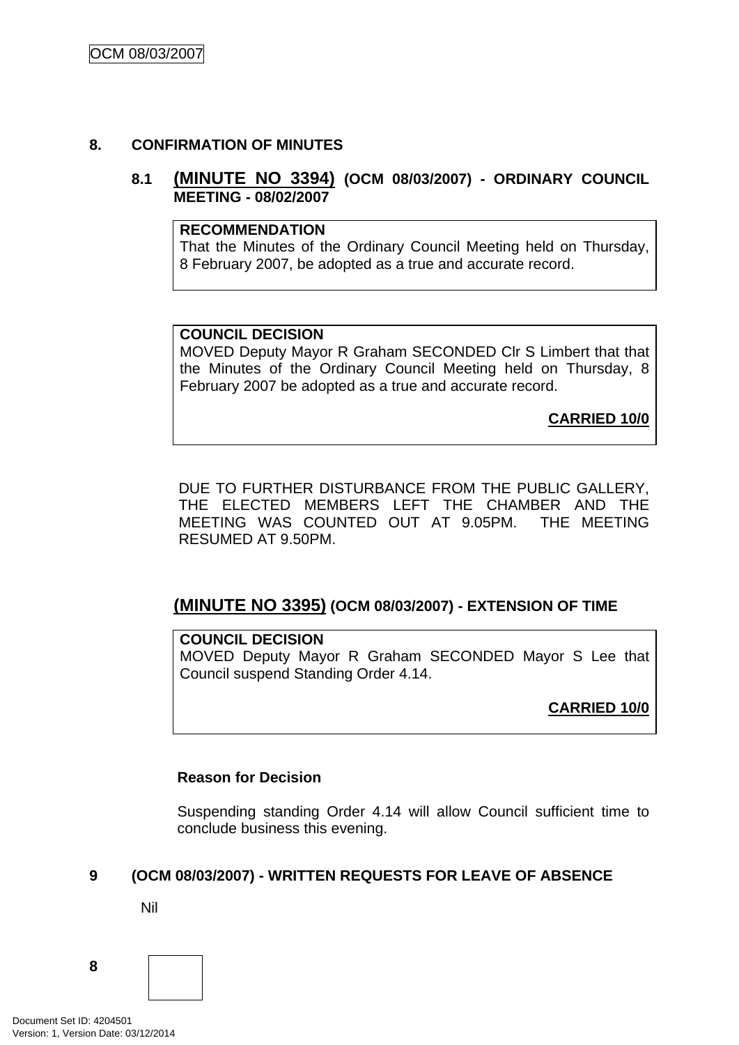## 8. CONFIRMATION OF MINUTES

### 8.1 (MINUTE NO 3394) (OCM 08/03/2007) - ORDINARY COUNCIL MEETING - 08/02/2007

**RECOMMENDATION**
That the Minutes of the Ordinary Council Meeting held on Thursday, 8 February 2007, be adopted as a true and accurate record.

**COUNCIL DECISION**
MOVED Deputy Mayor R Graham SECONDED Clr S Limbert that that the Minutes of the Ordinary Council Meeting held on Thursday, 8 February 2007 be adopted as a true and accurate record.

**CARRIED 10/0**

DUE TO FURTHER DISTURBANCE FROM THE PUBLIC GALLERY, THE ELECTED MEMBERS LEFT THE CHAMBER AND THE MEETING WAS COUNTED OUT AT 9.05PM. THE MEETING RESUMED AT 9.50PM.

### (MINUTE NO 3395) (OCM 08/03/2007) - EXTENSION OF TIME

**COUNCIL DECISION**
MOVED Deputy Mayor R Graham SECONDED Mayor S Lee that Council suspend Standing Order 4.14.

**CARRIED 10/0**

**Reason for Decision**

Suspending standing Order 4.14 will allow Council sufficient time to conclude business this evening.

## 9 (OCM 08/03/2007) - WRITTEN REQUESTS FOR LEAVE OF ABSENCE

Nil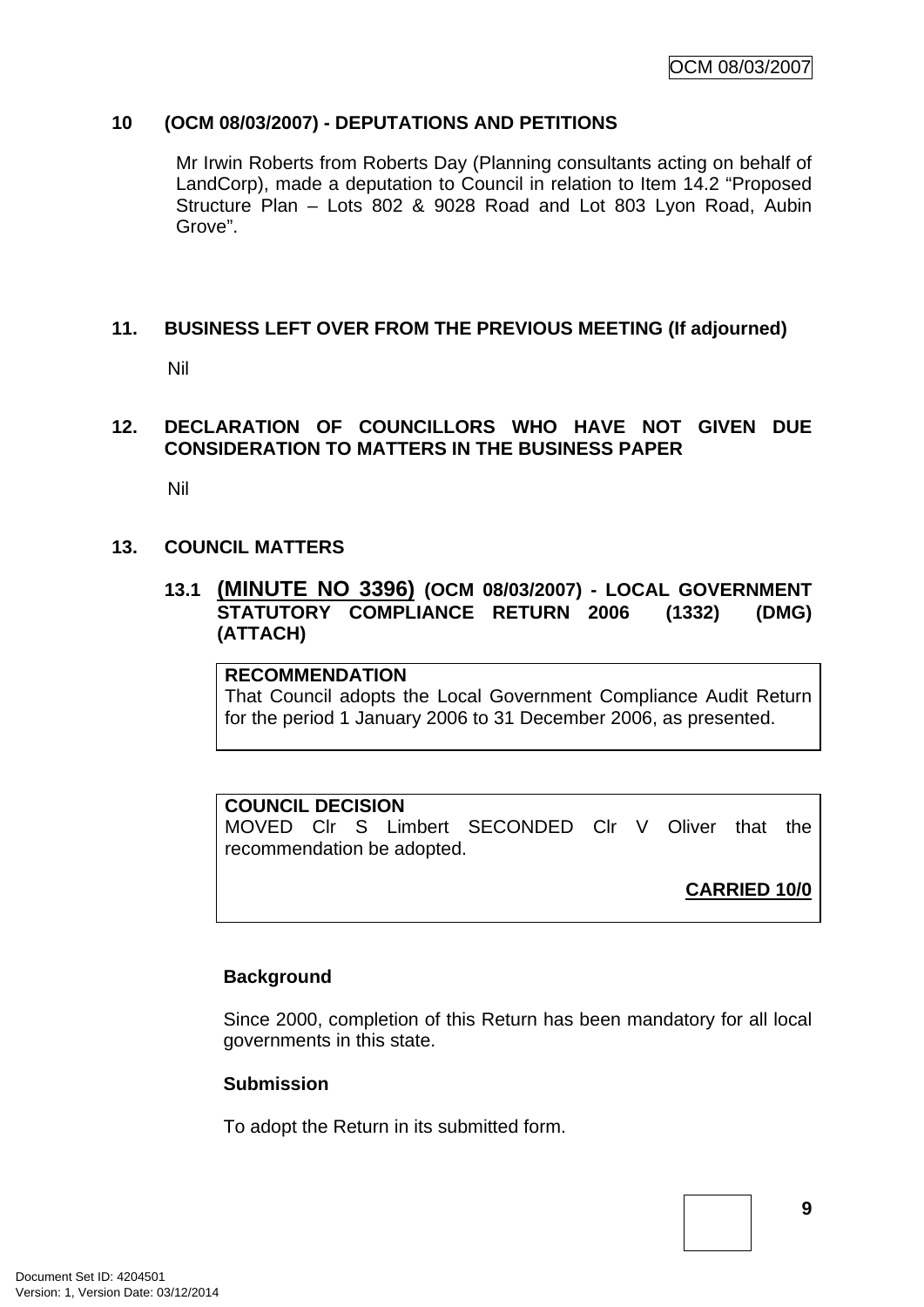## 10 (OCM 08/03/2007) - DEPUTATIONS AND PETITIONS

Mr Irwin Roberts from Roberts Day (Planning consultants acting on behalf of LandCorp), made a deputation to Council in relation to Item 14.2 "Proposed Structure Plan – Lots 802 & 9028 Road and Lot 803 Lyon Road, Aubin Grove".

## 11. BUSINESS LEFT OVER FROM THE PREVIOUS MEETING (If adjourned)

Nil

## 12. DECLARATION OF COUNCILLORS WHO HAVE NOT GIVEN DUE CONSIDERATION TO MATTERS IN THE BUSINESS PAPER

Nil

## 13. COUNCIL MATTERS

### 13.1 (MINUTE NO 3396) (OCM 08/03/2007) - LOCAL GOVERNMENT STATUTORY COMPLIANCE RETURN 2006 (1332) (DMG) (ATTACH)

**RECOMMENDATION**

That Council adopts the Local Government Compliance Audit Return for the period 1 January 2006 to 31 December 2006, as presented.

**COUNCIL DECISION**

MOVED Clr S Limbert SECONDED Clr V Oliver that the recommendation be adopted.

**CARRIED 10/0**

**Background**

Since 2000, completion of this Return has been mandatory for all local governments in this state.

**Submission**

To adopt the Return in its submitted form.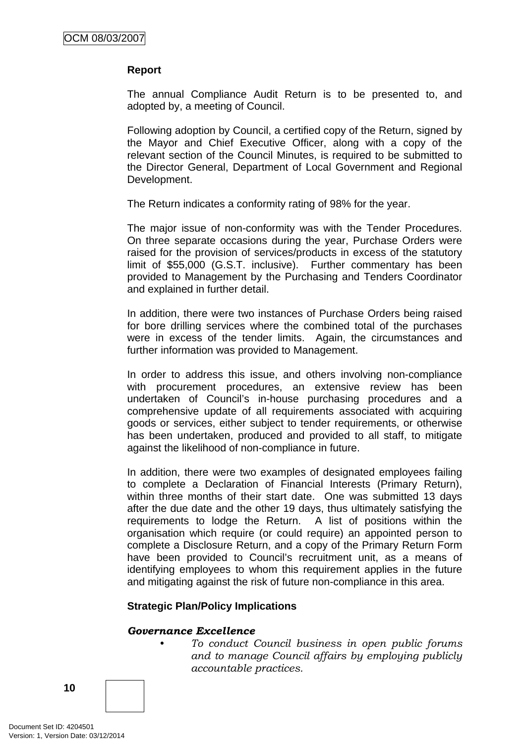**Report**

The annual Compliance Audit Return is to be presented to, and adopted by, a meeting of Council.

Following adoption by Council, a certified copy of the Return, signed by the Mayor and Chief Executive Officer, along with a copy of the relevant section of the Council Minutes, is required to be submitted to the Director General, Department of Local Government and Regional Development.

The Return indicates a conformity rating of 98% for the year.

The major issue of non-conformity was with the Tender Procedures. On three separate occasions during the year, Purchase Orders were raised for the provision of services/products in excess of the statutory limit of $55,000 (G.S.T. inclusive). Further commentary has been provided to Management by the Purchasing and Tenders Coordinator and explained in further detail.

In addition, there were two instances of Purchase Orders being raised for bore drilling services where the combined total of the purchases were in excess of the tender limits. Again, the circumstances and further information was provided to Management.

In order to address this issue, and others involving non-compliance with procurement procedures, an extensive review has been undertaken of Council's in-house purchasing procedures and a comprehensive update of all requirements associated with acquiring goods or services, either subject to tender requirements, or otherwise has been undertaken, produced and provided to all staff, to mitigate against the likelihood of non-compliance in future.

In addition, there were two examples of designated employees failing to complete a Declaration of Financial Interests (Primary Return), within three months of their start date. One was submitted 13 days after the due date and the other 19 days, thus ultimately satisfying the requirements to lodge the Return. A list of positions within the organisation which require (or could require) an appointed person to complete a Disclosure Return, and a copy of the Primary Return Form have been provided to Council's recruitment unit, as a means of identifying employees to whom this requirement applies in the future and mitigating against the risk of future non-compliance in this area.

**Strategic Plan/Policy Implications**

***Governance Excellence***

- *To conduct Council business in open public forums and to manage Council affairs by employing publicly accountable practices.*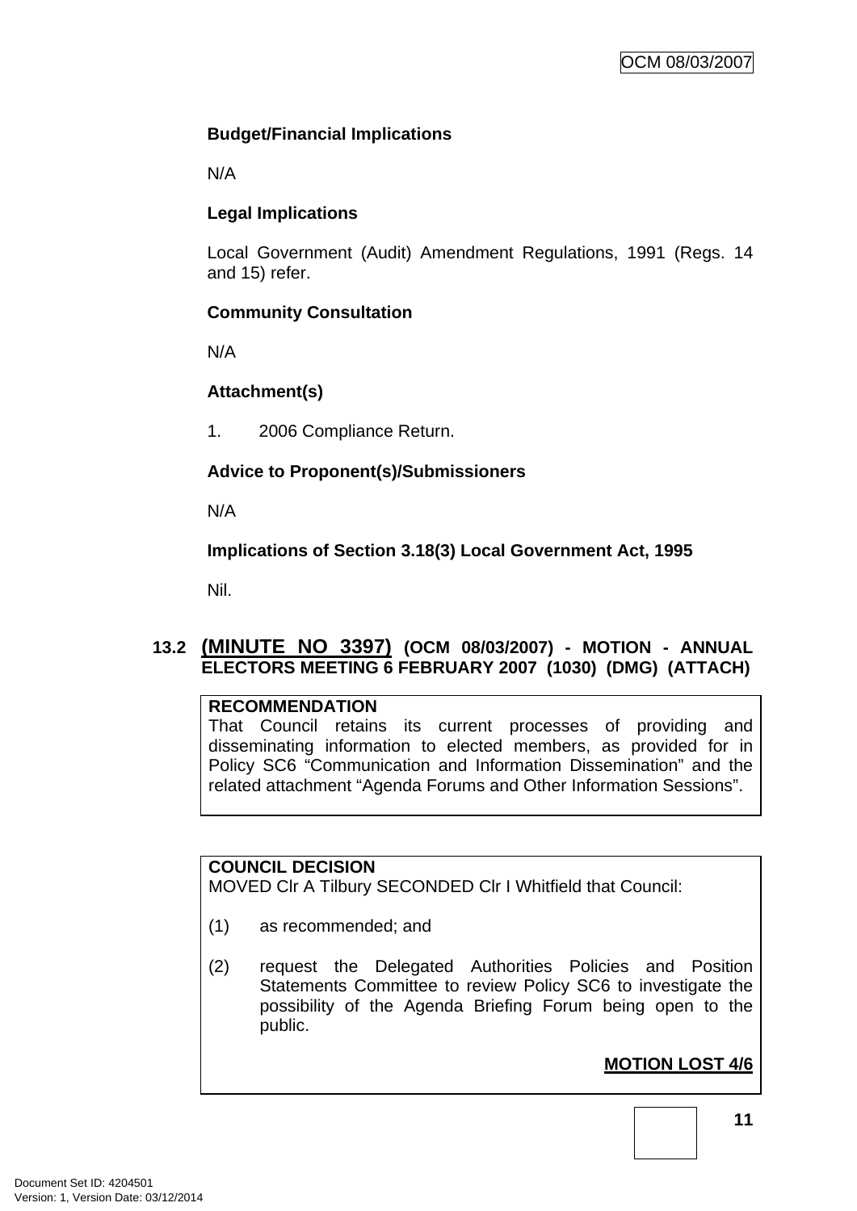**Budget/Financial Implications**

N/A

**Legal Implications**

Local Government (Audit) Amendment Regulations, 1991 (Regs. 14 and 15) refer.

**Community Consultation**

N/A

**Attachment(s)**

1. 2006 Compliance Return.

**Advice to Proponent(s)/Submissioners**

N/A

**Implications of Section 3.18(3) Local Government Act, 1995**

Nil.

## 13.2 (MINUTE NO 3397) (OCM 08/03/2007) - MOTION - ANNUAL ELECTORS MEETING 6 FEBRUARY 2007 (1030) (DMG) (ATTACH)

**RECOMMENDATION**
That Council retains its current processes of providing and disseminating information to elected members, as provided for in Policy SC6 "Communication and Information Dissemination" and the related attachment "Agenda Forums and Other Information Sessions".

**COUNCIL DECISION**
MOVED Clr A Tilbury SECONDED Clr I Whitfield that Council:

(1) as recommended; and

(2) request the Delegated Authorities Policies and Position Statements Committee to review Policy SC6 to investigate the possibility of the Agenda Briefing Forum being open to the public.

**MOTION LOST 4/6**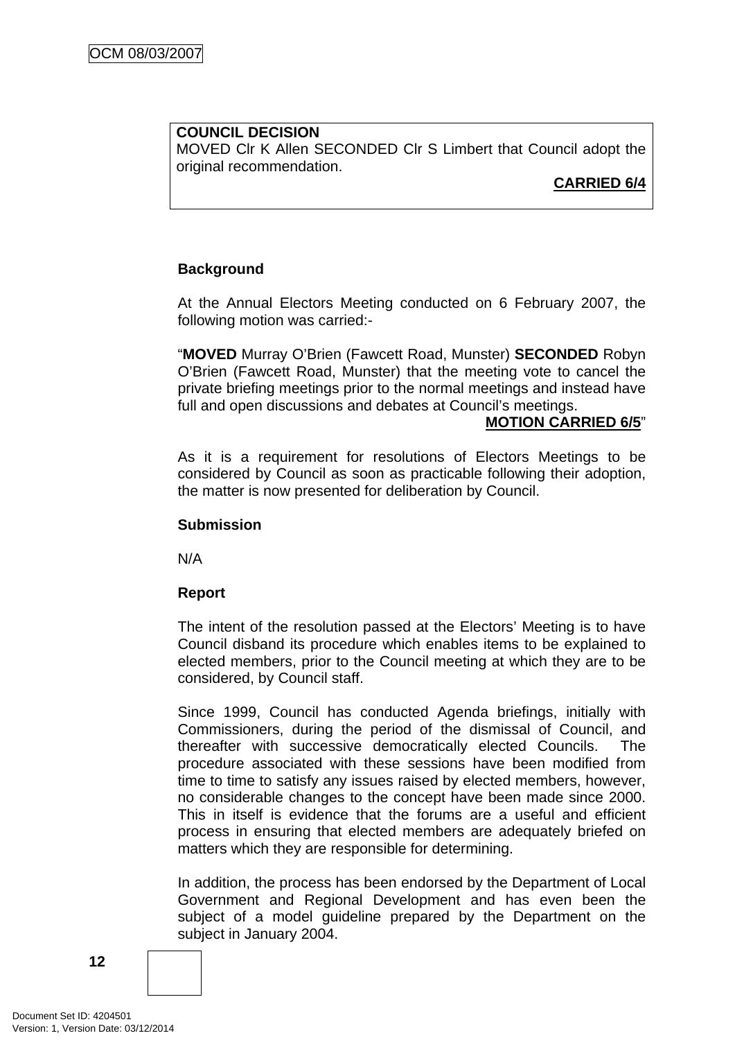**COUNCIL DECISION**
MOVED Clr K Allen SECONDED Clr S Limbert that Council adopt the original recommendation.

**CARRIED 6/4**

**Background**

At the Annual Electors Meeting conducted on 6 February 2007, the following motion was carried:-

"**MOVED** Murray O'Brien (Fawcett Road, Munster) **SECONDED** Robyn O'Brien (Fawcett Road, Munster) that the meeting vote to cancel the private briefing meetings prior to the normal meetings and instead have full and open discussions and debates at Council's meetings.

**MOTION CARRIED 6/5**"

As it is a requirement for resolutions of Electors Meetings to be considered by Council as soon as practicable following their adoption, the matter is now presented for deliberation by Council.

**Submission**

N/A

**Report**

The intent of the resolution passed at the Electors' Meeting is to have Council disband its procedure which enables items to be explained to elected members, prior to the Council meeting at which they are to be considered, by Council staff.

Since 1999, Council has conducted Agenda briefings, initially with Commissioners, during the period of the dismissal of Council, and thereafter with successive democratically elected Councils. The procedure associated with these sessions have been modified from time to time to satisfy any issues raised by elected members, however, no considerable changes to the concept have been made since 2000. This in itself is evidence that the forums are a useful and efficient process in ensuring that elected members are adequately briefed on matters which they are responsible for determining.

In addition, the process has been endorsed by the Department of Local Government and Regional Development and has even been the subject of a model guideline prepared by the Department on the subject in January 2004.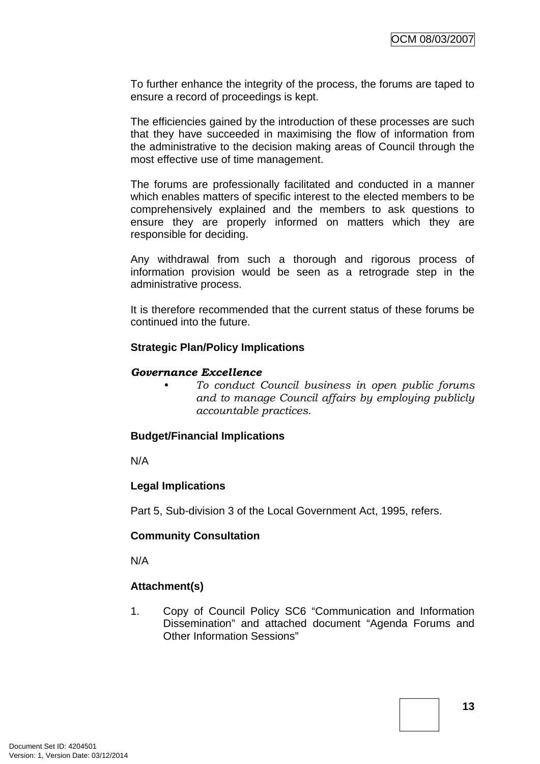To further enhance the integrity of the process, the forums are taped to ensure a record of proceedings is kept.

The efficiencies gained by the introduction of these processes are such that they have succeeded in maximising the flow of information from the administrative to the decision making areas of Council through the most effective use of time management.

The forums are professionally facilitated and conducted in a manner which enables matters of specific interest to the elected members to be comprehensively explained and the members to ask questions to ensure they are properly informed on matters which they are responsible for deciding.

Any withdrawal from such a thorough and rigorous process of information provision would be seen as a retrograde step in the administrative process.

It is therefore recommended that the current status of these forums be continued into the future.

**Strategic Plan/Policy Implications**

***Governance Excellence***

- *To conduct Council business in open public forums and to manage Council affairs by employing publicly accountable practices.*

**Budget/Financial Implications**

N/A

**Legal Implications**

Part 5, Sub-division 3 of the Local Government Act, 1995, refers.

**Community Consultation**

N/A

**Attachment(s)**

1. Copy of Council Policy SC6 "Communication and Information Dissemination" and attached document "Agenda Forums and Other Information Sessions"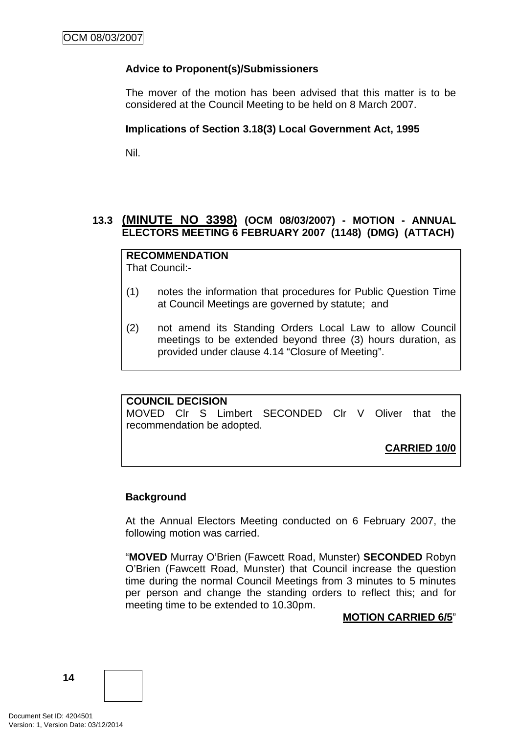**Advice to Proponent(s)/Submissioners**

The mover of the motion has been advised that this matter is to be considered at the Council Meeting to be held on 8 March 2007.

**Implications of Section 3.18(3) Local Government Act, 1995**

Nil.

### 13.3 (MINUTE NO 3398) (OCM 08/03/2007) - MOTION - ANNUAL ELECTORS MEETING 6 FEBRUARY 2007 (1148) (DMG) (ATTACH)

**RECOMMENDATION**
That Council:-

(1) notes the information that procedures for Public Question Time at Council Meetings are governed by statute; and

(2) not amend its Standing Orders Local Law to allow Council meetings to be extended beyond three (3) hours duration, as provided under clause 4.14 "Closure of Meeting".

**COUNCIL DECISION**
MOVED Clr S Limbert SECONDED Clr V Oliver that the recommendation be adopted.

**CARRIED 10/0**

**Background**

At the Annual Electors Meeting conducted on 6 February 2007, the following motion was carried.

"**MOVED** Murray O'Brien (Fawcett Road, Munster) **SECONDED** Robyn O'Brien (Fawcett Road, Munster) that Council increase the question time during the normal Council Meetings from 3 minutes to 5 minutes per person and change the standing orders to reflect this; and for meeting time to be extended to 10.30pm.

**MOTION CARRIED 6/5**"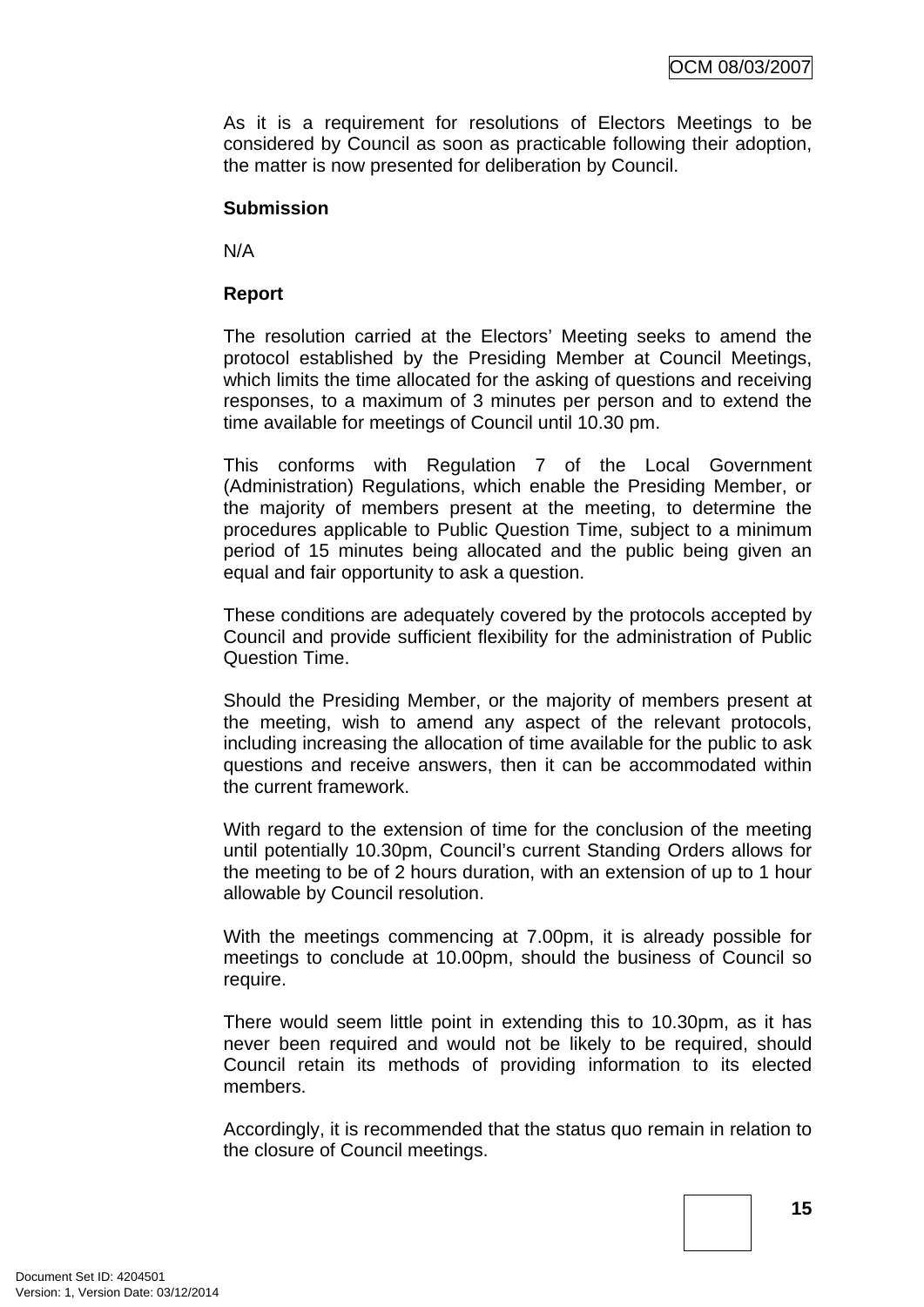As it is a requirement for resolutions of Electors Meetings to be considered by Council as soon as practicable following their adoption, the matter is now presented for deliberation by Council.

**Submission**

N/A

**Report**

The resolution carried at the Electors' Meeting seeks to amend the protocol established by the Presiding Member at Council Meetings, which limits the time allocated for the asking of questions and receiving responses, to a maximum of 3 minutes per person and to extend the time available for meetings of Council until 10.30 pm.

This conforms with Regulation 7 of the Local Government (Administration) Regulations, which enable the Presiding Member, or the majority of members present at the meeting, to determine the procedures applicable to Public Question Time, subject to a minimum period of 15 minutes being allocated and the public being given an equal and fair opportunity to ask a question.

These conditions are adequately covered by the protocols accepted by Council and provide sufficient flexibility for the administration of Public Question Time.

Should the Presiding Member, or the majority of members present at the meeting, wish to amend any aspect of the relevant protocols, including increasing the allocation of time available for the public to ask questions and receive answers, then it can be accommodated within the current framework.

With regard to the extension of time for the conclusion of the meeting until potentially 10.30pm, Council's current Standing Orders allows for the meeting to be of 2 hours duration, with an extension of up to 1 hour allowable by Council resolution.

With the meetings commencing at 7.00pm, it is already possible for meetings to conclude at 10.00pm, should the business of Council so require.

There would seem little point in extending this to 10.30pm, as it has never been required and would not be likely to be required, should Council retain its methods of providing information to its elected members.

Accordingly, it is recommended that the status quo remain in relation to the closure of Council meetings.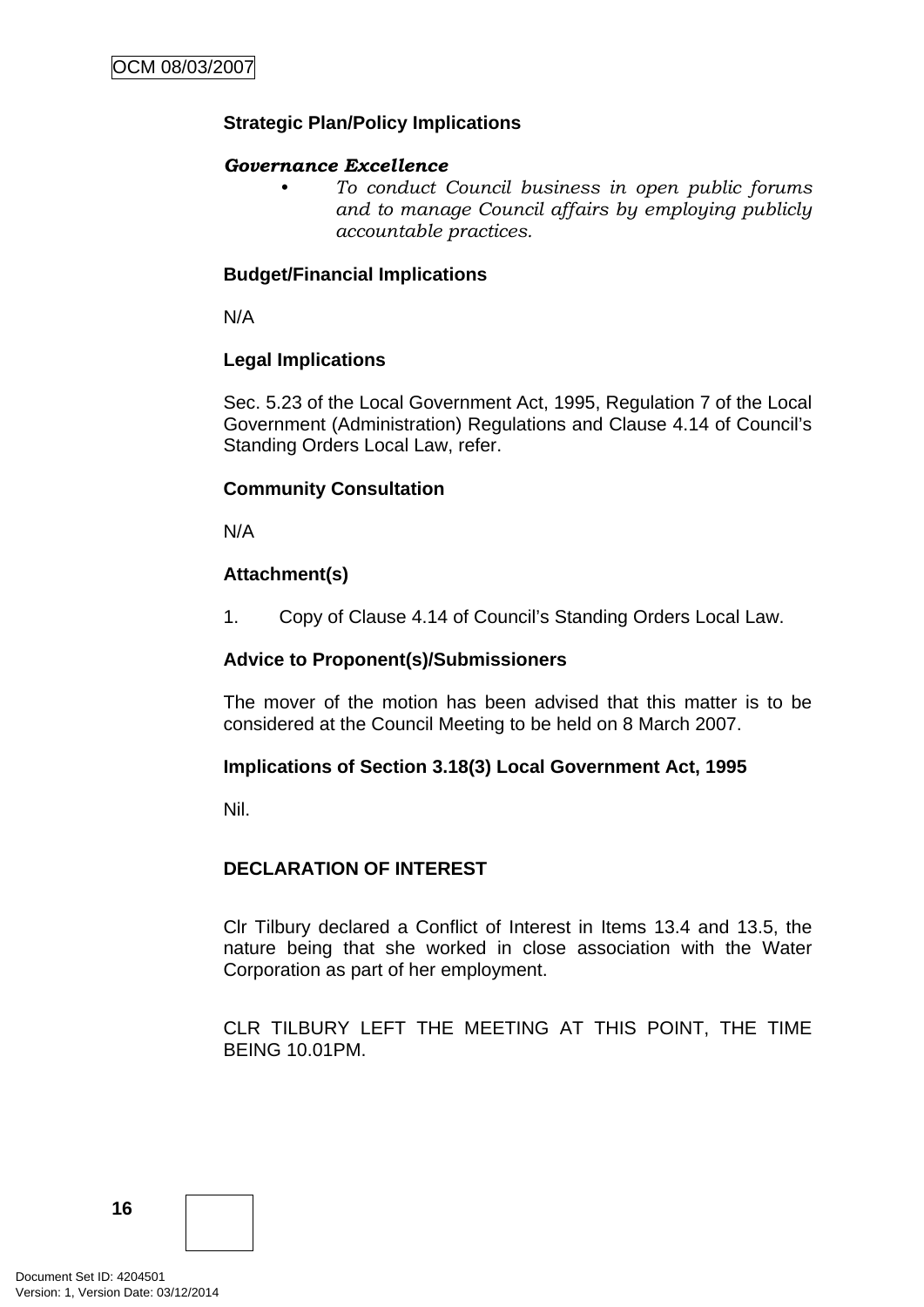**Strategic Plan/Policy Implications**

***Governance Excellence***

- *To conduct Council business in open public forums and to manage Council affairs by employing publicly accountable practices.*

**Budget/Financial Implications**

N/A

**Legal Implications**

Sec. 5.23 of the Local Government Act, 1995, Regulation 7 of the Local Government (Administration) Regulations and Clause 4.14 of Council's Standing Orders Local Law, refer.

**Community Consultation**

N/A

**Attachment(s)**

1. Copy of Clause 4.14 of Council's Standing Orders Local Law.

**Advice to Proponent(s)/Submissioners**

The mover of the motion has been advised that this matter is to be considered at the Council Meeting to be held on 8 March 2007.

**Implications of Section 3.18(3) Local Government Act, 1995**

Nil.

**DECLARATION OF INTEREST**

Clr Tilbury declared a Conflict of Interest in Items 13.4 and 13.5, the nature being that she worked in close association with the Water Corporation as part of her employment.

CLR TILBURY LEFT THE MEETING AT THIS POINT, THE TIME BEING 10.01PM.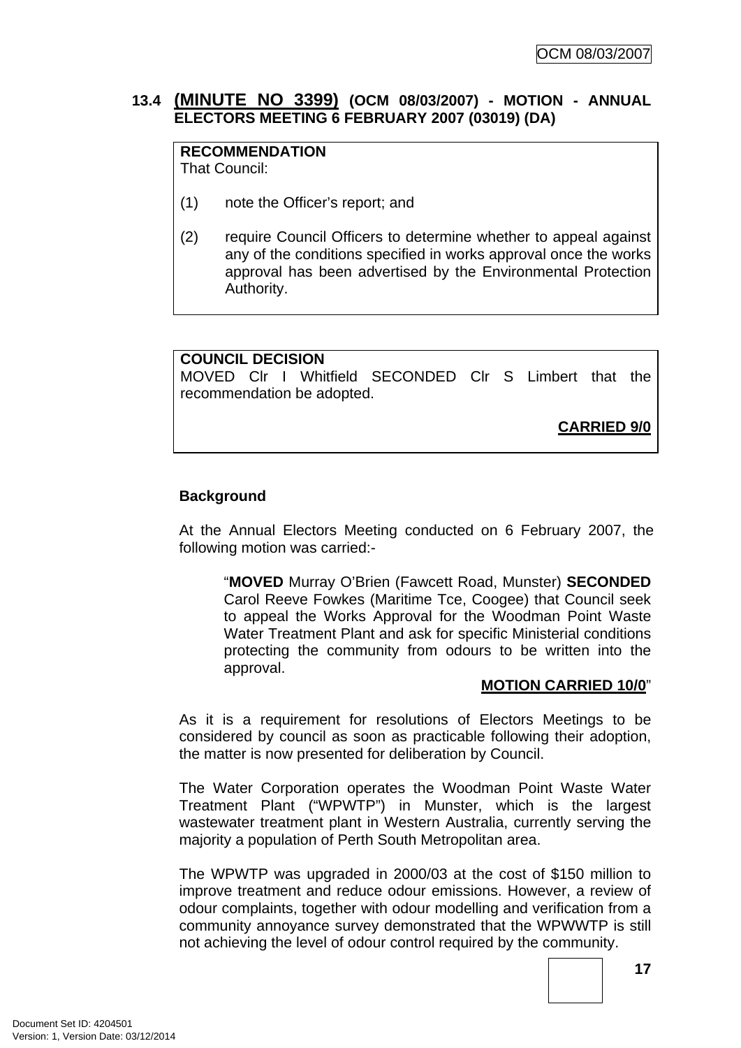### 13.4 (MINUTE NO 3399) (OCM 08/03/2007) - MOTION - ANNUAL ELECTORS MEETING 6 FEBRUARY 2007 (03019) (DA)

**RECOMMENDATION**
That Council:

(1) note the Officer's report; and

(2) require Council Officers to determine whether to appeal against any of the conditions specified in works approval once the works approval has been advertised by the Environmental Protection Authority.

**COUNCIL DECISION**
MOVED Clr I Whitfield SECONDED Clr S Limbert that the recommendation be adopted.

**CARRIED 9/0**

**Background**

At the Annual Electors Meeting conducted on 6 February 2007, the following motion was carried:-

> "**MOVED** Murray O'Brien (Fawcett Road, Munster) **SECONDED** Carol Reeve Fowkes (Maritime Tce, Coogee) that Council seek to appeal the Works Approval for the Woodman Point Waste Water Treatment Plant and ask for specific Ministerial conditions protecting the community from odours to be written into the approval.
>
> **MOTION CARRIED 10/0**"

As it is a requirement for resolutions of Electors Meetings to be considered by council as soon as practicable following their adoption, the matter is now presented for deliberation by Council.

The Water Corporation operates the Woodman Point Waste Water Treatment Plant ("WPWTP") in Munster, which is the largest wastewater treatment plant in Western Australia, currently serving the majority a population of Perth South Metropolitan area.

The WPWTP was upgraded in 2000/03 at the cost of $150 million to improve treatment and reduce odour emissions. However, a review of odour complaints, together with odour modelling and verification from a community annoyance survey demonstrated that the WPWWTP is still not achieving the level of odour control required by the community.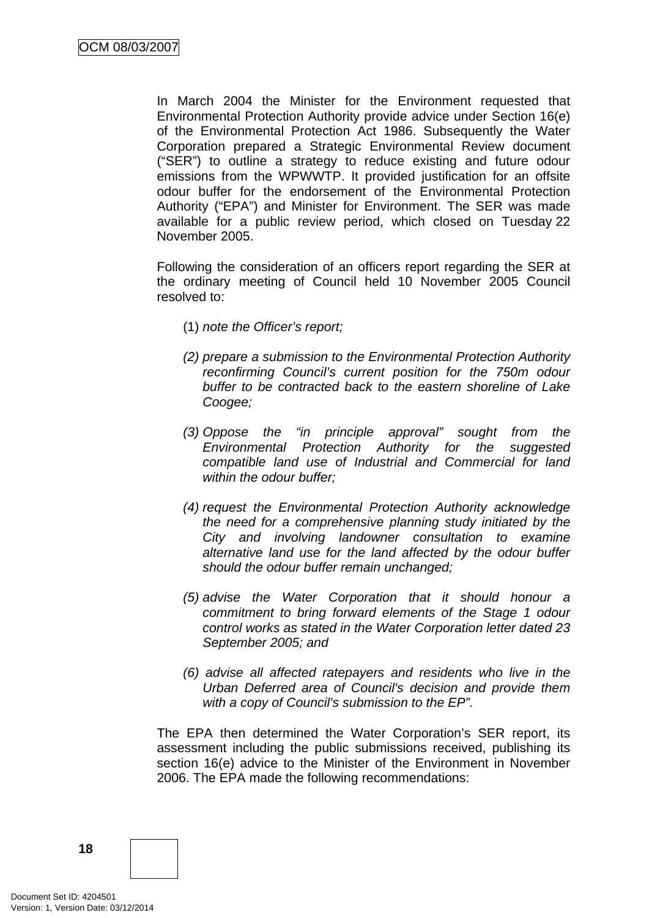In March 2004 the Minister for the Environment requested that Environmental Protection Authority provide advice under Section 16(e) of the Environmental Protection Act 1986. Subsequently the Water Corporation prepared a Strategic Environmental Review document ("SER") to outline a strategy to reduce existing and future odour emissions from the WPWWTP. It provided justification for an offsite odour buffer for the endorsement of the Environmental Protection Authority ("EPA") and Minister for Environment. The SER was made available for a public review period, which closed on Tuesday 22 November 2005.

Following the consideration of an officers report regarding the SER at the ordinary meeting of Council held 10 November 2005 Council resolved to:

(1) *note the Officer's report;*

*(2) prepare a submission to the Environmental Protection Authority reconfirming Council's current position for the 750m odour buffer to be contracted back to the eastern shoreline of Lake Coogee;*

*(3) Oppose the "in principle approval" sought from the Environmental Protection Authority for the suggested compatible land use of Industrial and Commercial for land within the odour buffer;*

*(4) request the Environmental Protection Authority acknowledge the need for a comprehensive planning study initiated by the City and involving landowner consultation to examine alternative land use for the land affected by the odour buffer should the odour buffer remain unchanged;*

*(5) advise the Water Corporation that it should honour a commitment to bring forward elements of the Stage 1 odour control works as stated in the Water Corporation letter dated 23 September 2005; and*

*(6) advise all affected ratepayers and residents who live in the Urban Deferred area of Council's decision and provide them with a copy of Council's submission to the EP".*

The EPA then determined the Water Corporation's SER report, its assessment including the public submissions received, publishing its section 16(e) advice to the Minister of the Environment in November 2006. The EPA made the following recommendations: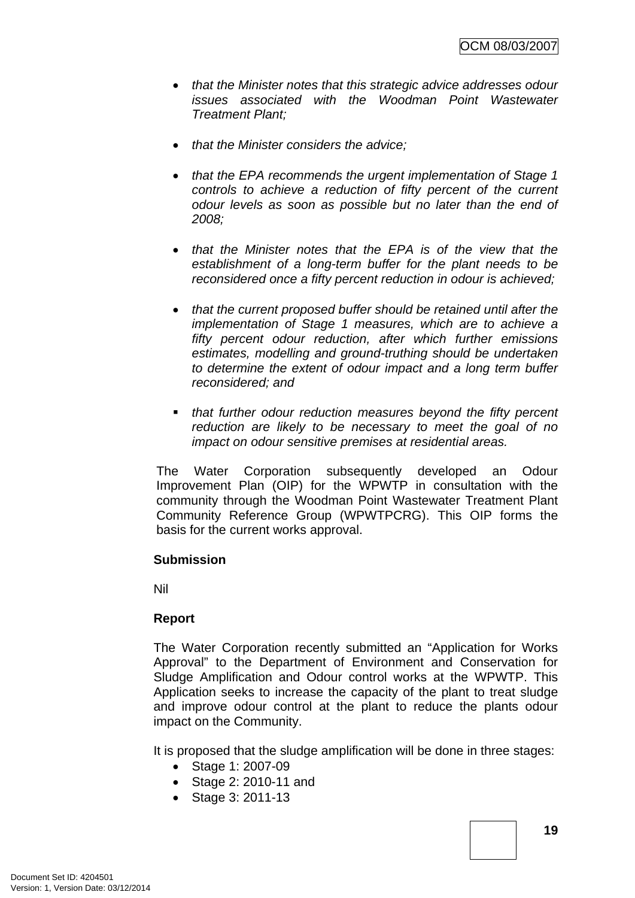- *that the Minister notes that this strategic advice addresses odour issues associated with the Woodman Point Wastewater Treatment Plant;*

- *that the Minister considers the advice;*

- *that the EPA recommends the urgent implementation of Stage 1 controls to achieve a reduction of fifty percent of the current odour levels as soon as possible but no later than the end of 2008;*

- *that the Minister notes that the EPA is of the view that the establishment of a long-term buffer for the plant needs to be reconsidered once a fifty percent reduction in odour is achieved;*

- *that the current proposed buffer should be retained until after the implementation of Stage 1 measures, which are to achieve a fifty percent odour reduction, after which further emissions estimates, modelling and ground-truthing should be undertaken to determine the extent of odour impact and a long term buffer reconsidered; and*

- *that further odour reduction measures beyond the fifty percent reduction are likely to be necessary to meet the goal of no impact on odour sensitive premises at residential areas.*

The Water Corporation subsequently developed an Odour Improvement Plan (OIP) for the WPWTP in consultation with the community through the Woodman Point Wastewater Treatment Plant Community Reference Group (WPWTPCRG). This OIP forms the basis for the current works approval.

**Submission**

Nil

**Report**

The Water Corporation recently submitted an "Application for Works Approval" to the Department of Environment and Conservation for Sludge Amplification and Odour control works at the WPWTP. This Application seeks to increase the capacity of the plant to treat sludge and improve odour control at the plant to reduce the plants odour impact on the Community.

It is proposed that the sludge amplification will be done in three stages:

- Stage 1: 2007-09
- Stage 2: 2010-11 and
- Stage 3: 2011-13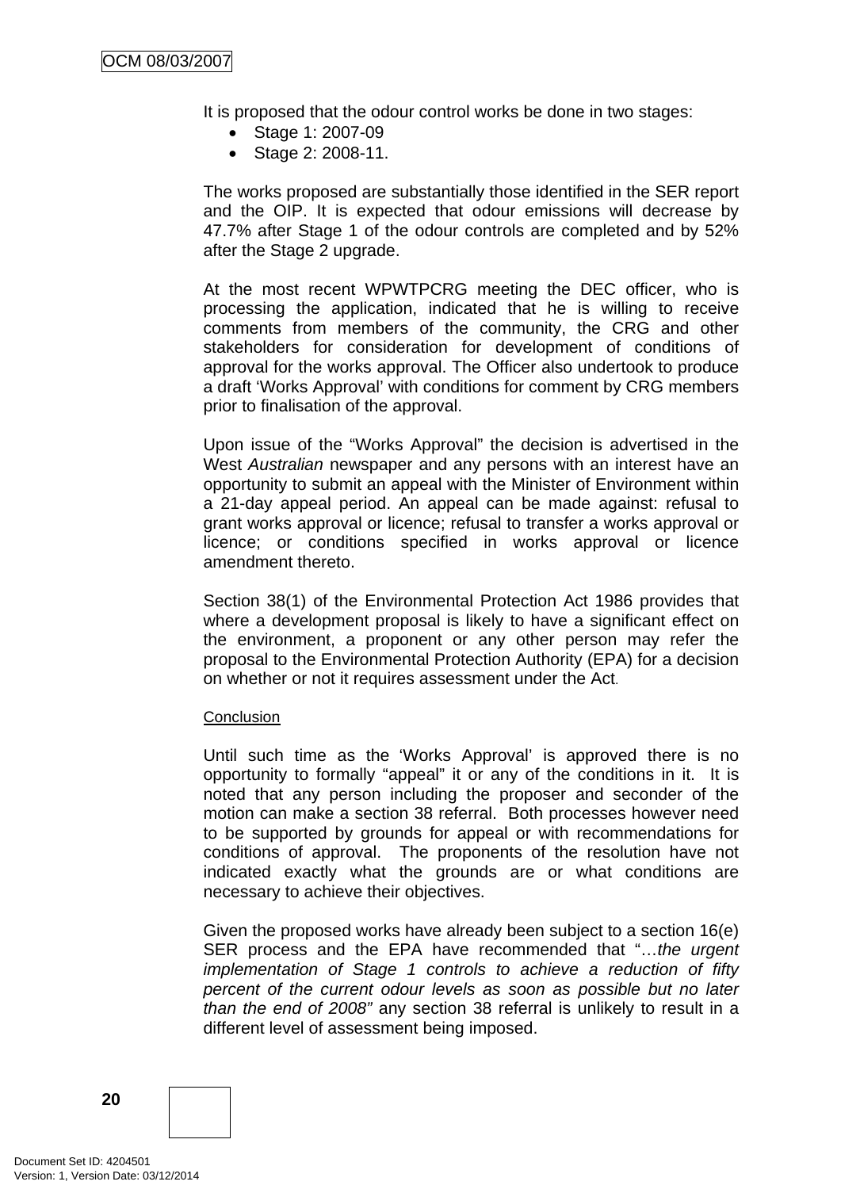It is proposed that the odour control works be done in two stages:

- Stage 1: 2007-09
- Stage 2: 2008-11.

The works proposed are substantially those identified in the SER report and the OIP. It is expected that odour emissions will decrease by 47.7% after Stage 1 of the odour controls are completed and by 52% after the Stage 2 upgrade.

At the most recent WPWTPCRG meeting the DEC officer, who is processing the application, indicated that he is willing to receive comments from members of the community, the CRG and other stakeholders for consideration for development of conditions of approval for the works approval. The Officer also undertook to produce a draft 'Works Approval' with conditions for comment by CRG members prior to finalisation of the approval.

Upon issue of the "Works Approval" the decision is advertised in the West *Australian* newspaper and any persons with an interest have an opportunity to submit an appeal with the Minister of Environment within a 21-day appeal period. An appeal can be made against: refusal to grant works approval or licence; refusal to transfer a works approval or licence; or conditions specified in works approval or licence amendment thereto.

Section 38(1) of the Environmental Protection Act 1986 provides that where a development proposal is likely to have a significant effect on the environment, a proponent or any other person may refer the proposal to the Environmental Protection Authority (EPA) for a decision on whether or not it requires assessment under the Act.

Conclusion

Until such time as the 'Works Approval' is approved there is no opportunity to formally "appeal" it or any of the conditions in it. It is noted that any person including the proposer and seconder of the motion can make a section 38 referral. Both processes however need to be supported by grounds for appeal or with recommendations for conditions of approval. The proponents of the resolution have not indicated exactly what the grounds are or what conditions are necessary to achieve their objectives.

Given the proposed works have already been subject to a section 16(e) SER process and the EPA have recommended that "…*the urgent implementation of Stage 1 controls to achieve a reduction of fifty percent of the current odour levels as soon as possible but no later than the end of 2008"* any section 38 referral is unlikely to result in a different level of assessment being imposed.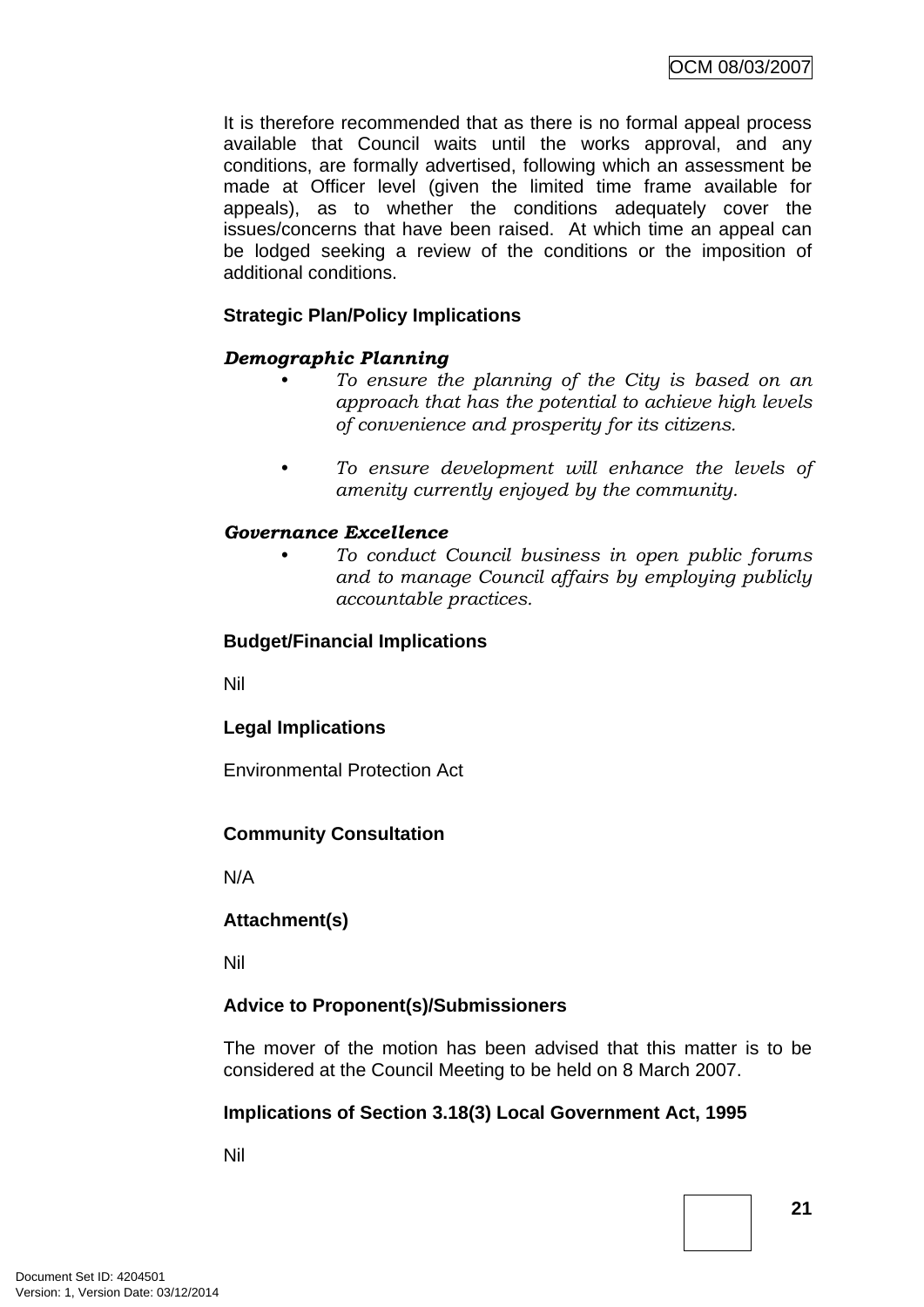It is therefore recommended that as there is no formal appeal process available that Council waits until the works approval, and any conditions, are formally advertised, following which an assessment be made at Officer level (given the limited time frame available for appeals), as to whether the conditions adequately cover the issues/concerns that have been raised. At which time an appeal can be lodged seeking a review of the conditions or the imposition of additional conditions.

**Strategic Plan/Policy Implications**

***Demographic Planning***

- *To ensure the planning of the City is based on an approach that has the potential to achieve high levels of convenience and prosperity for its citizens.*

- *To ensure development will enhance the levels of amenity currently enjoyed by the community.*

***Governance Excellence***

- *To conduct Council business in open public forums and to manage Council affairs by employing publicly accountable practices.*

**Budget/Financial Implications**

Nil

**Legal Implications**

Environmental Protection Act

**Community Consultation**

N/A

**Attachment(s)**

Nil

**Advice to Proponent(s)/Submissioners**

The mover of the motion has been advised that this matter is to be considered at the Council Meeting to be held on 8 March 2007.

**Implications of Section 3.18(3) Local Government Act, 1995**

Nil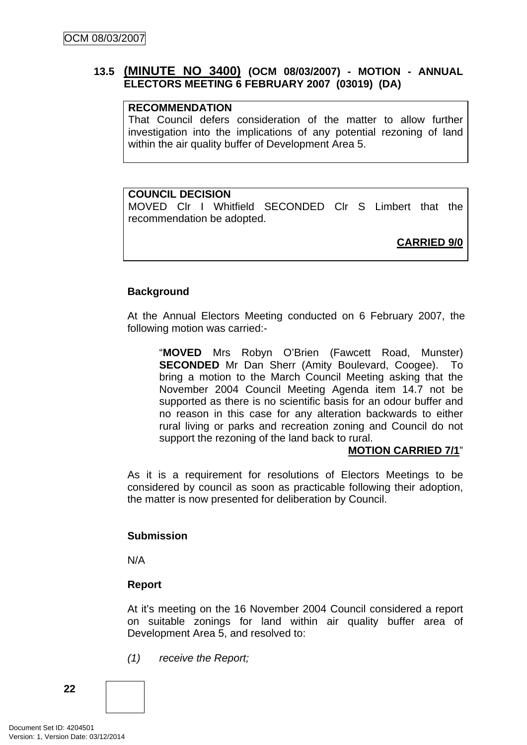### 13.5 (MINUTE NO 3400) (OCM 08/03/2007) - MOTION - ANNUAL ELECTORS MEETING 6 FEBRUARY 2007 (03019) (DA)

**RECOMMENDATION**
That Council defers consideration of the matter to allow further investigation into the implications of any potential rezoning of land within the air quality buffer of Development Area 5.

**COUNCIL DECISION**
MOVED Clr I Whitfield SECONDED Clr S Limbert that the recommendation be adopted.

**CARRIED 9/0**

**Background**

At the Annual Electors Meeting conducted on 6 February 2007, the following motion was carried:-

> "**MOVED** Mrs Robyn O'Brien (Fawcett Road, Munster) **SECONDED** Mr Dan Sherr (Amity Boulevard, Coogee). To bring a motion to the March Council Meeting asking that the November 2004 Council Meeting Agenda item 14.7 not be supported as there is no scientific basis for an odour buffer and no reason in this case for any alteration backwards to either rural living or parks and recreation zoning and Council do not support the rezoning of the land back to rural.
> **MOTION CARRIED 7/1**"

As it is a requirement for resolutions of Electors Meetings to be considered by council as soon as practicable following their adoption, the matter is now presented for deliberation by Council.

**Submission**

N/A

**Report**

At it's meeting on the 16 November 2004 Council considered a report on suitable zonings for land within air quality buffer area of Development Area 5, and resolved to:

*(1) receive the Report;*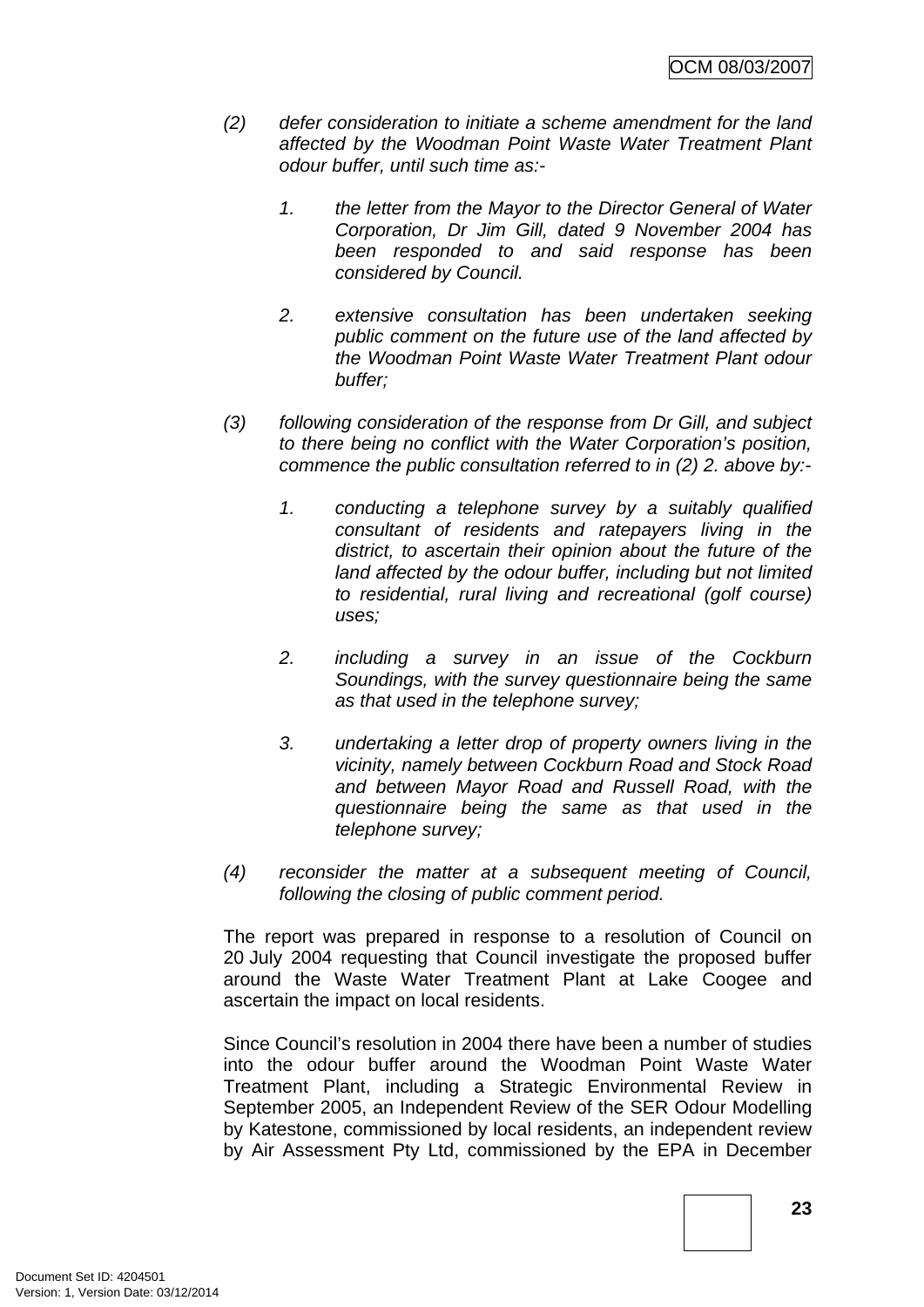*(2) defer consideration to initiate a scheme amendment for the land affected by the Woodman Point Waste Water Treatment Plant odour buffer, until such time as:-*

*1. the letter from the Mayor to the Director General of Water Corporation, Dr Jim Gill, dated 9 November 2004 has been responded to and said response has been considered by Council.*

*2. extensive consultation has been undertaken seeking public comment on the future use of the land affected by the Woodman Point Waste Water Treatment Plant odour buffer;*

*(3) following consideration of the response from Dr Gill, and subject to there being no conflict with the Water Corporation's position, commence the public consultation referred to in (2) 2. above by:-*

*1. conducting a telephone survey by a suitably qualified consultant of residents and ratepayers living in the district, to ascertain their opinion about the future of the land affected by the odour buffer, including but not limited to residential, rural living and recreational (golf course) uses;*

*2. including a survey in an issue of the Cockburn Soundings, with the survey questionnaire being the same as that used in the telephone survey;*

*3. undertaking a letter drop of property owners living in the vicinity, namely between Cockburn Road and Stock Road and between Mayor Road and Russell Road, with the questionnaire being the same as that used in the telephone survey;*

*(4) reconsider the matter at a subsequent meeting of Council, following the closing of public comment period.*

The report was prepared in response to a resolution of Council on 20 July 2004 requesting that Council investigate the proposed buffer around the Waste Water Treatment Plant at Lake Coogee and ascertain the impact on local residents.

Since Council's resolution in 2004 there have been a number of studies into the odour buffer around the Woodman Point Waste Water Treatment Plant, including a Strategic Environmental Review in September 2005, an Independent Review of the SER Odour Modelling by Katestone, commissioned by local residents, an independent review by Air Assessment Pty Ltd, commissioned by the EPA in December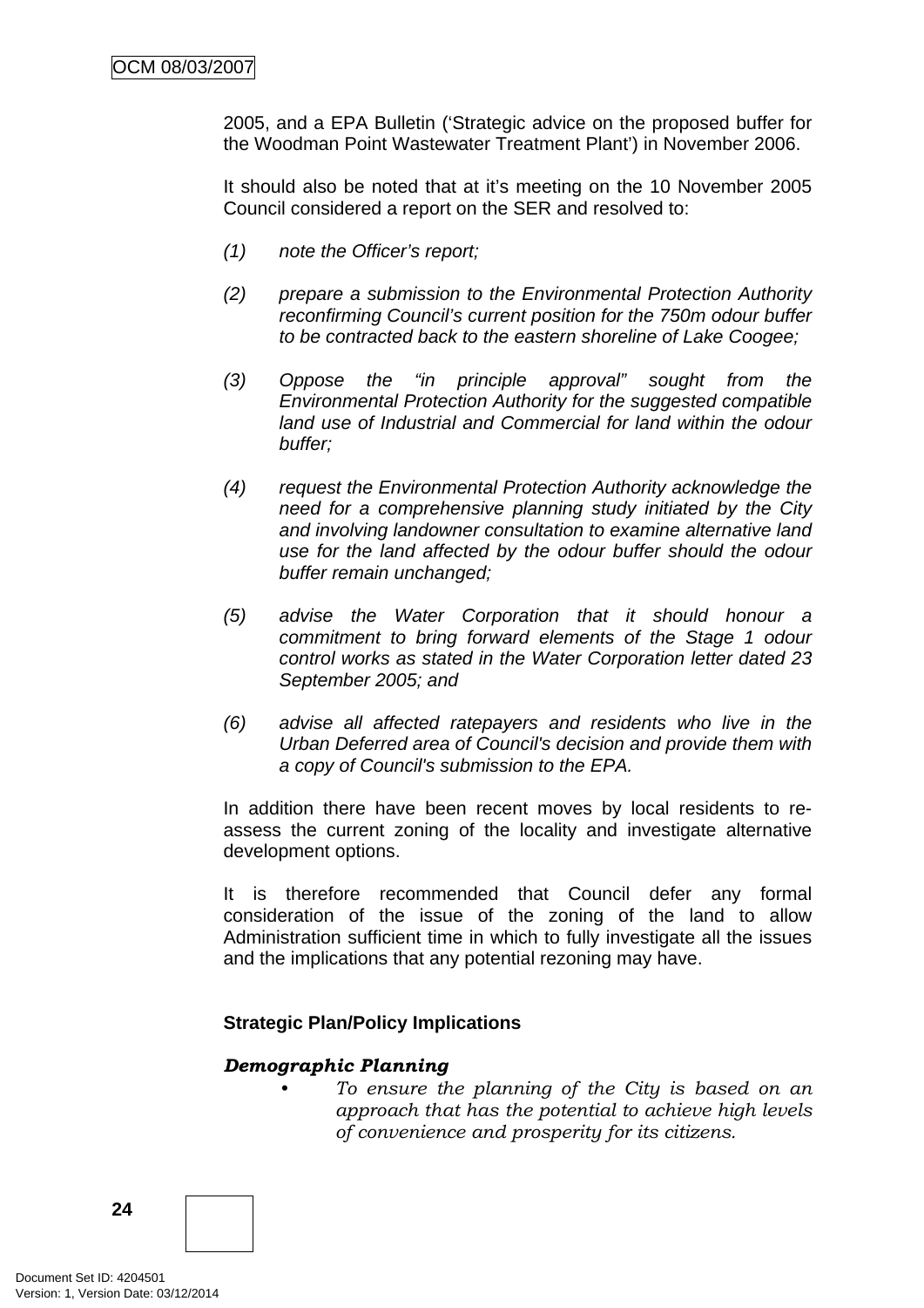2005, and a EPA Bulletin ('Strategic advice on the proposed buffer for the Woodman Point Wastewater Treatment Plant') in November 2006.

It should also be noted that at it's meeting on the 10 November 2005 Council considered a report on the SER and resolved to:

*(1) note the Officer's report;*

*(2) prepare a submission to the Environmental Protection Authority reconfirming Council's current position for the 750m odour buffer to be contracted back to the eastern shoreline of Lake Coogee;*

*(3) Oppose the "in principle approval" sought from the Environmental Protection Authority for the suggested compatible land use of Industrial and Commercial for land within the odour buffer;*

*(4) request the Environmental Protection Authority acknowledge the need for a comprehensive planning study initiated by the City and involving landowner consultation to examine alternative land use for the land affected by the odour buffer should the odour buffer remain unchanged;*

*(5) advise the Water Corporation that it should honour a commitment to bring forward elements of the Stage 1 odour control works as stated in the Water Corporation letter dated 23 September 2005; and*

*(6) advise all affected ratepayers and residents who live in the Urban Deferred area of Council's decision and provide them with a copy of Council's submission to the EPA.*

In addition there have been recent moves by local residents to re-assess the current zoning of the locality and investigate alternative development options.

It is therefore recommended that Council defer any formal consideration of the issue of the zoning of the land to allow Administration sufficient time in which to fully investigate all the issues and the implications that any potential rezoning may have.

**Strategic Plan/Policy Implications**

***Demographic Planning***

- *To ensure the planning of the City is based on an approach that has the potential to achieve high levels of convenience and prosperity for its citizens.*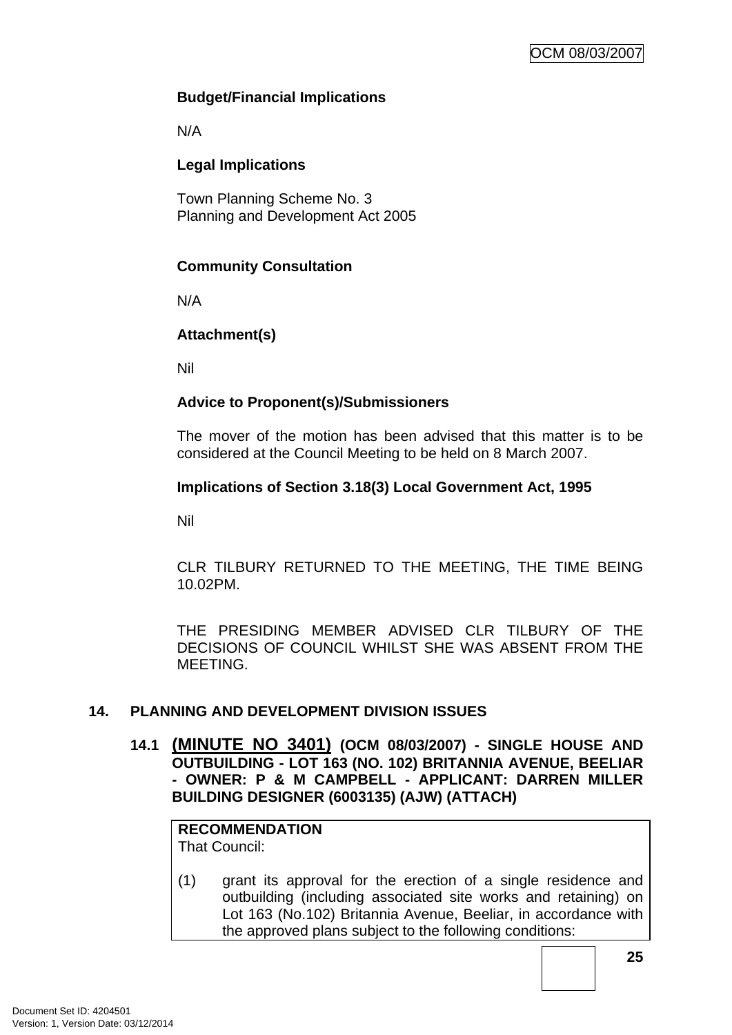**Budget/Financial Implications**

N/A

**Legal Implications**

Town Planning Scheme No. 3
Planning and Development Act 2005

**Community Consultation**

N/A

**Attachment(s)**

Nil

**Advice to Proponent(s)/Submissioners**

The mover of the motion has been advised that this matter is to be considered at the Council Meeting to be held on 8 March 2007.

**Implications of Section 3.18(3) Local Government Act, 1995**

Nil

CLR TILBURY RETURNED TO THE MEETING, THE TIME BEING 10.02PM.

THE PRESIDING MEMBER ADVISED CLR TILBURY OF THE DECISIONS OF COUNCIL WHILST SHE WAS ABSENT FROM THE MEETING.

## 14. PLANNING AND DEVELOPMENT DIVISION ISSUES

### 14.1 (MINUTE NO 3401) (OCM 08/03/2007) - SINGLE HOUSE AND OUTBUILDING - LOT 163 (NO. 102) BRITANNIA AVENUE, BEELIAR - OWNER: P & M CAMPBELL - APPLICANT: DARREN MILLER BUILDING DESIGNER (6003135) (AJW) (ATTACH)

**RECOMMENDATION**
That Council:

(1) grant its approval for the erection of a single residence and outbuilding (including associated site works and retaining) on Lot 163 (No.102) Britannia Avenue, Beeliar, in accordance with the approved plans subject to the following conditions: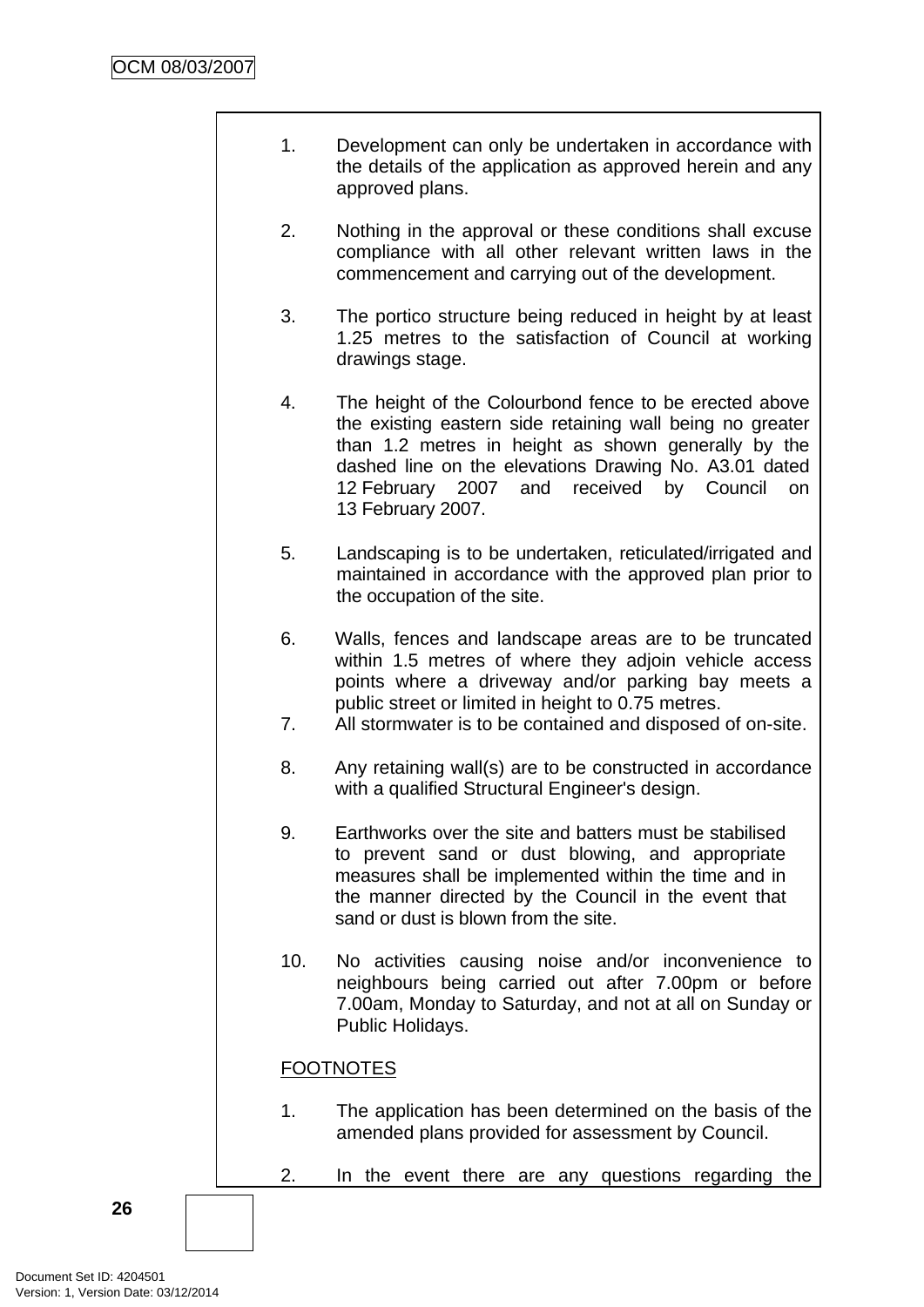1. Development can only be undertaken in accordance with the details of the application as approved herein and any approved plans.

2. Nothing in the approval or these conditions shall excuse compliance with all other relevant written laws in the commencement and carrying out of the development.

3. The portico structure being reduced in height by at least 1.25 metres to the satisfaction of Council at working drawings stage.

4. The height of the Colourbond fence to be erected above the existing eastern side retaining wall being no greater than 1.2 metres in height as shown generally by the dashed line on the elevations Drawing No. A3.01 dated 12 February 2007 and received by Council on 13 February 2007.

5. Landscaping is to be undertaken, reticulated/irrigated and maintained in accordance with the approved plan prior to the occupation of the site.

6. Walls, fences and landscape areas are to be truncated within 1.5 metres of where they adjoin vehicle access points where a driveway and/or parking bay meets a public street or limited in height to 0.75 metres.

7. All stormwater is to be contained and disposed of on-site.

8. Any retaining wall(s) are to be constructed in accordance with a qualified Structural Engineer's design.

9. Earthworks over the site and batters must be stabilised to prevent sand or dust blowing, and appropriate measures shall be implemented within the time and in the manner directed by the Council in the event that sand or dust is blown from the site.

10. No activities causing noise and/or inconvenience to neighbours being carried out after 7.00pm or before 7.00am, Monday to Saturday, and not at all on Sunday or Public Holidays.

<u>FOOTNOTES</u>

1. The application has been determined on the basis of the amended plans provided for assessment by Council.

2. In the event there are any questions regarding the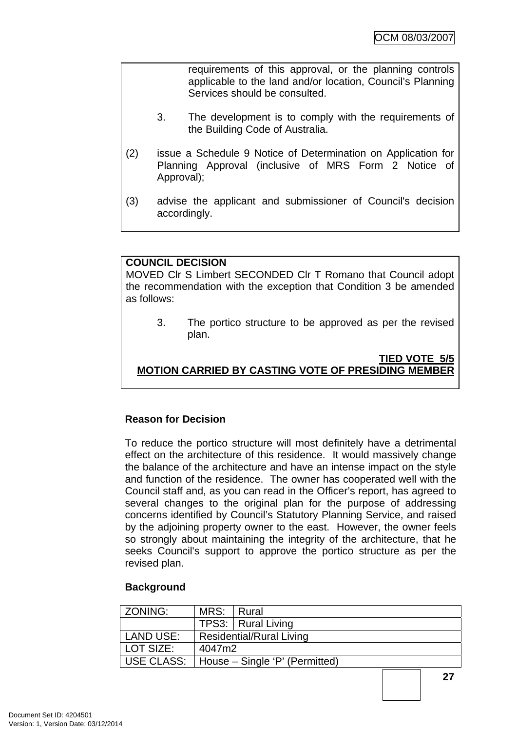requirements of this approval, or the planning controls applicable to the land and/or location, Council's Planning Services should be consulted.

3. The development is to comply with the requirements of the Building Code of Australia.

(2) issue a Schedule 9 Notice of Determination on Application for Planning Approval (inclusive of MRS Form 2 Notice of Approval);

(3) advise the applicant and submissioner of Council's decision accordingly.

**COUNCIL DECISION**

MOVED Clr S Limbert SECONDED Clr T Romano that Council adopt the recommendation with the exception that Condition 3 be amended as follows:

3. The portico structure to be approved as per the revised plan.

**TIED VOTE 5/5**

**MOTION CARRIED BY CASTING VOTE OF PRESIDING MEMBER**

**Reason for Decision**

To reduce the portico structure will most definitely have a detrimental effect on the architecture of this residence. It would massively change the balance of the architecture and have an intense impact on the style and function of the residence. The owner has cooperated well with the Council staff and, as you can read in the Officer's report, has agreed to several changes to the original plan for the purpose of addressing concerns identified by Council's Statutory Planning Service, and raised by the adjoining property owner to the east. However, the owner feels so strongly about maintaining the integrity of the architecture, that he seeks Council's support to approve the portico structure as per the revised plan.

**Background**

| ZONING: | MRS: | Rural |
|---|---|---|
| | TPS3: | Rural Living |
| LAND USE: | Residential/Rural Living | |
| LOT SIZE: | 4047m2 | |
| USE CLASS: | House – Single 'P' (Permitted) | |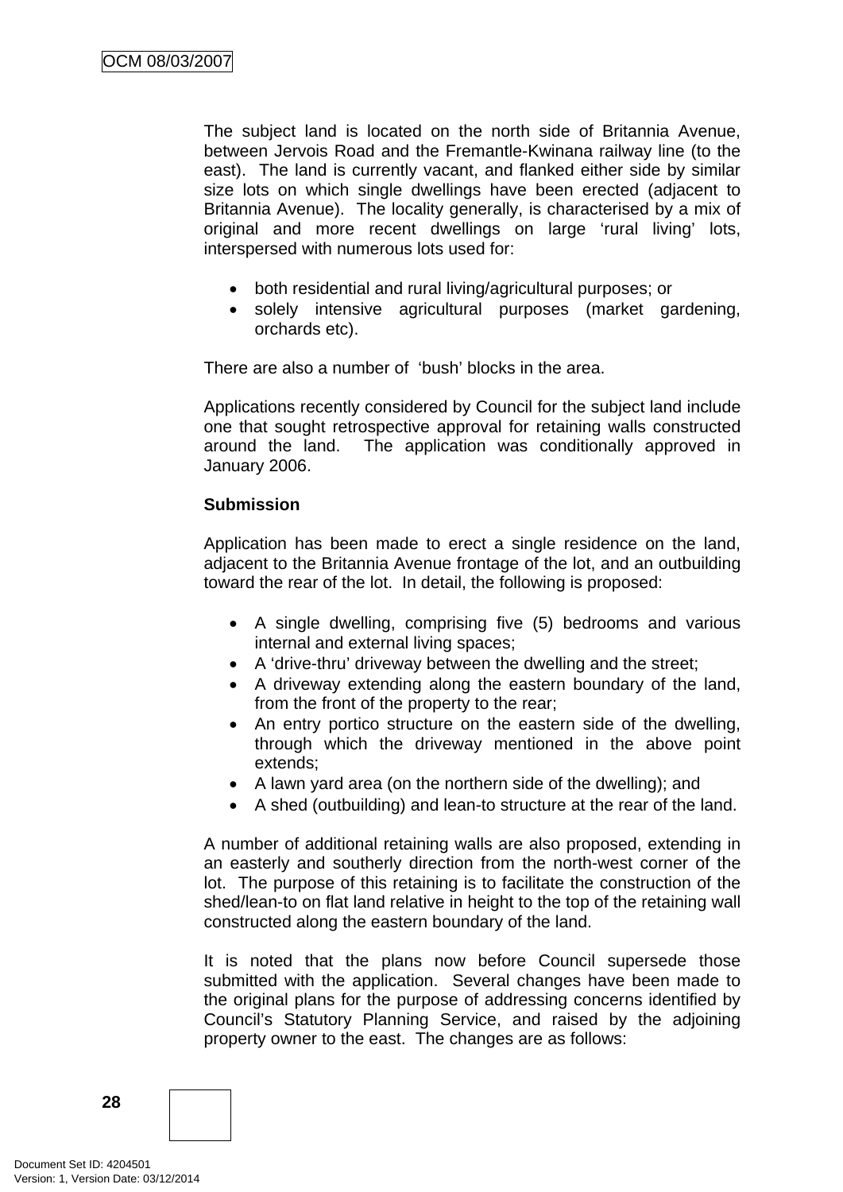The subject land is located on the north side of Britannia Avenue, between Jervois Road and the Fremantle-Kwinana railway line (to the east). The land is currently vacant, and flanked either side by similar size lots on which single dwellings have been erected (adjacent to Britannia Avenue). The locality generally, is characterised by a mix of original and more recent dwellings on large 'rural living' lots, interspersed with numerous lots used for:

- both residential and rural living/agricultural purposes; or
- solely intensive agricultural purposes (market gardening, orchards etc).

There are also a number of 'bush' blocks in the area.

Applications recently considered by Council for the subject land include one that sought retrospective approval for retaining walls constructed around the land. The application was conditionally approved in January 2006.

**Submission**

Application has been made to erect a single residence on the land, adjacent to the Britannia Avenue frontage of the lot, and an outbuilding toward the rear of the lot. In detail, the following is proposed:

- A single dwelling, comprising five (5) bedrooms and various internal and external living spaces;
- A 'drive-thru' driveway between the dwelling and the street;
- A driveway extending along the eastern boundary of the land, from the front of the property to the rear;
- An entry portico structure on the eastern side of the dwelling, through which the driveway mentioned in the above point extends;
- A lawn yard area (on the northern side of the dwelling); and
- A shed (outbuilding) and lean-to structure at the rear of the land.

A number of additional retaining walls are also proposed, extending in an easterly and southerly direction from the north-west corner of the lot. The purpose of this retaining is to facilitate the construction of the shed/lean-to on flat land relative in height to the top of the retaining wall constructed along the eastern boundary of the land.

It is noted that the plans now before Council supersede those submitted with the application. Several changes have been made to the original plans for the purpose of addressing concerns identified by Council's Statutory Planning Service, and raised by the adjoining property owner to the east. The changes are as follows: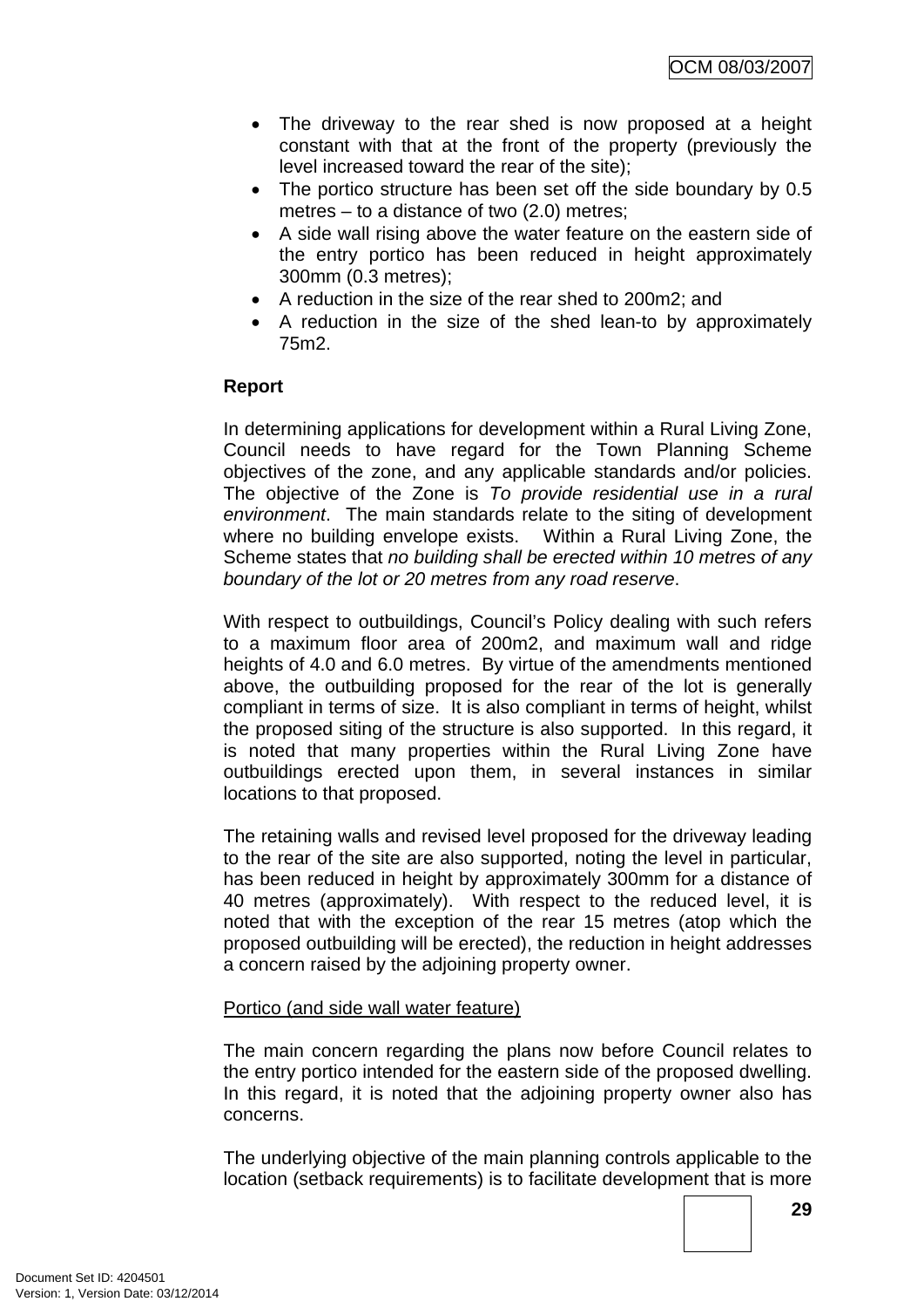- The driveway to the rear shed is now proposed at a height constant with that at the front of the property (previously the level increased toward the rear of the site);
- The portico structure has been set off the side boundary by 0.5 metres – to a distance of two (2.0) metres;
- A side wall rising above the water feature on the eastern side of the entry portico has been reduced in height approximately 300mm (0.3 metres);
- A reduction in the size of the rear shed to 200m2; and
- A reduction in the size of the shed lean-to by approximately 75m2.

**Report**

In determining applications for development within a Rural Living Zone, Council needs to have regard for the Town Planning Scheme objectives of the zone, and any applicable standards and/or policies. The objective of the Zone is *To provide residential use in a rural environment*. The main standards relate to the siting of development where no building envelope exists. Within a Rural Living Zone, the Scheme states that *no building shall be erected within 10 metres of any boundary of the lot or 20 metres from any road reserve*.

With respect to outbuildings, Council's Policy dealing with such refers to a maximum floor area of 200m2, and maximum wall and ridge heights of 4.0 and 6.0 metres. By virtue of the amendments mentioned above, the outbuilding proposed for the rear of the lot is generally compliant in terms of size. It is also compliant in terms of height, whilst the proposed siting of the structure is also supported. In this regard, it is noted that many properties within the Rural Living Zone have outbuildings erected upon them, in several instances in similar locations to that proposed.

The retaining walls and revised level proposed for the driveway leading to the rear of the site are also supported, noting the level in particular, has been reduced in height by approximately 300mm for a distance of 40 metres (approximately). With respect to the reduced level, it is noted that with the exception of the rear 15 metres (atop which the proposed outbuilding will be erected), the reduction in height addresses a concern raised by the adjoining property owner.

<u>Portico (and side wall water feature)</u>

The main concern regarding the plans now before Council relates to the entry portico intended for the eastern side of the proposed dwelling. In this regard, it is noted that the adjoining property owner also has concerns.

The underlying objective of the main planning controls applicable to the location (setback requirements) is to facilitate development that is more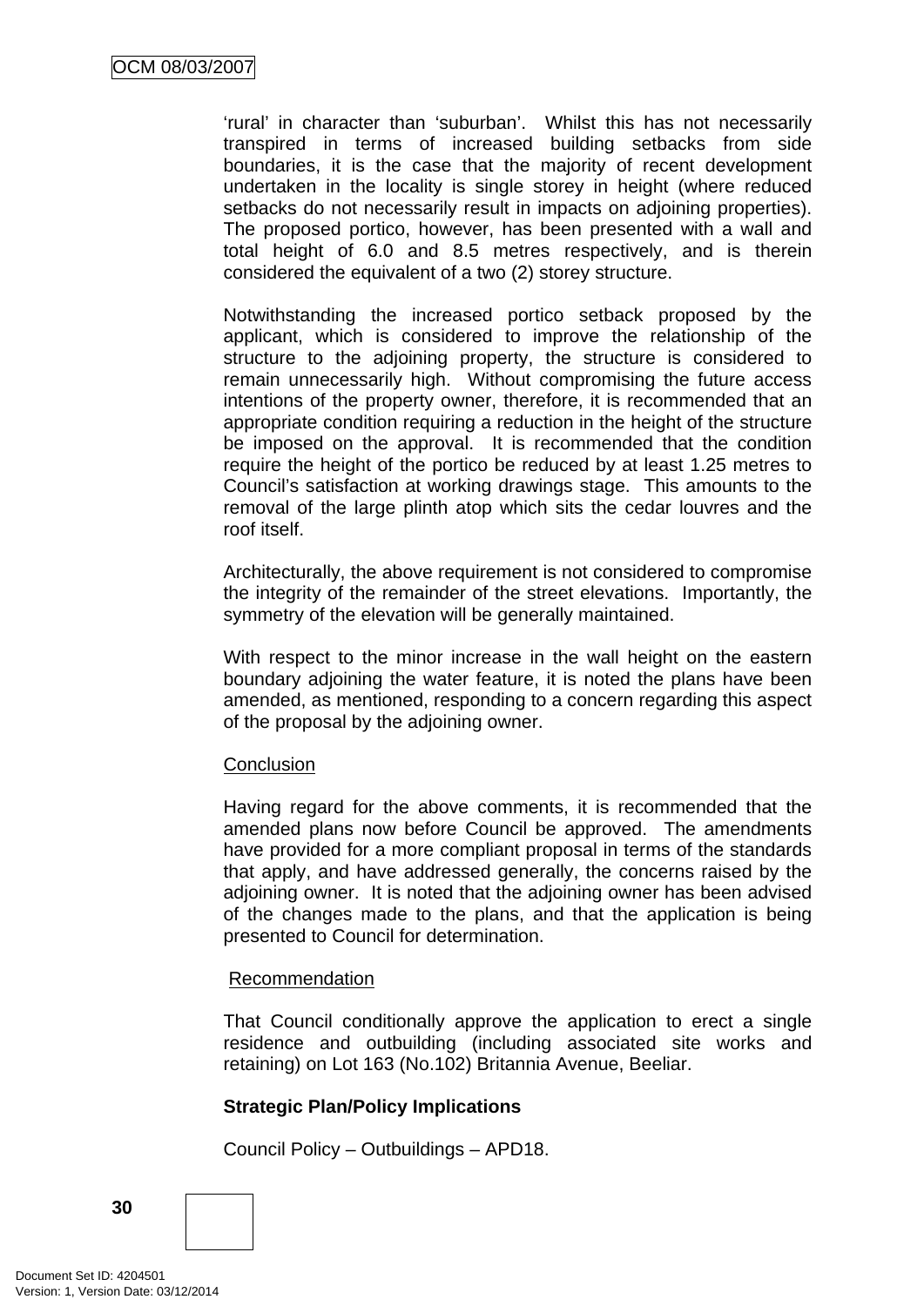'rural' in character than 'suburban'. Whilst this has not necessarily transpired in terms of increased building setbacks from side boundaries, it is the case that the majority of recent development undertaken in the locality is single storey in height (where reduced setbacks do not necessarily result in impacts on adjoining properties). The proposed portico, however, has been presented with a wall and total height of 6.0 and 8.5 metres respectively, and is therein considered the equivalent of a two (2) storey structure.

Notwithstanding the increased portico setback proposed by the applicant, which is considered to improve the relationship of the structure to the adjoining property, the structure is considered to remain unnecessarily high. Without compromising the future access intentions of the property owner, therefore, it is recommended that an appropriate condition requiring a reduction in the height of the structure be imposed on the approval. It is recommended that the condition require the height of the portico be reduced by at least 1.25 metres to Council's satisfaction at working drawings stage. This amounts to the removal of the large plinth atop which sits the cedar louvres and the roof itself.

Architecturally, the above requirement is not considered to compromise the integrity of the remainder of the street elevations. Importantly, the symmetry of the elevation will be generally maintained.

With respect to the minor increase in the wall height on the eastern boundary adjoining the water feature, it is noted the plans have been amended, as mentioned, responding to a concern regarding this aspect of the proposal by the adjoining owner.

<u>Conclusion</u>

Having regard for the above comments, it is recommended that the amended plans now before Council be approved. The amendments have provided for a more compliant proposal in terms of the standards that apply, and have addressed generally, the concerns raised by the adjoining owner. It is noted that the adjoining owner has been advised of the changes made to the plans, and that the application is being presented to Council for determination.

<u>Recommendation</u>

That Council conditionally approve the application to erect a single residence and outbuilding (including associated site works and retaining) on Lot 163 (No.102) Britannia Avenue, Beeliar.

**Strategic Plan/Policy Implications**

Council Policy – Outbuildings – APD18.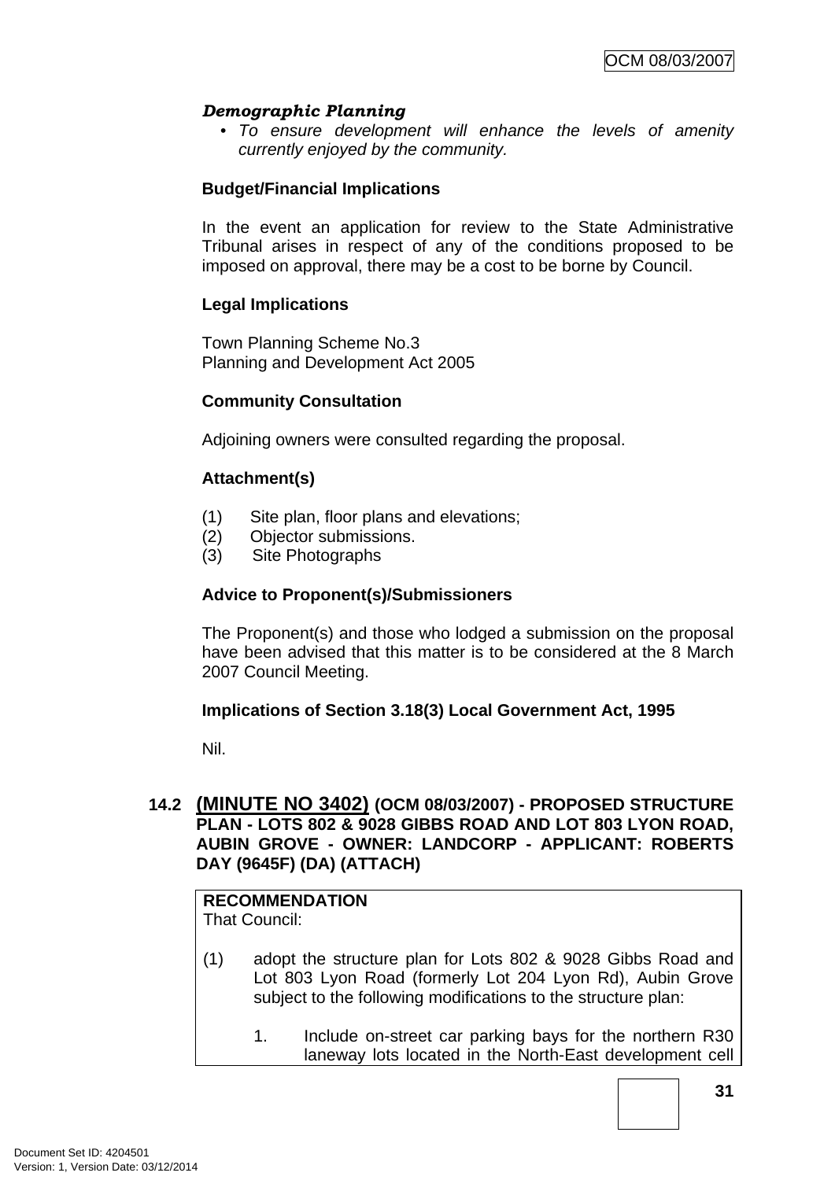***Demographic Planning***

- *To ensure development will enhance the levels of amenity currently enjoyed by the community.*

**Budget/Financial Implications**

In the event an application for review to the State Administrative Tribunal arises in respect of any of the conditions proposed to be imposed on approval, there may be a cost to be borne by Council.

**Legal Implications**

Town Planning Scheme No.3
Planning and Development Act 2005

**Community Consultation**

Adjoining owners were consulted regarding the proposal.

**Attachment(s)**

(1) Site plan, floor plans and elevations;
(2) Objector submissions.
(3) Site Photographs

**Advice to Proponent(s)/Submissioners**

The Proponent(s) and those who lodged a submission on the proposal have been advised that this matter is to be considered at the 8 March 2007 Council Meeting.

**Implications of Section 3.18(3) Local Government Act, 1995**

Nil.

## 14.2 (MINUTE NO 3402) (OCM 08/03/2007) - PROPOSED STRUCTURE PLAN - LOTS 802 & 9028 GIBBS ROAD AND LOT 803 LYON ROAD, AUBIN GROVE - OWNER: LANDCORP - APPLICANT: ROBERTS DAY (9645F) (DA) (ATTACH)

**RECOMMENDATION**
That Council:

(1) adopt the structure plan for Lots 802 & 9028 Gibbs Road and Lot 803 Lyon Road (formerly Lot 204 Lyon Rd), Aubin Grove subject to the following modifications to the structure plan:

1. Include on-street car parking bays for the northern R30 laneway lots located in the North-East development cell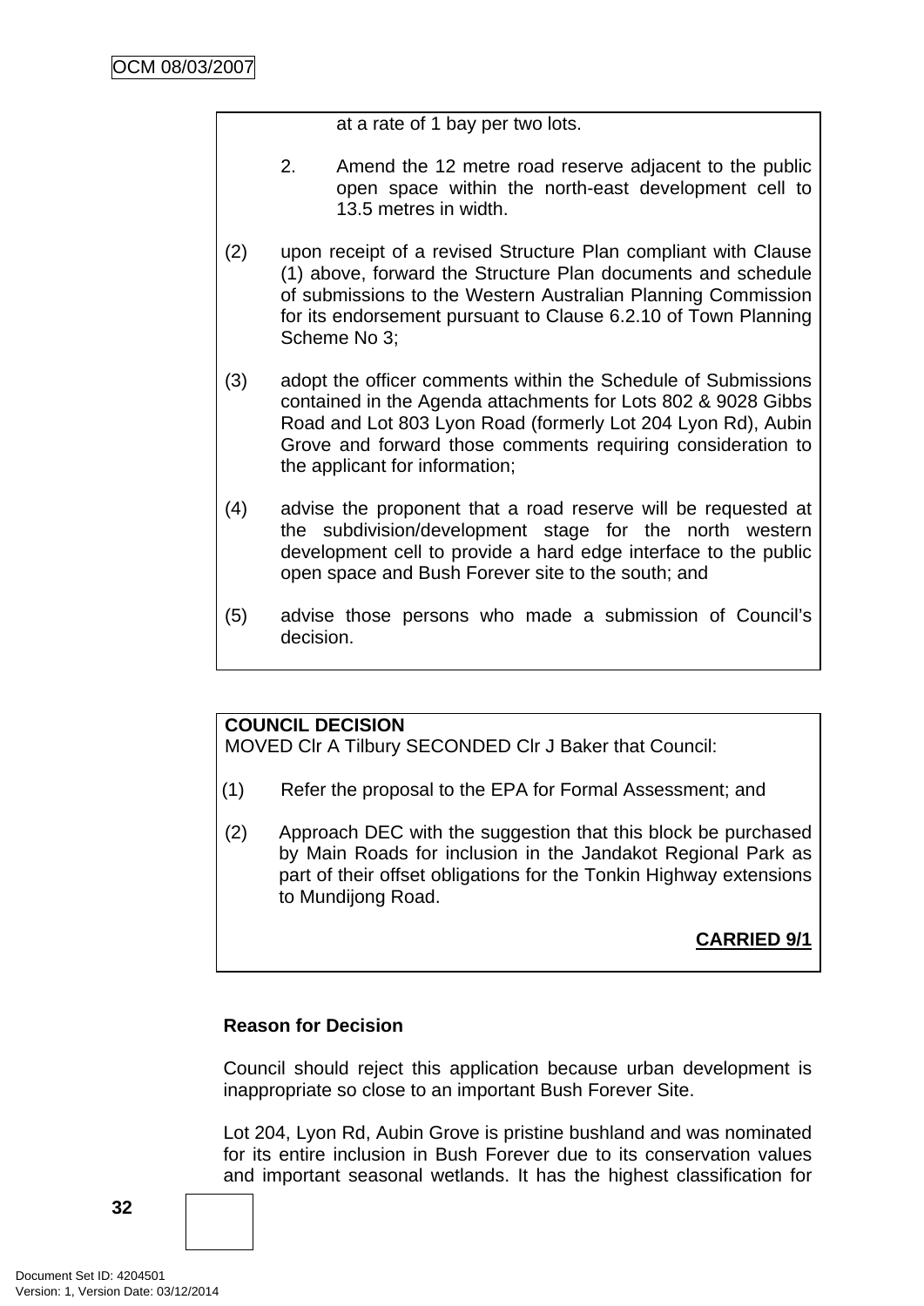at a rate of 1 bay per two lots.

2. Amend the 12 metre road reserve adjacent to the public open space within the north-east development cell to 13.5 metres in width.

(2) upon receipt of a revised Structure Plan compliant with Clause (1) above, forward the Structure Plan documents and schedule of submissions to the Western Australian Planning Commission for its endorsement pursuant to Clause 6.2.10 of Town Planning Scheme No 3;

(3) adopt the officer comments within the Schedule of Submissions contained in the Agenda attachments for Lots 802 & 9028 Gibbs Road and Lot 803 Lyon Road (formerly Lot 204 Lyon Rd), Aubin Grove and forward those comments requiring consideration to the applicant for information;

(4) advise the proponent that a road reserve will be requested at the subdivision/development stage for the north western development cell to provide a hard edge interface to the public open space and Bush Forever site to the south; and

(5) advise those persons who made a submission of Council's decision.

**COUNCIL DECISION**
MOVED Clr A Tilbury SECONDED Clr J Baker that Council:

(1) Refer the proposal to the EPA for Formal Assessment; and

(2) Approach DEC with the suggestion that this block be purchased by Main Roads for inclusion in the Jandakot Regional Park as part of their offset obligations for the Tonkin Highway extensions to Mundijong Road.

**CARRIED 9/1**

**Reason for Decision**

Council should reject this application because urban development is inappropriate so close to an important Bush Forever Site.

Lot 204, Lyon Rd, Aubin Grove is pristine bushland and was nominated for its entire inclusion in Bush Forever due to its conservation values and important seasonal wetlands. It has the highest classification for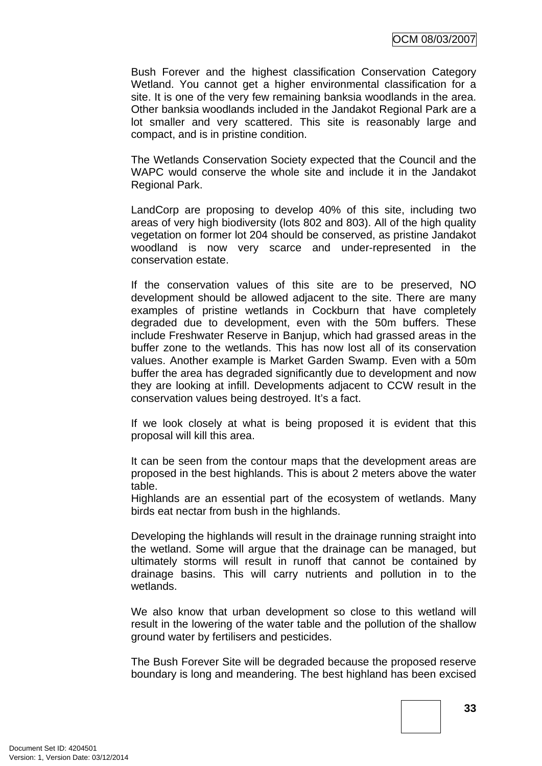Bush Forever and the highest classification Conservation Category Wetland. You cannot get a higher environmental classification for a site. It is one of the very few remaining banksia woodlands in the area. Other banksia woodlands included in the Jandakot Regional Park are a lot smaller and very scattered. This site is reasonably large and compact, and is in pristine condition.

The Wetlands Conservation Society expected that the Council and the WAPC would conserve the whole site and include it in the Jandakot Regional Park.

LandCorp are proposing to develop 40% of this site, including two areas of very high biodiversity (lots 802 and 803). All of the high quality vegetation on former lot 204 should be conserved, as pristine Jandakot woodland is now very scarce and under-represented in the conservation estate.

If the conservation values of this site are to be preserved, NO development should be allowed adjacent to the site. There are many examples of pristine wetlands in Cockburn that have completely degraded due to development, even with the 50m buffers. These include Freshwater Reserve in Banjup, which had grassed areas in the buffer zone to the wetlands. This has now lost all of its conservation values. Another example is Market Garden Swamp. Even with a 50m buffer the area has degraded significantly due to development and now they are looking at infill. Developments adjacent to CCW result in the conservation values being destroyed. It's a fact.

If we look closely at what is being proposed it is evident that this proposal will kill this area.

It can be seen from the contour maps that the development areas are proposed in the best highlands. This is about 2 meters above the water table.
Highlands are an essential part of the ecosystem of wetlands. Many birds eat nectar from bush in the highlands.

Developing the highlands will result in the drainage running straight into the wetland. Some will argue that the drainage can be managed, but ultimately storms will result in runoff that cannot be contained by drainage basins. This will carry nutrients and pollution in to the wetlands.

We also know that urban development so close to this wetland will result in the lowering of the water table and the pollution of the shallow ground water by fertilisers and pesticides.

The Bush Forever Site will be degraded because the proposed reserve boundary is long and meandering. The best highland has been excised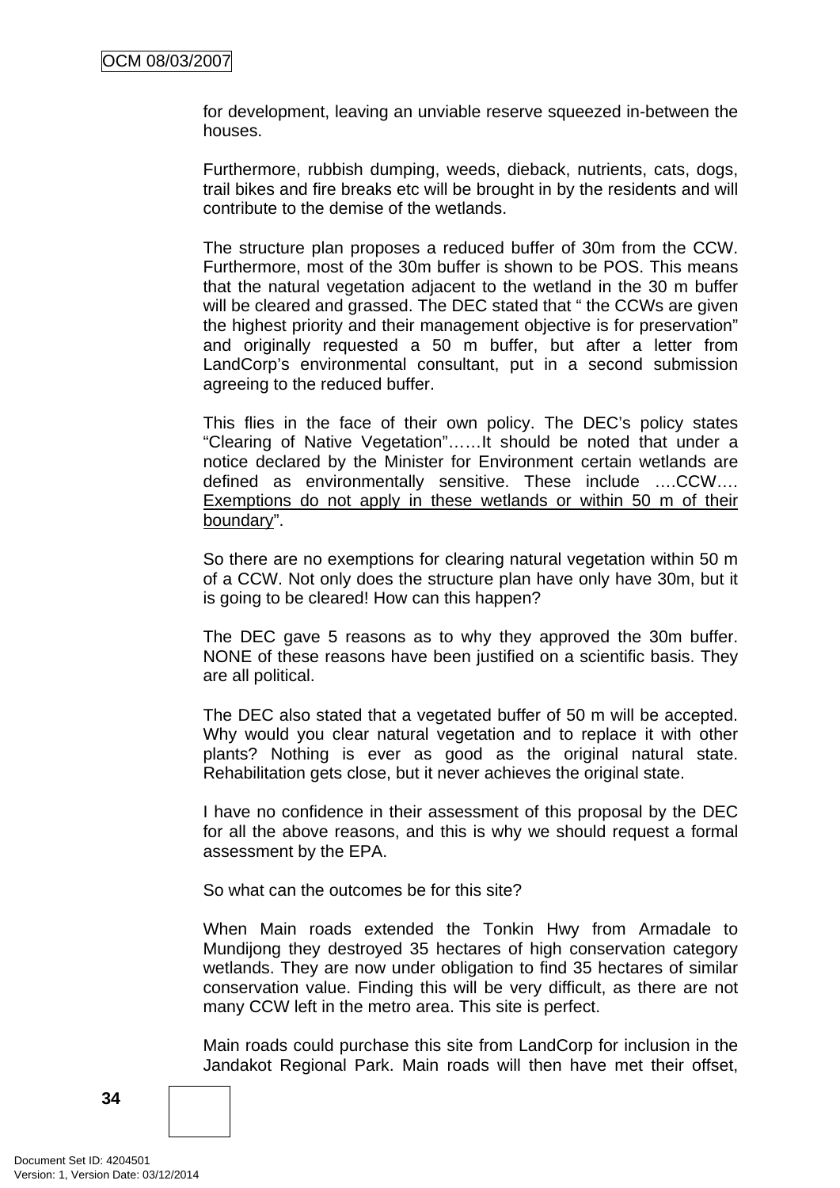for development, leaving an unviable reserve squeezed in-between the houses.

Furthermore, rubbish dumping, weeds, dieback, nutrients, cats, dogs, trail bikes and fire breaks etc will be brought in by the residents and will contribute to the demise of the wetlands.

The structure plan proposes a reduced buffer of 30m from the CCW. Furthermore, most of the 30m buffer is shown to be POS. This means that the natural vegetation adjacent to the wetland in the 30 m buffer will be cleared and grassed. The DEC stated that " the CCWs are given the highest priority and their management objective is for preservation" and originally requested a 50 m buffer, but after a letter from LandCorp's environmental consultant, put in a second submission agreeing to the reduced buffer.

This flies in the face of their own policy. The DEC's policy states "Clearing of Native Vegetation"……It should be noted that under a notice declared by the Minister for Environment certain wetlands are defined as environmentally sensitive. These include ….CCW…. <u>Exemptions do not apply in these wetlands or within 50 m of their boundary</u>".

So there are no exemptions for clearing natural vegetation within 50 m of a CCW. Not only does the structure plan have only have 30m, but it is going to be cleared! How can this happen?

The DEC gave 5 reasons as to why they approved the 30m buffer. NONE of these reasons have been justified on a scientific basis. They are all political.

The DEC also stated that a vegetated buffer of 50 m will be accepted. Why would you clear natural vegetation and to replace it with other plants? Nothing is ever as good as the original natural state. Rehabilitation gets close, but it never achieves the original state.

I have no confidence in their assessment of this proposal by the DEC for all the above reasons, and this is why we should request a formal assessment by the EPA.

So what can the outcomes be for this site?

When Main roads extended the Tonkin Hwy from Armadale to Mundijong they destroyed 35 hectares of high conservation category wetlands. They are now under obligation to find 35 hectares of similar conservation value. Finding this will be very difficult, as there are not many CCW left in the metro area. This site is perfect.

Main roads could purchase this site from LandCorp for inclusion in the Jandakot Regional Park. Main roads will then have met their offset,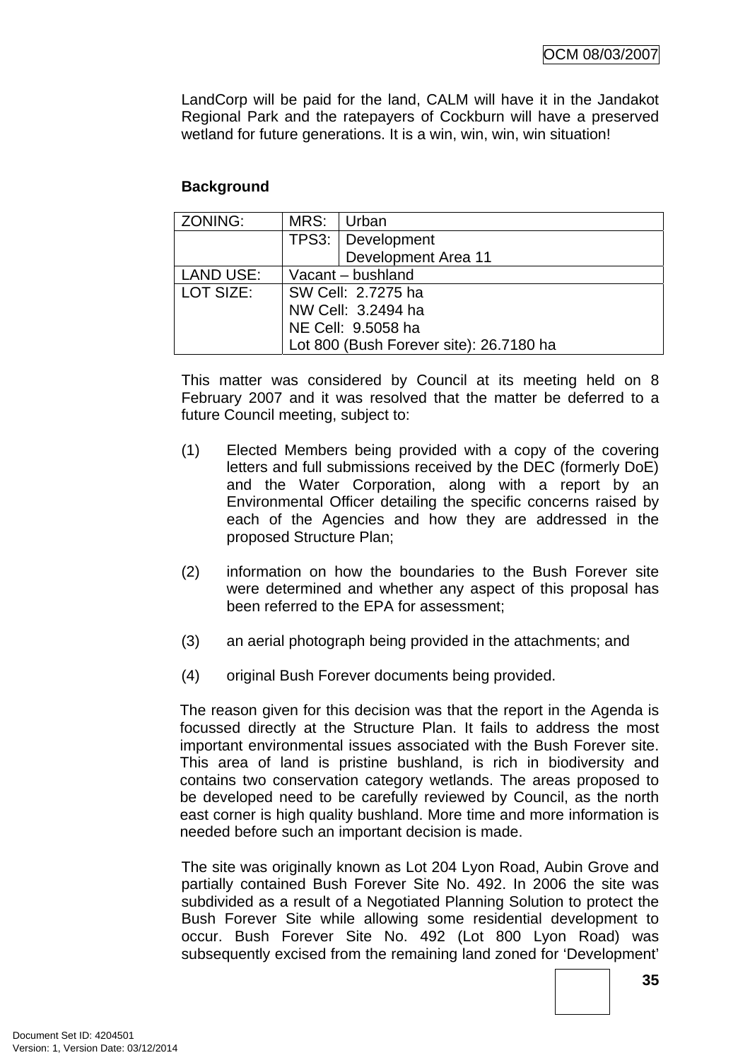LandCorp will be paid for the land, CALM will have it in the Jandakot Regional Park and the ratepayers of Cockburn will have a preserved wetland for future generations. It is a win, win, win, win situation!

**Background**

| ZONING: | MRS: | Urban |
|---|---|---|
| | TPS3: | Development<br>Development Area 11 |
| LAND USE: | Vacant – bushland | |
| LOT SIZE: | SW Cell: 2.7275 ha<br>NW Cell: 3.2494 ha<br>NE Cell: 9.5058 ha<br>Lot 800 (Bush Forever site): 26.7180 ha | |

This matter was considered by Council at its meeting held on 8 February 2007 and it was resolved that the matter be deferred to a future Council meeting, subject to:

(1) Elected Members being provided with a copy of the covering letters and full submissions received by the DEC (formerly DoE) and the Water Corporation, along with a report by an Environmental Officer detailing the specific concerns raised by each of the Agencies and how they are addressed in the proposed Structure Plan;

(2) information on how the boundaries to the Bush Forever site were determined and whether any aspect of this proposal has been referred to the EPA for assessment;

(3) an aerial photograph being provided in the attachments; and

(4) original Bush Forever documents being provided.

The reason given for this decision was that the report in the Agenda is focussed directly at the Structure Plan. It fails to address the most important environmental issues associated with the Bush Forever site. This area of land is pristine bushland, is rich in biodiversity and contains two conservation category wetlands. The areas proposed to be developed need to be carefully reviewed by Council, as the north east corner is high quality bushland. More time and more information is needed before such an important decision is made.

The site was originally known as Lot 204 Lyon Road, Aubin Grove and partially contained Bush Forever Site No. 492. In 2006 the site was subdivided as a result of a Negotiated Planning Solution to protect the Bush Forever Site while allowing some residential development to occur. Bush Forever Site No. 492 (Lot 800 Lyon Road) was subsequently excised from the remaining land zoned for 'Development'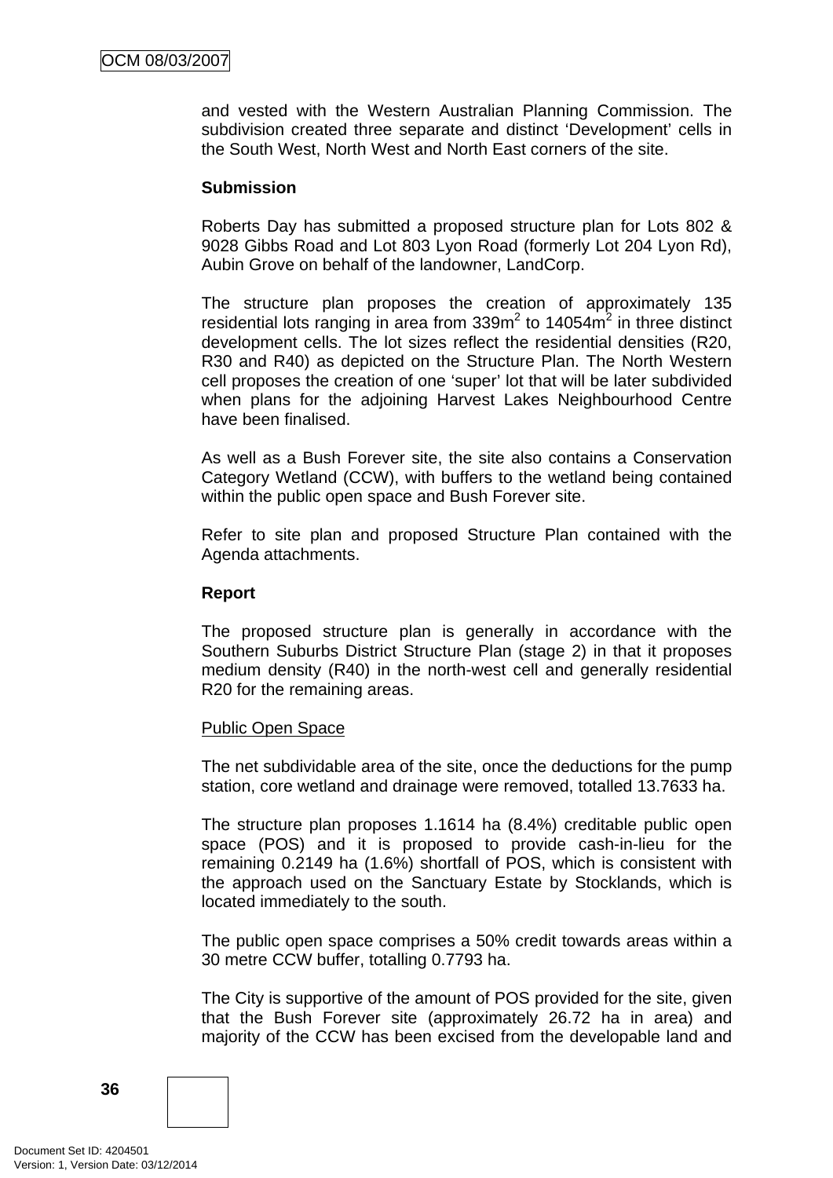and vested with the Western Australian Planning Commission. The subdivision created three separate and distinct 'Development' cells in the South West, North West and North East corners of the site.

**Submission**

Roberts Day has submitted a proposed structure plan for Lots 802 & 9028 Gibbs Road and Lot 803 Lyon Road (formerly Lot 204 Lyon Rd), Aubin Grove on behalf of the landowner, LandCorp.

The structure plan proposes the creation of approximately 135 residential lots ranging in area from 339m$^2$ to 14054m$^2$ in three distinct development cells. The lot sizes reflect the residential densities (R20, R30 and R40) as depicted on the Structure Plan. The North Western cell proposes the creation of one 'super' lot that will be later subdivided when plans for the adjoining Harvest Lakes Neighbourhood Centre have been finalised.

As well as a Bush Forever site, the site also contains a Conservation Category Wetland (CCW), with buffers to the wetland being contained within the public open space and Bush Forever site.

Refer to site plan and proposed Structure Plan contained with the Agenda attachments.

**Report**

The proposed structure plan is generally in accordance with the Southern Suburbs District Structure Plan (stage 2) in that it proposes medium density (R40) in the north-west cell and generally residential R20 for the remaining areas.

Public Open Space

The net subdividable area of the site, once the deductions for the pump station, core wetland and drainage were removed, totalled 13.7633 ha.

The structure plan proposes 1.1614 ha (8.4%) creditable public open space (POS) and it is proposed to provide cash-in-lieu for the remaining 0.2149 ha (1.6%) shortfall of POS, which is consistent with the approach used on the Sanctuary Estate by Stocklands, which is located immediately to the south.

The public open space comprises a 50% credit towards areas within a 30 metre CCW buffer, totalling 0.7793 ha.

The City is supportive of the amount of POS provided for the site, given that the Bush Forever site (approximately 26.72 ha in area) and majority of the CCW has been excised from the developable land and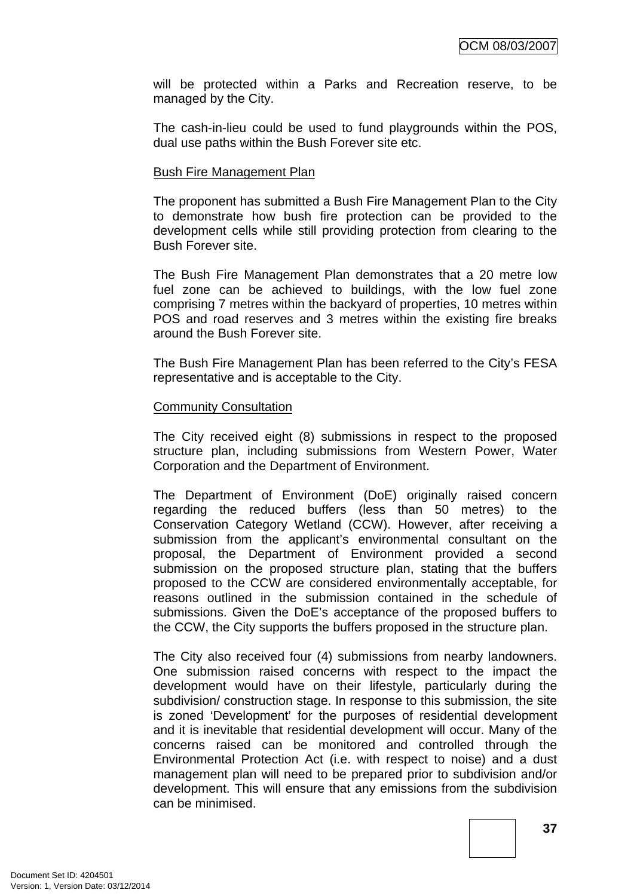will be protected within a Parks and Recreation reserve, to be managed by the City.

The cash-in-lieu could be used to fund playgrounds within the POS, dual use paths within the Bush Forever site etc.

Bush Fire Management Plan

The proponent has submitted a Bush Fire Management Plan to the City to demonstrate how bush fire protection can be provided to the development cells while still providing protection from clearing to the Bush Forever site.

The Bush Fire Management Plan demonstrates that a 20 metre low fuel zone can be achieved to buildings, with the low fuel zone comprising 7 metres within the backyard of properties, 10 metres within POS and road reserves and 3 metres within the existing fire breaks around the Bush Forever site.

The Bush Fire Management Plan has been referred to the City's FESA representative and is acceptable to the City.

Community Consultation

The City received eight (8) submissions in respect to the proposed structure plan, including submissions from Western Power, Water Corporation and the Department of Environment.

The Department of Environment (DoE) originally raised concern regarding the reduced buffers (less than 50 metres) to the Conservation Category Wetland (CCW). However, after receiving a submission from the applicant's environmental consultant on the proposal, the Department of Environment provided a second submission on the proposed structure plan, stating that the buffers proposed to the CCW are considered environmentally acceptable, for reasons outlined in the submission contained in the schedule of submissions. Given the DoE's acceptance of the proposed buffers to the CCW, the City supports the buffers proposed in the structure plan.

The City also received four (4) submissions from nearby landowners. One submission raised concerns with respect to the impact the development would have on their lifestyle, particularly during the subdivision/ construction stage. In response to this submission, the site is zoned 'Development' for the purposes of residential development and it is inevitable that residential development will occur. Many of the concerns raised can be monitored and controlled through the Environmental Protection Act (i.e. with respect to noise) and a dust management plan will need to be prepared prior to subdivision and/or development. This will ensure that any emissions from the subdivision can be minimised.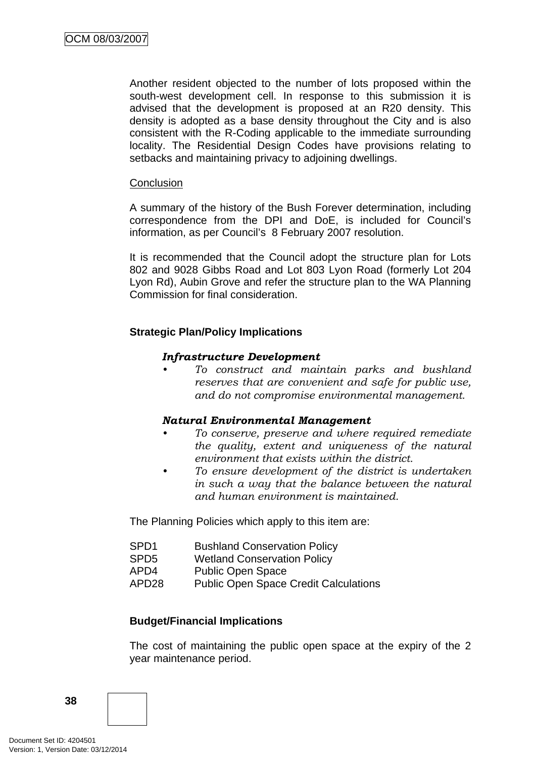Another resident objected to the number of lots proposed within the south-west development cell. In response to this submission it is advised that the development is proposed at an R20 density. This density is adopted as a base density throughout the City and is also consistent with the R-Coding applicable to the immediate surrounding locality. The Residential Design Codes have provisions relating to setbacks and maintaining privacy to adjoining dwellings.

Conclusion

A summary of the history of the Bush Forever determination, including correspondence from the DPI and DoE, is included for Council's information, as per Council's 8 February 2007 resolution.

It is recommended that the Council adopt the structure plan for Lots 802 and 9028 Gibbs Road and Lot 803 Lyon Road (formerly Lot 204 Lyon Rd), Aubin Grove and refer the structure plan to the WA Planning Commission for final consideration.

**Strategic Plan/Policy Implications**

***Infrastructure Development***

- *To construct and maintain parks and bushland reserves that are convenient and safe for public use, and do not compromise environmental management.*

***Natural Environmental Management***

- *To conserve, preserve and where required remediate the quality, extent and uniqueness of the natural environment that exists within the district.*
- *To ensure development of the district is undertaken in such a way that the balance between the natural and human environment is maintained.*

The Planning Policies which apply to this item are:

| | |
|---|---|
| SPD1 | Bushland Conservation Policy |
| SPD5 | Wetland Conservation Policy |
| APD4 | Public Open Space |
| APD28 | Public Open Space Credit Calculations |

**Budget/Financial Implications**

The cost of maintaining the public open space at the expiry of the 2 year maintenance period.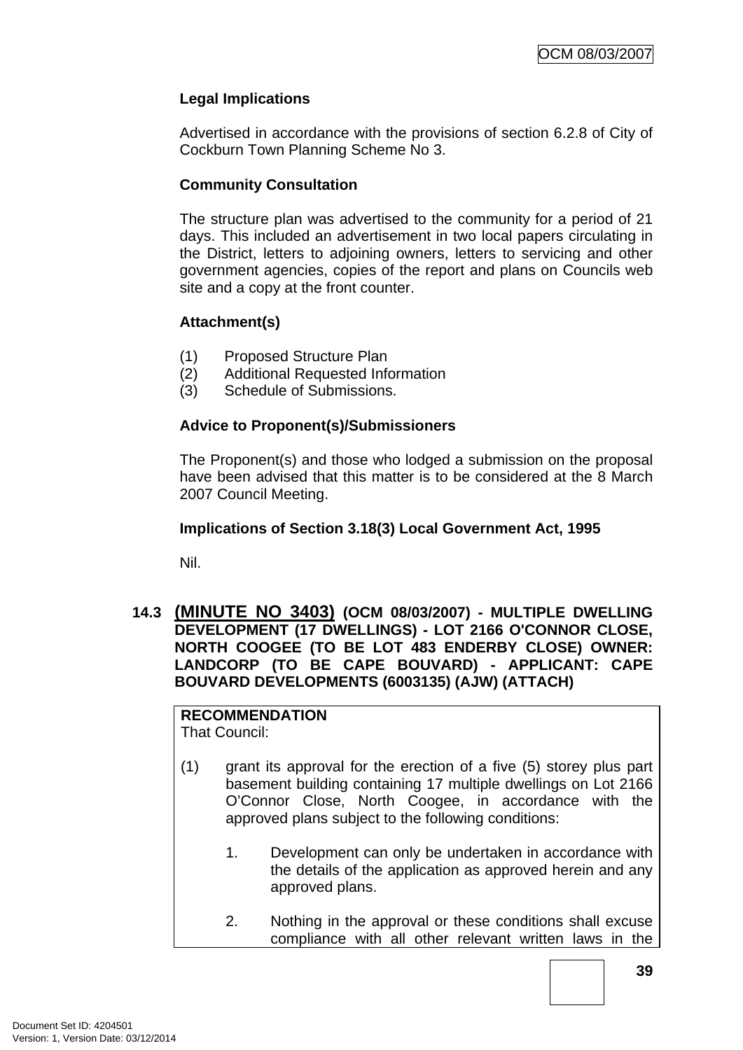**Legal Implications**

Advertised in accordance with the provisions of section 6.2.8 of City of Cockburn Town Planning Scheme No 3.

**Community Consultation**

The structure plan was advertised to the community for a period of 21 days. This included an advertisement in two local papers circulating in the District, letters to adjoining owners, letters to servicing and other government agencies, copies of the report and plans on Councils web site and a copy at the front counter.

**Attachment(s)**

(1) Proposed Structure Plan
(2) Additional Requested Information
(3) Schedule of Submissions.

**Advice to Proponent(s)/Submissioners**

The Proponent(s) and those who lodged a submission on the proposal have been advised that this matter is to be considered at the 8 March 2007 Council Meeting.

**Implications of Section 3.18(3) Local Government Act, 1995**

Nil.

### 14.3 (MINUTE NO 3403) (OCM 08/03/2007) - MULTIPLE DWELLING DEVELOPMENT (17 DWELLINGS) - LOT 2166 O'CONNOR CLOSE, NORTH COOGEE (TO BE LOT 483 ENDERBY CLOSE) OWNER: LANDCORP (TO BE CAPE BOUVARD) - APPLICANT: CAPE BOUVARD DEVELOPMENTS (6003135) (AJW) (ATTACH)

**RECOMMENDATION**
That Council:

(1) grant its approval for the erection of a five (5) storey plus part basement building containing 17 multiple dwellings on Lot 2166 O'Connor Close, North Coogee, in accordance with the approved plans subject to the following conditions:

1. Development can only be undertaken in accordance with the details of the application as approved herein and any approved plans.

2. Nothing in the approval or these conditions shall excuse compliance with all other relevant written laws in the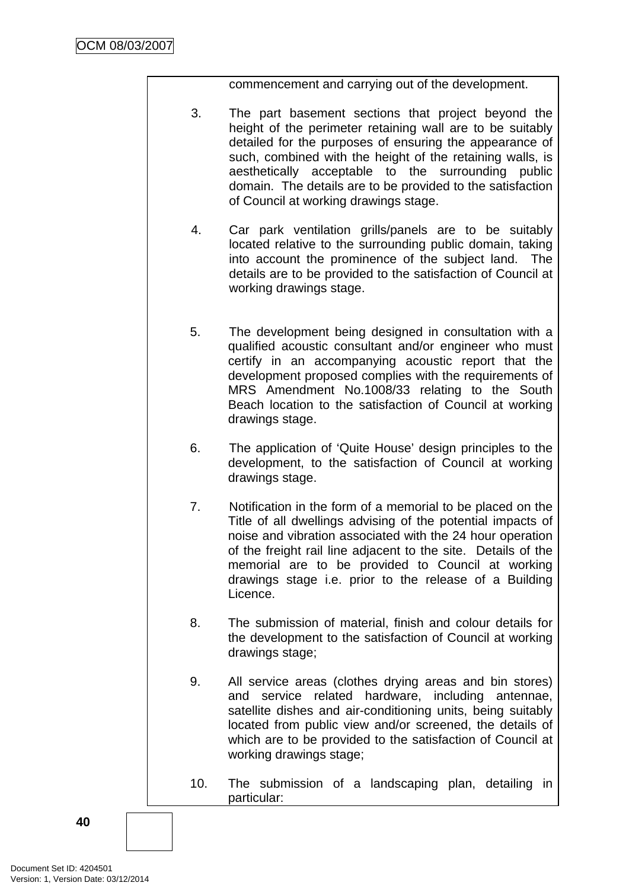commencement and carrying out of the development.

3. The part basement sections that project beyond the height of the perimeter retaining wall are to be suitably detailed for the purposes of ensuring the appearance of such, combined with the height of the retaining walls, is aesthetically acceptable to the surrounding public domain. The details are to be provided to the satisfaction of Council at working drawings stage.

4. Car park ventilation grills/panels are to be suitably located relative to the surrounding public domain, taking into account the prominence of the subject land. The details are to be provided to the satisfaction of Council at working drawings stage.

5. The development being designed in consultation with a qualified acoustic consultant and/or engineer who must certify in an accompanying acoustic report that the development proposed complies with the requirements of MRS Amendment No.1008/33 relating to the South Beach location to the satisfaction of Council at working drawings stage.

6. The application of 'Quite House' design principles to the development, to the satisfaction of Council at working drawings stage.

7. Notification in the form of a memorial to be placed on the Title of all dwellings advising of the potential impacts of noise and vibration associated with the 24 hour operation of the freight rail line adjacent to the site. Details of the memorial are to be provided to Council at working drawings stage i.e. prior to the release of a Building Licence.

8. The submission of material, finish and colour details for the development to the satisfaction of Council at working drawings stage;

9. All service areas (clothes drying areas and bin stores) and service related hardware, including antennae, satellite dishes and air-conditioning units, being suitably located from public view and/or screened, the details of which are to be provided to the satisfaction of Council at working drawings stage;

10. The submission of a landscaping plan, detailing in particular: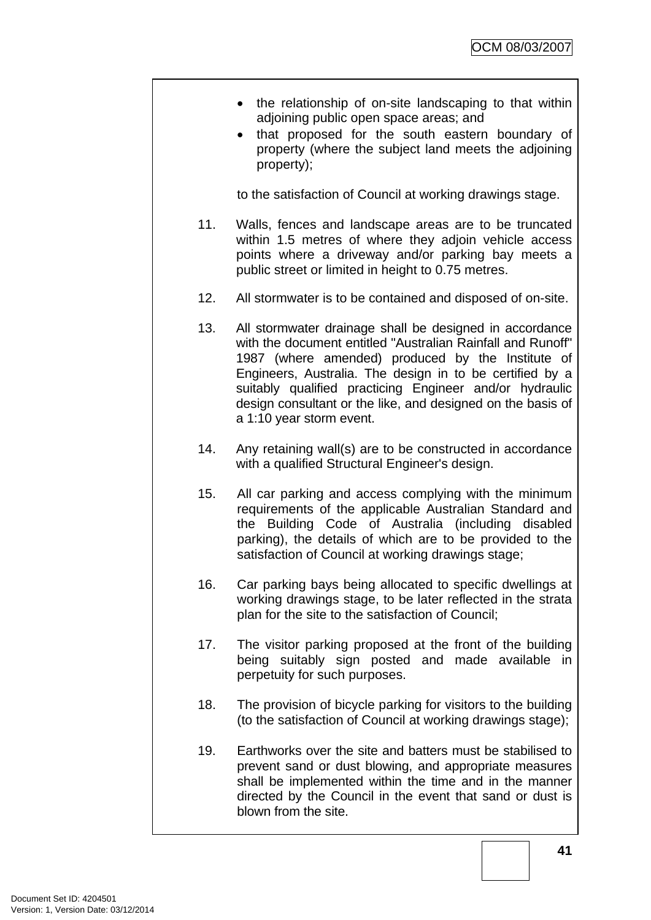- the relationship of on-site landscaping to that within adjoining public open space areas; and
- that proposed for the south eastern boundary of property (where the subject land meets the adjoining property);

to the satisfaction of Council at working drawings stage.

11. Walls, fences and landscape areas are to be truncated within 1.5 metres of where they adjoin vehicle access points where a driveway and/or parking bay meets a public street or limited in height to 0.75 metres.

12. All stormwater is to be contained and disposed of on-site.

13. All stormwater drainage shall be designed in accordance with the document entitled "Australian Rainfall and Runoff" 1987 (where amended) produced by the Institute of Engineers, Australia. The design in to be certified by a suitably qualified practicing Engineer and/or hydraulic design consultant or the like, and designed on the basis of a 1:10 year storm event.

14. Any retaining wall(s) are to be constructed in accordance with a qualified Structural Engineer's design.

15. All car parking and access complying with the minimum requirements of the applicable Australian Standard and the Building Code of Australia (including disabled parking), the details of which are to be provided to the satisfaction of Council at working drawings stage;

16. Car parking bays being allocated to specific dwellings at working drawings stage, to be later reflected in the strata plan for the site to the satisfaction of Council;

17. The visitor parking proposed at the front of the building being suitably sign posted and made available in perpetuity for such purposes.

18. The provision of bicycle parking for visitors to the building (to the satisfaction of Council at working drawings stage);

19. Earthworks over the site and batters must be stabilised to prevent sand or dust blowing, and appropriate measures shall be implemented within the time and in the manner directed by the Council in the event that sand or dust is blown from the site.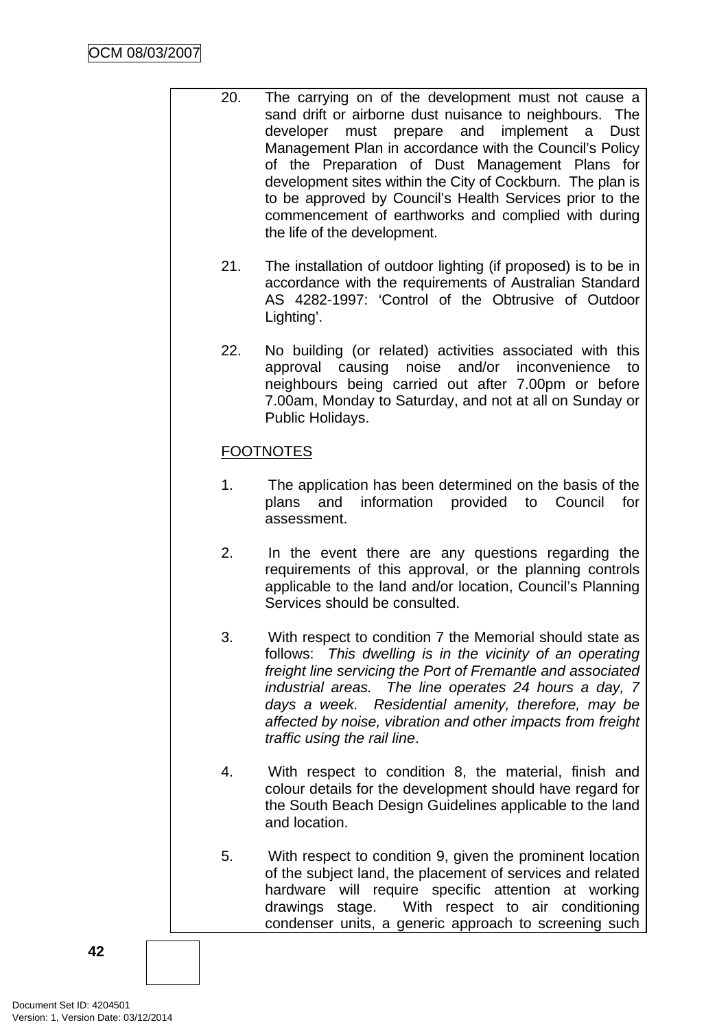20. The carrying on of the development must not cause a sand drift or airborne dust nuisance to neighbours. The developer must prepare and implement a Dust Management Plan in accordance with the Council's Policy of the Preparation of Dust Management Plans for development sites within the City of Cockburn. The plan is to be approved by Council's Health Services prior to the commencement of earthworks and complied with during the life of the development.

21. The installation of outdoor lighting (if proposed) is to be in accordance with the requirements of Australian Standard AS 4282-1997: 'Control of the Obtrusive of Outdoor Lighting'.

22. No building (or related) activities associated with this approval causing noise and/or inconvenience to neighbours being carried out after 7.00pm or before 7.00am, Monday to Saturday, and not at all on Sunday or Public Holidays.

<u>FOOTNOTES</u>

1. The application has been determined on the basis of the plans and information provided to Council for assessment.

2. In the event there are any questions regarding the requirements of this approval, or the planning controls applicable to the land and/or location, Council's Planning Services should be consulted.

3. With respect to condition 7 the Memorial should state as follows: *This dwelling is in the vicinity of an operating freight line servicing the Port of Fremantle and associated industrial areas. The line operates 24 hours a day, 7 days a week. Residential amenity, therefore, may be affected by noise, vibration and other impacts from freight traffic using the rail line*.

4. With respect to condition 8, the material, finish and colour details for the development should have regard for the South Beach Design Guidelines applicable to the land and location.

5. With respect to condition 9, given the prominent location of the subject land, the placement of services and related hardware will require specific attention at working drawings stage. With respect to air conditioning condenser units, a generic approach to screening such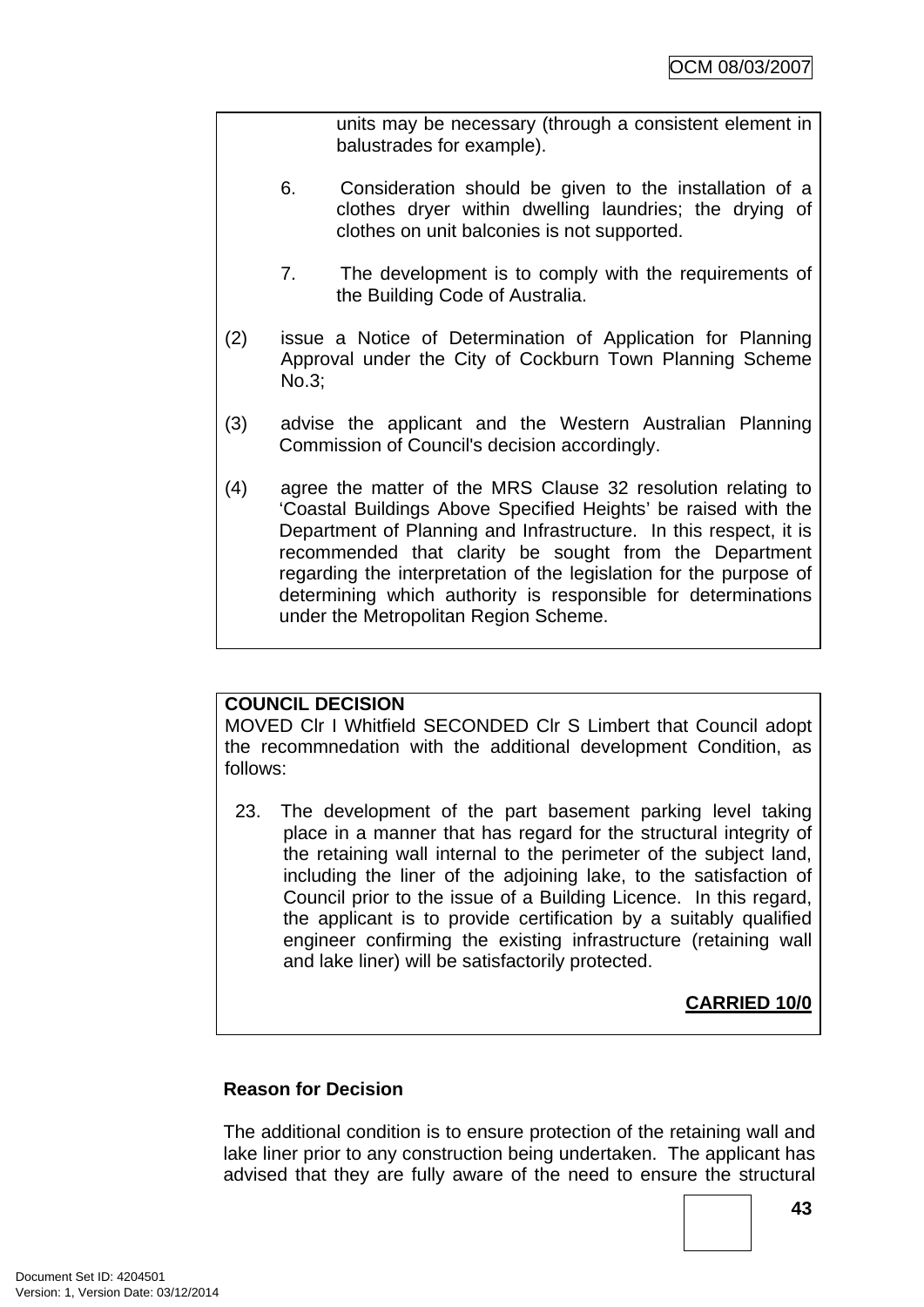units may be necessary (through a consistent element in balustrades for example).

6. Consideration should be given to the installation of a clothes dryer within dwelling laundries; the drying of clothes on unit balconies is not supported.

7. The development is to comply with the requirements of the Building Code of Australia.

(2) issue a Notice of Determination of Application for Planning Approval under the City of Cockburn Town Planning Scheme No.3;

(3) advise the applicant and the Western Australian Planning Commission of Council's decision accordingly.

(4) agree the matter of the MRS Clause 32 resolution relating to 'Coastal Buildings Above Specified Heights' be raised with the Department of Planning and Infrastructure. In this respect, it is recommended that clarity be sought from the Department regarding the interpretation of the legislation for the purpose of determining which authority is responsible for determinations under the Metropolitan Region Scheme.

**COUNCIL DECISION**

MOVED Clr I Whitfield SECONDED Clr S Limbert that Council adopt the recommnedation with the additional development Condition, as follows:

23. The development of the part basement parking level taking place in a manner that has regard for the structural integrity of the retaining wall internal to the perimeter of the subject land, including the liner of the adjoining lake, to the satisfaction of Council prior to the issue of a Building Licence. In this regard, the applicant is to provide certification by a suitably qualified engineer confirming the existing infrastructure (retaining wall and lake liner) will be satisfactorily protected.

**CARRIED 10/0**

**Reason for Decision**

The additional condition is to ensure protection of the retaining wall and lake liner prior to any construction being undertaken. The applicant has advised that they are fully aware of the need to ensure the structural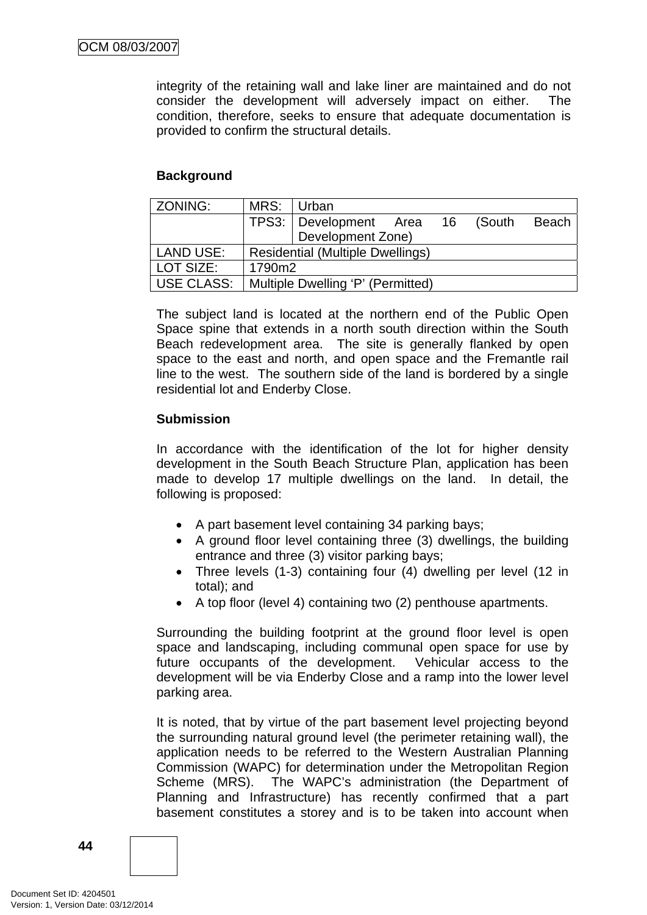integrity of the retaining wall and lake liner are maintained and do not consider the development will adversely impact on either. The condition, therefore, seeks to ensure that adequate documentation is provided to confirm the structural details.

**Background**

| ZONING: | MRS: | Urban |
|---|---|---|
| | TPS3: | Development Area 16 (South Beach Development Zone) |
| LAND USE: | Residential (Multiple Dwellings) | |
| LOT SIZE: | 1790m2 | |
| USE CLASS: | Multiple Dwelling 'P' (Permitted) | |

The subject land is located at the northern end of the Public Open Space spine that extends in a north south direction within the South Beach redevelopment area. The site is generally flanked by open space to the east and north, and open space and the Fremantle rail line to the west. The southern side of the land is bordered by a single residential lot and Enderby Close.

**Submission**

In accordance with the identification of the lot for higher density development in the South Beach Structure Plan, application has been made to develop 17 multiple dwellings on the land. In detail, the following is proposed:

- A part basement level containing 34 parking bays;
- A ground floor level containing three (3) dwellings, the building entrance and three (3) visitor parking bays;
- Three levels (1-3) containing four (4) dwelling per level (12 in total); and
- A top floor (level 4) containing two (2) penthouse apartments.

Surrounding the building footprint at the ground floor level is open space and landscaping, including communal open space for use by future occupants of the development. Vehicular access to the development will be via Enderby Close and a ramp into the lower level parking area.

It is noted, that by virtue of the part basement level projecting beyond the surrounding natural ground level (the perimeter retaining wall), the application needs to be referred to the Western Australian Planning Commission (WAPC) for determination under the Metropolitan Region Scheme (MRS). The WAPC's administration (the Department of Planning and Infrastructure) has recently confirmed that a part basement constitutes a storey and is to be taken into account when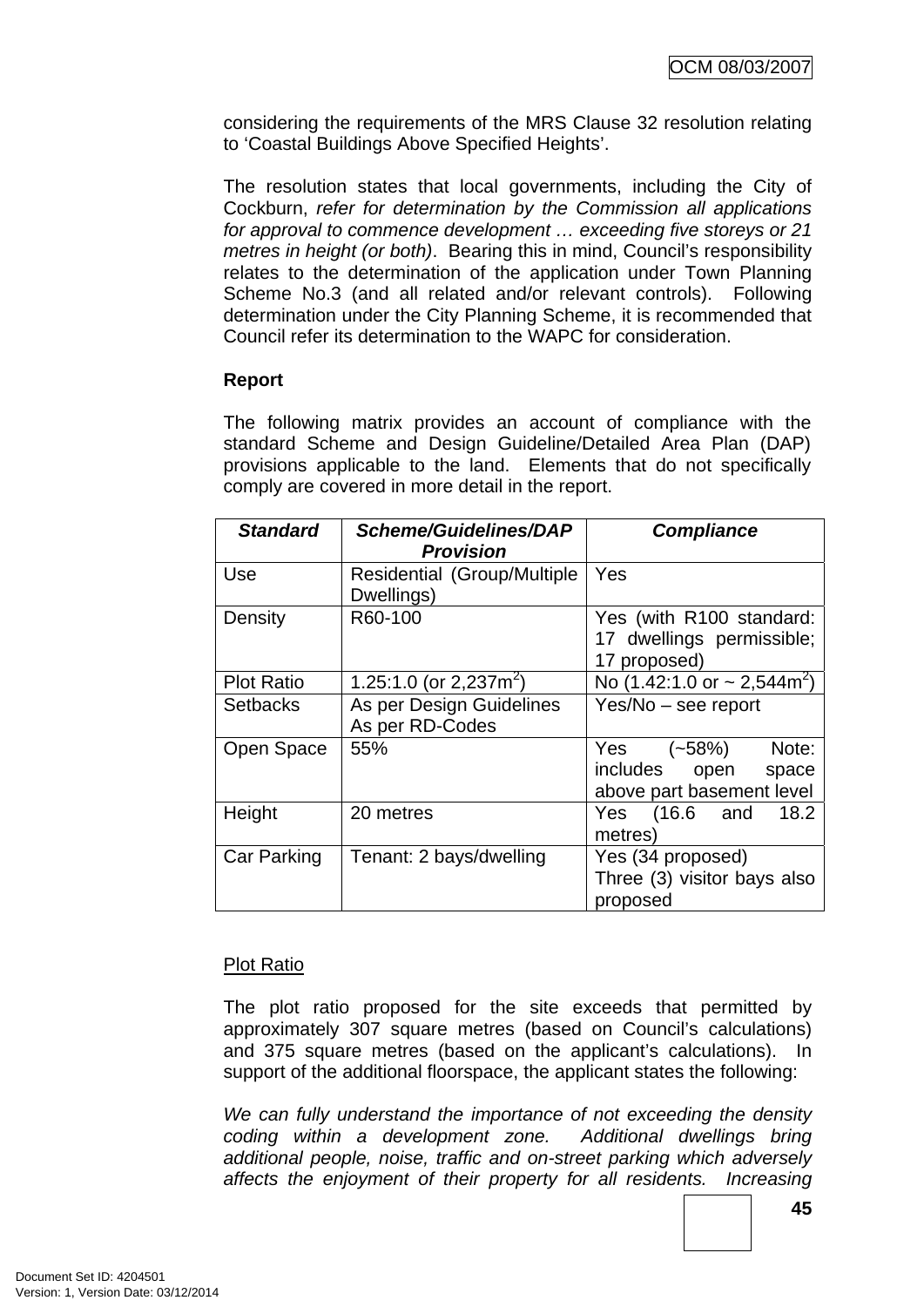considering the requirements of the MRS Clause 32 resolution relating to 'Coastal Buildings Above Specified Heights'.

The resolution states that local governments, including the City of Cockburn, *refer for determination by the Commission all applications for approval to commence development … exceeding five storeys or 21 metres in height (or both)*. Bearing this in mind, Council's responsibility relates to the determination of the application under Town Planning Scheme No.3 (and all related and/or relevant controls). Following determination under the City Planning Scheme, it is recommended that Council refer its determination to the WAPC for consideration.

**Report**

The following matrix provides an account of compliance with the standard Scheme and Design Guideline/Detailed Area Plan (DAP) provisions applicable to the land. Elements that do not specifically comply are covered in more detail in the report.

| *Standard* | *Scheme/Guidelines/DAP Provision* | *Compliance* |
|---|---|---|
| Use | Residential (Group/Multiple Dwellings) | Yes |
| Density | R60-100 | Yes (with R100 standard: 17 dwellings permissible; 17 proposed) |
| Plot Ratio | 1.25:1.0 (or 2,237m$^2$) | No (1.42:1.0 or ~ 2,544m$^2$) |
| Setbacks | As per Design Guidelines<br>As per RD-Codes | Yes/No – see report |
| Open Space | 55% | Yes (~58%) Note: includes open space above part basement level |
| Height | 20 metres | Yes (16.6 and 18.2 metres) |
| Car Parking | Tenant: 2 bays/dwelling | Yes (34 proposed)<br>Three (3) visitor bays also proposed |

<u>Plot Ratio</u>

The plot ratio proposed for the site exceeds that permitted by approximately 307 square metres (based on Council's calculations) and 375 square metres (based on the applicant's calculations). In support of the additional floorspace, the applicant states the following:

*We can fully understand the importance of not exceeding the density coding within a development zone. Additional dwellings bring additional people, noise, traffic and on-street parking which adversely affects the enjoyment of their property for all residents. Increasing*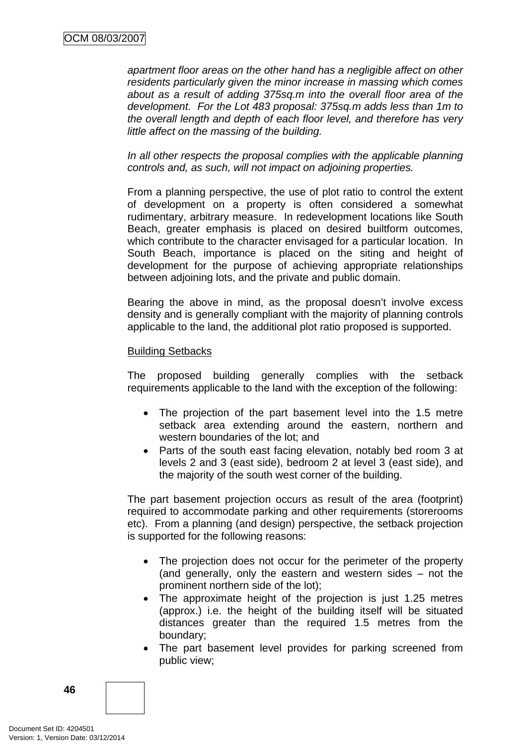*apartment floor areas on the other hand has a negligible affect on other residents particularly given the minor increase in massing which comes about as a result of adding 375sq.m into the overall floor area of the development. For the Lot 483 proposal: 375sq.m adds less than 1m to the overall length and depth of each floor level, and therefore has very little affect on the massing of the building.*

*In all other respects the proposal complies with the applicable planning controls and, as such, will not impact on adjoining properties.*

From a planning perspective, the use of plot ratio to control the extent of development on a property is often considered a somewhat rudimentary, arbitrary measure. In redevelopment locations like South Beach, greater emphasis is placed on desired builtform outcomes, which contribute to the character envisaged for a particular location. In South Beach, importance is placed on the siting and height of development for the purpose of achieving appropriate relationships between adjoining lots, and the private and public domain.

Bearing the above in mind, as the proposal doesn't involve excess density and is generally compliant with the majority of planning controls applicable to the land, the additional plot ratio proposed is supported.

<u>Building Setbacks</u>

The proposed building generally complies with the setback requirements applicable to the land with the exception of the following:

- The projection of the part basement level into the 1.5 metre setback area extending around the eastern, northern and western boundaries of the lot; and
- Parts of the south east facing elevation, notably bed room 3 at levels 2 and 3 (east side), bedroom 2 at level 3 (east side), and the majority of the south west corner of the building.

The part basement projection occurs as result of the area (footprint) required to accommodate parking and other requirements (storerooms etc). From a planning (and design) perspective, the setback projection is supported for the following reasons:

- The projection does not occur for the perimeter of the property (and generally, only the eastern and western sides – not the prominent northern side of the lot);
- The approximate height of the projection is just 1.25 metres (approx.) i.e. the height of the building itself will be situated distances greater than the required 1.5 metres from the boundary;
- The part basement level provides for parking screened from public view;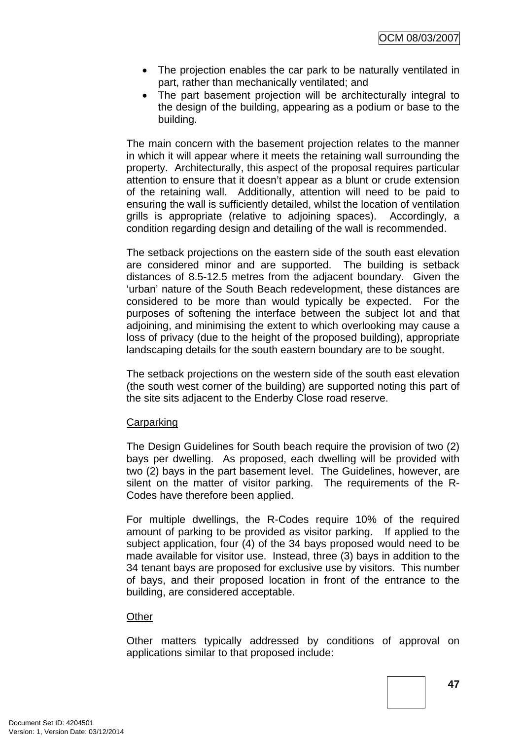- The projection enables the car park to be naturally ventilated in part, rather than mechanically ventilated; and
- The part basement projection will be architecturally integral to the design of the building, appearing as a podium or base to the building.

The main concern with the basement projection relates to the manner in which it will appear where it meets the retaining wall surrounding the property. Architecturally, this aspect of the proposal requires particular attention to ensure that it doesn't appear as a blunt or crude extension of the retaining wall. Additionally, attention will need to be paid to ensuring the wall is sufficiently detailed, whilst the location of ventilation grills is appropriate (relative to adjoining spaces). Accordingly, a condition regarding design and detailing of the wall is recommended.

The setback projections on the eastern side of the south east elevation are considered minor and are supported. The building is setback distances of 8.5-12.5 metres from the adjacent boundary. Given the 'urban' nature of the South Beach redevelopment, these distances are considered to be more than would typically be expected. For the purposes of softening the interface between the subject lot and that adjoining, and minimising the extent to which overlooking may cause a loss of privacy (due to the height of the proposed building), appropriate landscaping details for the south eastern boundary are to be sought.

The setback projections on the western side of the south east elevation (the south west corner of the building) are supported noting this part of the site sits adjacent to the Enderby Close road reserve.

<u>Carparking</u>

The Design Guidelines for South beach require the provision of two (2) bays per dwelling. As proposed, each dwelling will be provided with two (2) bays in the part basement level. The Guidelines, however, are silent on the matter of visitor parking. The requirements of the R-Codes have therefore been applied.

For multiple dwellings, the R-Codes require 10% of the required amount of parking to be provided as visitor parking. If applied to the subject application, four (4) of the 34 bays proposed would need to be made available for visitor use. Instead, three (3) bays in addition to the 34 tenant bays are proposed for exclusive use by visitors. This number of bays, and their proposed location in front of the entrance to the building, are considered acceptable.

<u>Other</u>

Other matters typically addressed by conditions of approval on applications similar to that proposed include: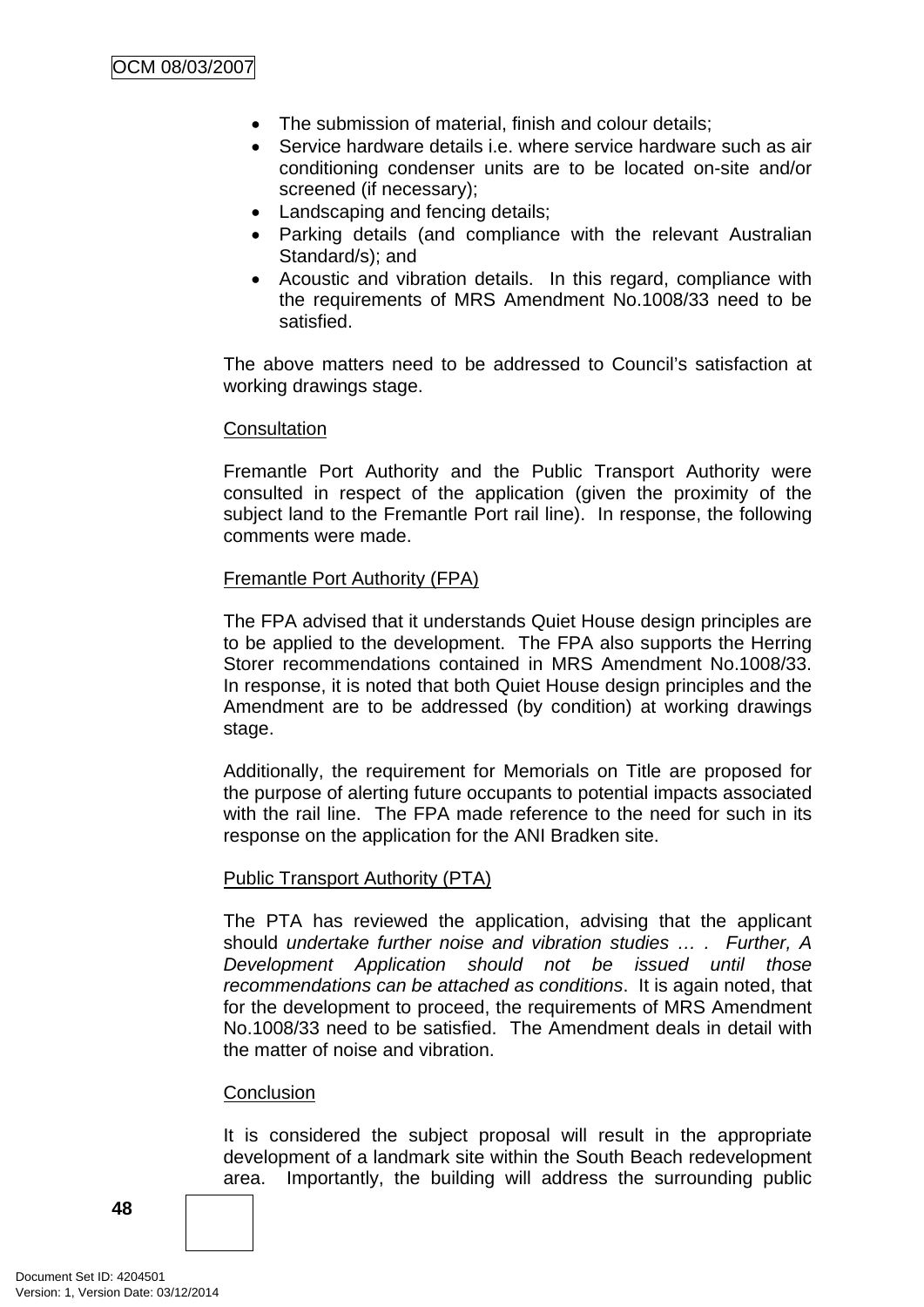- The submission of material, finish and colour details;
- Service hardware details i.e. where service hardware such as air conditioning condenser units are to be located on-site and/or screened (if necessary);
- Landscaping and fencing details;
- Parking details (and compliance with the relevant Australian Standard/s); and
- Acoustic and vibration details. In this regard, compliance with the requirements of MRS Amendment No.1008/33 need to be satisfied.

The above matters need to be addressed to Council's satisfaction at working drawings stage.

Consultation

Fremantle Port Authority and the Public Transport Authority were consulted in respect of the application (given the proximity of the subject land to the Fremantle Port rail line). In response, the following comments were made.

Fremantle Port Authority (FPA)

The FPA advised that it understands Quiet House design principles are to be applied to the development. The FPA also supports the Herring Storer recommendations contained in MRS Amendment No.1008/33. In response, it is noted that both Quiet House design principles and the Amendment are to be addressed (by condition) at working drawings stage.

Additionally, the requirement for Memorials on Title are proposed for the purpose of alerting future occupants to potential impacts associated with the rail line. The FPA made reference to the need for such in its response on the application for the ANI Bradken site.

Public Transport Authority (PTA)

The PTA has reviewed the application, advising that the applicant should *undertake further noise and vibration studies … . Further, A Development Application should not be issued until those recommendations can be attached as conditions*. It is again noted, that for the development to proceed, the requirements of MRS Amendment No.1008/33 need to be satisfied. The Amendment deals in detail with the matter of noise and vibration.

Conclusion

It is considered the subject proposal will result in the appropriate development of a landmark site within the South Beach redevelopment area. Importantly, the building will address the surrounding public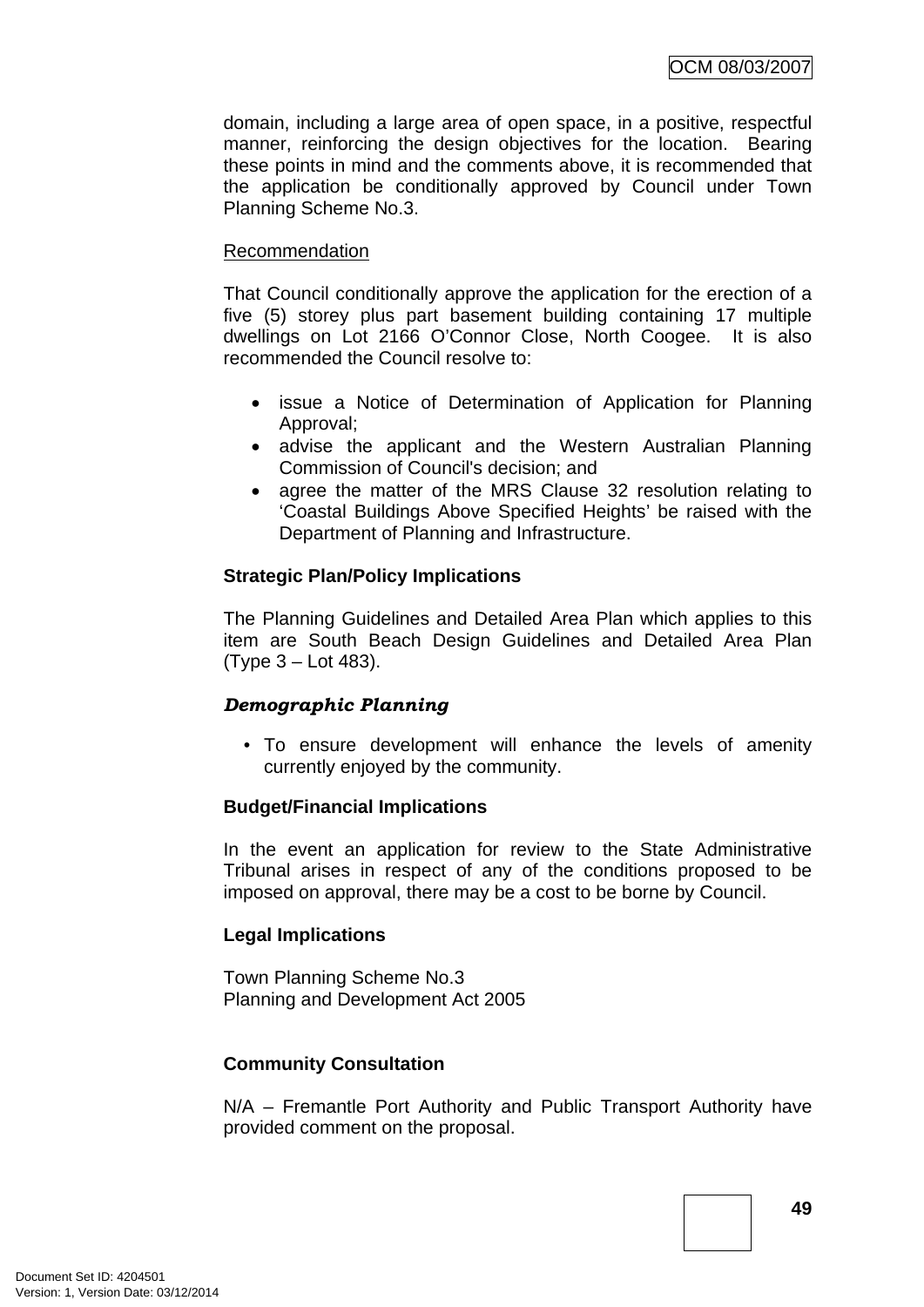domain, including a large area of open space, in a positive, respectful manner, reinforcing the design objectives for the location. Bearing these points in mind and the comments above, it is recommended that the application be conditionally approved by Council under Town Planning Scheme No.3.

Recommendation

That Council conditionally approve the application for the erection of a five (5) storey plus part basement building containing 17 multiple dwellings on Lot 2166 O'Connor Close, North Coogee. It is also recommended the Council resolve to:

- issue a Notice of Determination of Application for Planning Approval;
- advise the applicant and the Western Australian Planning Commission of Council's decision; and
- agree the matter of the MRS Clause 32 resolution relating to 'Coastal Buildings Above Specified Heights' be raised with the Department of Planning and Infrastructure.

**Strategic Plan/Policy Implications**

The Planning Guidelines and Detailed Area Plan which applies to this item are South Beach Design Guidelines and Detailed Area Plan (Type 3 – Lot 483).

***Demographic Planning***

- To ensure development will enhance the levels of amenity currently enjoyed by the community.

**Budget/Financial Implications**

In the event an application for review to the State Administrative Tribunal arises in respect of any of the conditions proposed to be imposed on approval, there may be a cost to be borne by Council.

**Legal Implications**

Town Planning Scheme No.3
Planning and Development Act 2005

**Community Consultation**

N/A – Fremantle Port Authority and Public Transport Authority have provided comment on the proposal.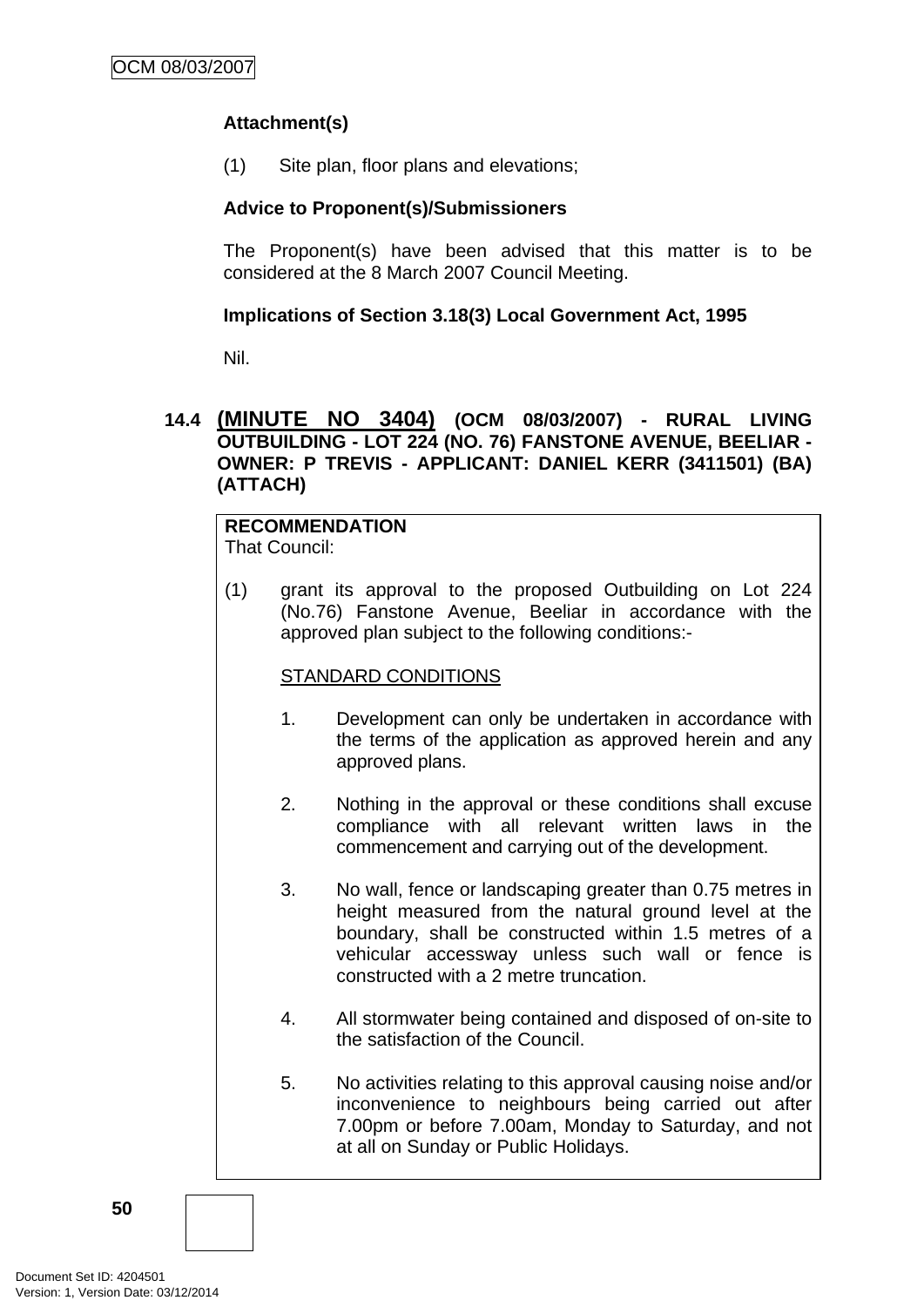**Attachment(s)**

(1) Site plan, floor plans and elevations;

**Advice to Proponent(s)/Submissioners**

The Proponent(s) have been advised that this matter is to be considered at the 8 March 2007 Council Meeting.

**Implications of Section 3.18(3) Local Government Act, 1995**

Nil.

## 14.4 (MINUTE NO 3404) (OCM 08/03/2007) - RURAL LIVING OUTBUILDING - LOT 224 (NO. 76) FANSTONE AVENUE, BEELIAR - OWNER: P TREVIS - APPLICANT: DANIEL KERR (3411501) (BA) (ATTACH)

**RECOMMENDATION**
That Council:

(1) grant its approval to the proposed Outbuilding on Lot 224 (No.76) Fanstone Avenue, Beeliar in accordance with the approved plan subject to the following conditions:-

STANDARD CONDITIONS

1. Development can only be undertaken in accordance with the terms of the application as approved herein and any approved plans.

2. Nothing in the approval or these conditions shall excuse compliance with all relevant written laws in the commencement and carrying out of the development.

3. No wall, fence or landscaping greater than 0.75 metres in height measured from the natural ground level at the boundary, shall be constructed within 1.5 metres of a vehicular accessway unless such wall or fence is constructed with a 2 metre truncation.

4. All stormwater being contained and disposed of on-site to the satisfaction of the Council.

5. No activities relating to this approval causing noise and/or inconvenience to neighbours being carried out after 7.00pm or before 7.00am, Monday to Saturday, and not at all on Sunday or Public Holidays.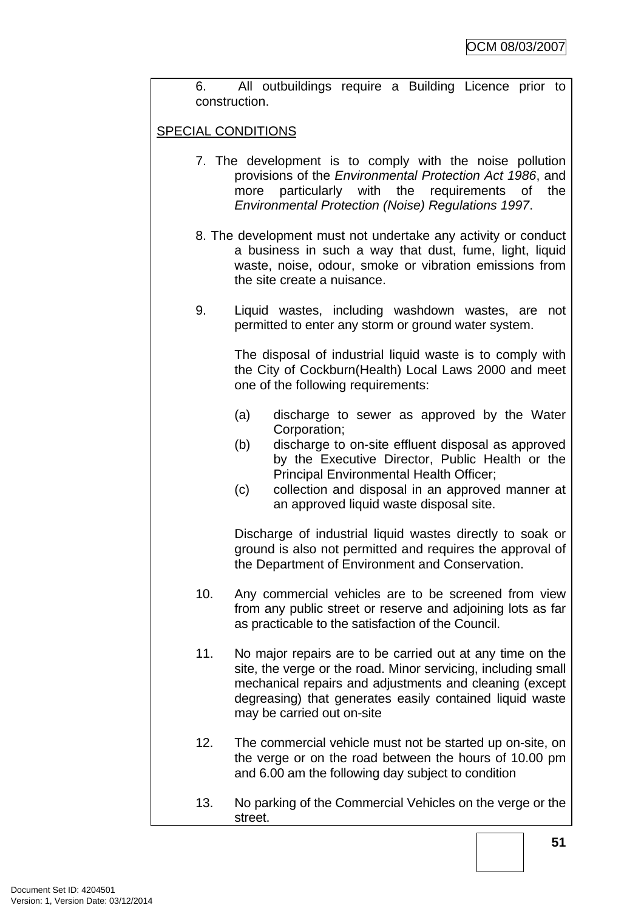6. All outbuildings require a Building Licence prior to construction.

SPECIAL CONDITIONS

7. The development is to comply with the noise pollution provisions of the *Environmental Protection Act 1986*, and more particularly with the requirements of the *Environmental Protection (Noise) Regulations 1997*.

8. The development must not undertake any activity or conduct a business in such a way that dust, fume, light, liquid waste, noise, odour, smoke or vibration emissions from the site create a nuisance.

9. Liquid wastes, including washdown wastes, are not permitted to enter any storm or ground water system.

   The disposal of industrial liquid waste is to comply with the City of Cockburn(Health) Local Laws 2000 and meet one of the following requirements:

   (a) discharge to sewer as approved by the Water Corporation;
   (b) discharge to on-site effluent disposal as approved by the Executive Director, Public Health or the Principal Environmental Health Officer;
   (c) collection and disposal in an approved manner at an approved liquid waste disposal site.

   Discharge of industrial liquid wastes directly to soak or ground is also not permitted and requires the approval of the Department of Environment and Conservation.

10. Any commercial vehicles are to be screened from view from any public street or reserve and adjoining lots as far as practicable to the satisfaction of the Council.

11. No major repairs are to be carried out at any time on the site, the verge or the road. Minor servicing, including small mechanical repairs and adjustments and cleaning (except degreasing) that generates easily contained liquid waste may be carried out on-site

12. The commercial vehicle must not be started up on-site, on the verge or on the road between the hours of 10.00 pm and 6.00 am the following day subject to condition

13. No parking of the Commercial Vehicles on the verge or the street.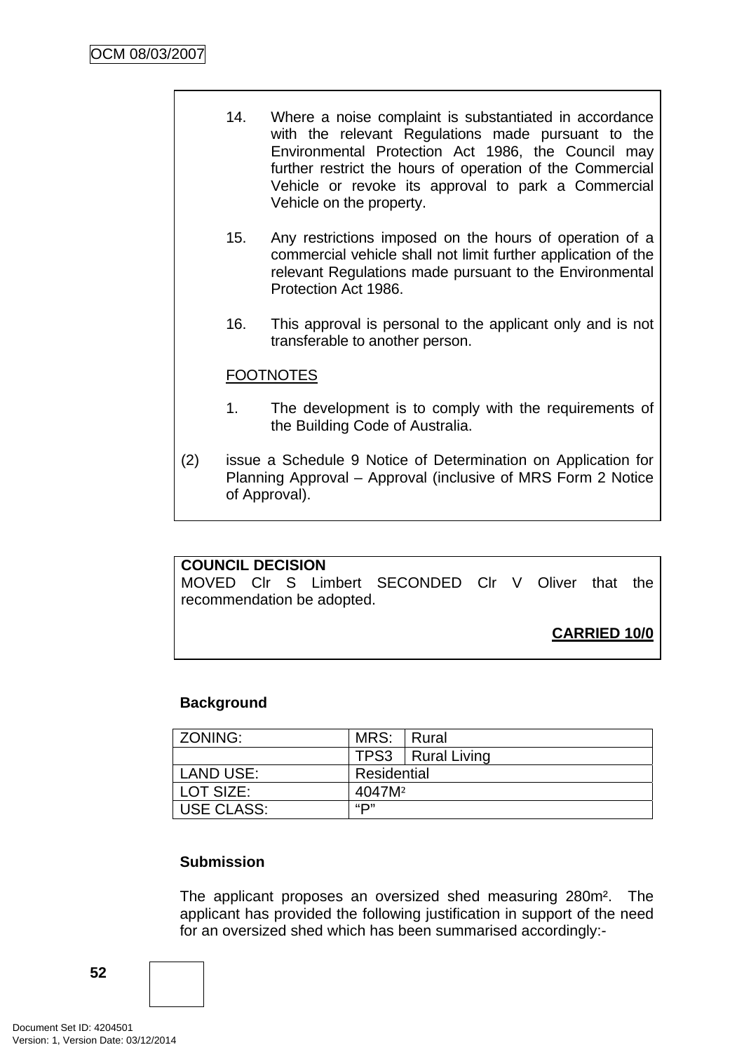14. Where a noise complaint is substantiated in accordance with the relevant Regulations made pursuant to the Environmental Protection Act 1986, the Council may further restrict the hours of operation of the Commercial Vehicle or revoke its approval to park a Commercial Vehicle on the property.

15. Any restrictions imposed on the hours of operation of a commercial vehicle shall not limit further application of the relevant Regulations made pursuant to the Environmental Protection Act 1986.

16. This approval is personal to the applicant only and is not transferable to another person.

FOOTNOTES

1. The development is to comply with the requirements of the Building Code of Australia.

(2) issue a Schedule 9 Notice of Determination on Application for Planning Approval – Approval (inclusive of MRS Form 2 Notice of Approval).

**COUNCIL DECISION**
MOVED Clr S Limbert SECONDED Clr V Oliver that the recommendation be adopted.

**CARRIED 10/0**

**Background**

| ZONING: | MRS: | Rural |
|---|---|---|
| | TPS3 | Rural Living |
| LAND USE: | Residential | |
| LOT SIZE: | 4047M² | |
| USE CLASS: | "P" | |

**Submission**

The applicant proposes an oversized shed measuring 280m². The applicant has provided the following justification in support of the need for an oversized shed which has been summarised accordingly:-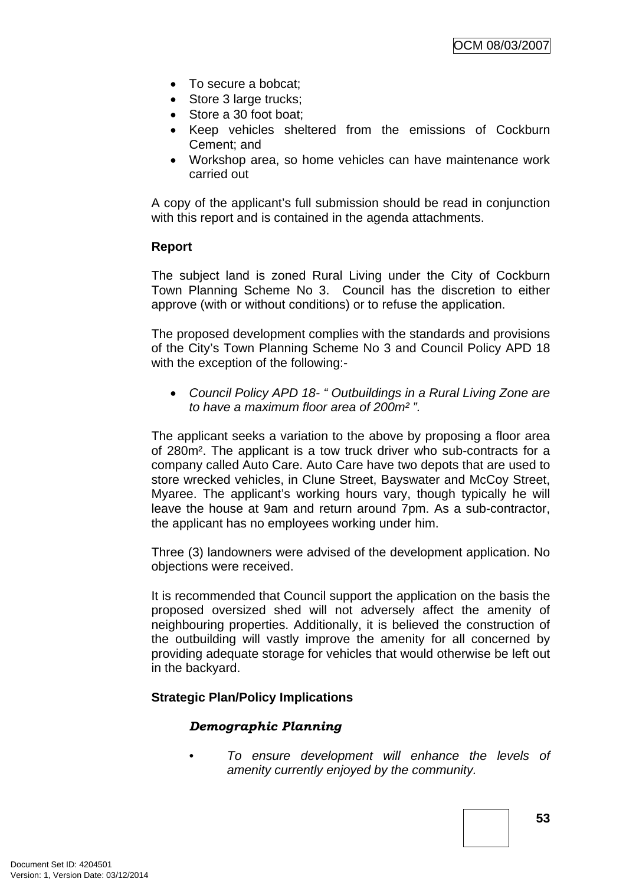- To secure a bobcat;
- Store 3 large trucks;
- Store a 30 foot boat;
- Keep vehicles sheltered from the emissions of Cockburn Cement; and
- Workshop area, so home vehicles can have maintenance work carried out

A copy of the applicant's full submission should be read in conjunction with this report and is contained in the agenda attachments.

**Report**

The subject land is zoned Rural Living under the City of Cockburn Town Planning Scheme No 3. Council has the discretion to either approve (with or without conditions) or to refuse the application.

The proposed development complies with the standards and provisions of the City's Town Planning Scheme No 3 and Council Policy APD 18 with the exception of the following:-

- *Council Policy APD 18- " Outbuildings in a Rural Living Zone are to have a maximum floor area of 200m² ".*

The applicant seeks a variation to the above by proposing a floor area of 280m². The applicant is a tow truck driver who sub-contracts for a company called Auto Care. Auto Care have two depots that are used to store wrecked vehicles, in Clune Street, Bayswater and McCoy Street, Myaree. The applicant's working hours vary, though typically he will leave the house at 9am and return around 7pm. As a sub-contractor, the applicant has no employees working under him.

Three (3) landowners were advised of the development application. No objections were received.

It is recommended that Council support the application on the basis the proposed oversized shed will not adversely affect the amenity of neighbouring properties. Additionally, it is believed the construction of the outbuilding will vastly improve the amenity for all concerned by providing adequate storage for vehicles that would otherwise be left out in the backyard.

**Strategic Plan/Policy Implications**

***Demographic Planning***

- *To ensure development will enhance the levels of amenity currently enjoyed by the community.*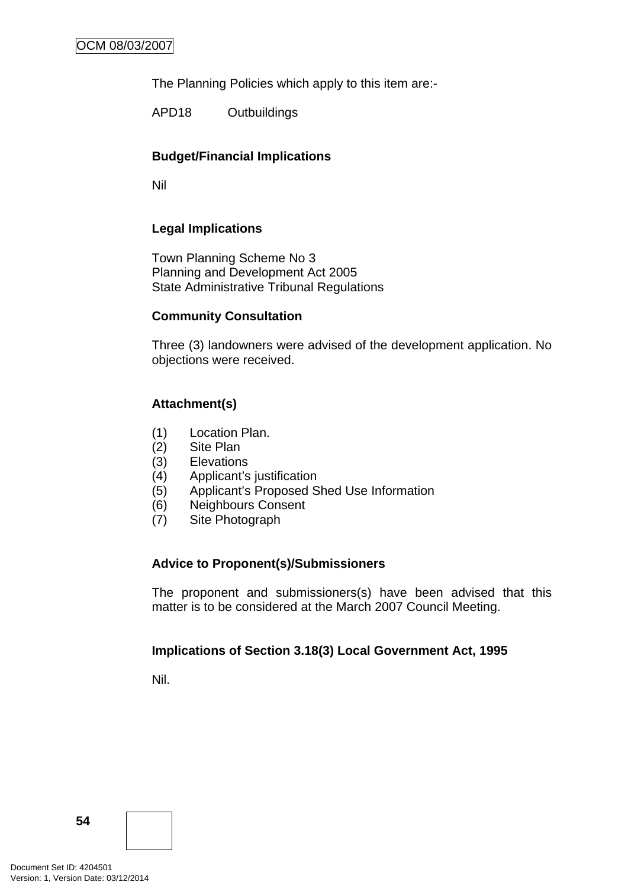The Planning Policies which apply to this item are:-

APD18 Outbuildings

**Budget/Financial Implications**

Nil

**Legal Implications**

Town Planning Scheme No 3
Planning and Development Act 2005
State Administrative Tribunal Regulations

**Community Consultation**

Three (3) landowners were advised of the development application. No objections were received.

**Attachment(s)**

(1) Location Plan.
(2) Site Plan
(3) Elevations
(4) Applicant's justification
(5) Applicant's Proposed Shed Use Information
(6) Neighbours Consent
(7) Site Photograph

**Advice to Proponent(s)/Submissioners**

The proponent and submissioners(s) have been advised that this matter is to be considered at the March 2007 Council Meeting.

**Implications of Section 3.18(3) Local Government Act, 1995**

Nil.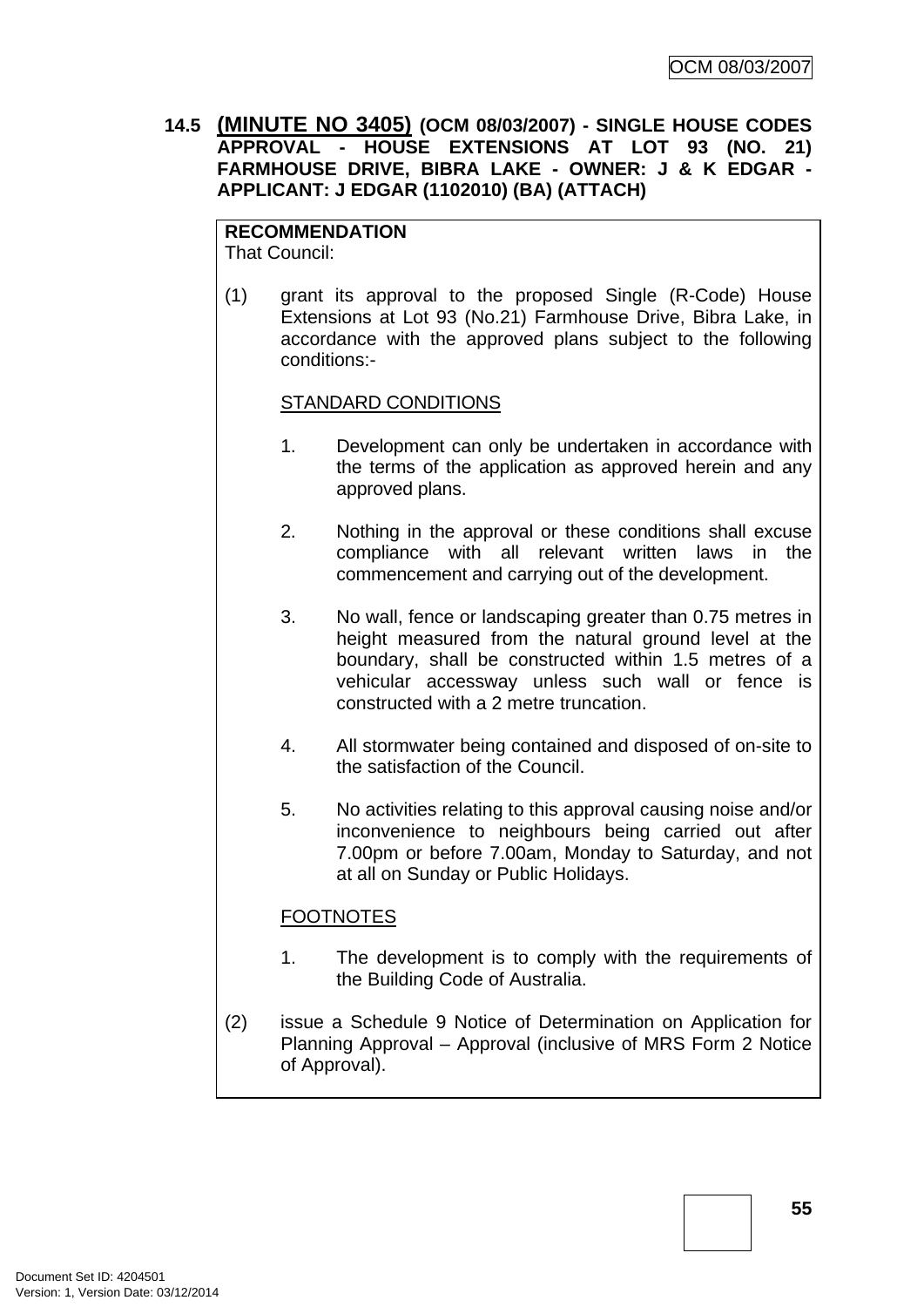### 14.5 (MINUTE NO 3405) (OCM 08/03/2007) - SINGLE HOUSE CODES APPROVAL - HOUSE EXTENSIONS AT LOT 93 (NO. 21) FARMHOUSE DRIVE, BIBRA LAKE - OWNER: J & K EDGAR - APPLICANT: J EDGAR (1102010) (BA) (ATTACH)

**RECOMMENDATION**
That Council:

(1) grant its approval to the proposed Single (R-Code) House Extensions at Lot 93 (No.21) Farmhouse Drive, Bibra Lake, in accordance with the approved plans subject to the following conditions:-

STANDARD CONDITIONS

1. Development can only be undertaken in accordance with the terms of the application as approved herein and any approved plans.

2. Nothing in the approval or these conditions shall excuse compliance with all relevant written laws in the commencement and carrying out of the development.

3. No wall, fence or landscaping greater than 0.75 metres in height measured from the natural ground level at the boundary, shall be constructed within 1.5 metres of a vehicular accessway unless such wall or fence is constructed with a 2 metre truncation.

4. All stormwater being contained and disposed of on-site to the satisfaction of the Council.

5. No activities relating to this approval causing noise and/or inconvenience to neighbours being carried out after 7.00pm or before 7.00am, Monday to Saturday, and not at all on Sunday or Public Holidays.

FOOTNOTES

1. The development is to comply with the requirements of the Building Code of Australia.

(2) issue a Schedule 9 Notice of Determination on Application for Planning Approval – Approval (inclusive of MRS Form 2 Notice of Approval).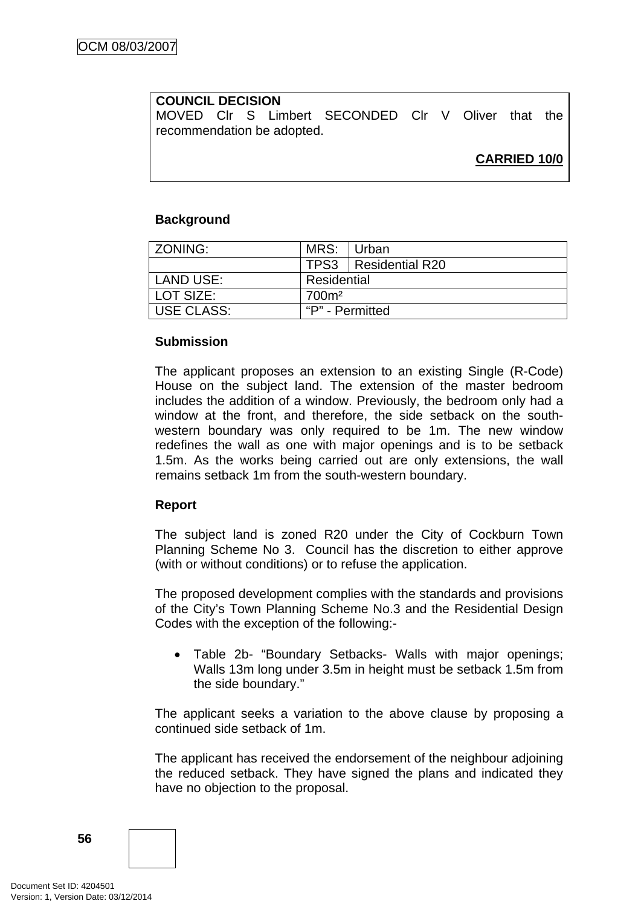**COUNCIL DECISION**
MOVED Clr S Limbert SECONDED Clr V Oliver that the recommendation be adopted.

**CARRIED 10/0**

**Background**

| ZONING: | MRS: | Urban |
|---|---|---|
| | TPS3 | Residential R20 |
| LAND USE: | Residential | |
| LOT SIZE: | 700m² | |
| USE CLASS: | "P" - Permitted | |

**Submission**

The applicant proposes an extension to an existing Single (R-Code) House on the subject land. The extension of the master bedroom includes the addition of a window. Previously, the bedroom only had a window at the front, and therefore, the side setback on the south-western boundary was only required to be 1m. The new window redefines the wall as one with major openings and is to be setback 1.5m. As the works being carried out are only extensions, the wall remains setback 1m from the south-western boundary.

**Report**

The subject land is zoned R20 under the City of Cockburn Town Planning Scheme No 3. Council has the discretion to either approve (with or without conditions) or to refuse the application.

The proposed development complies with the standards and provisions of the City's Town Planning Scheme No.3 and the Residential Design Codes with the exception of the following:-

- Table 2b- "Boundary Setbacks- Walls with major openings; Walls 13m long under 3.5m in height must be setback 1.5m from the side boundary."

The applicant seeks a variation to the above clause by proposing a continued side setback of 1m.

The applicant has received the endorsement of the neighbour adjoining the reduced setback. They have signed the plans and indicated they have no objection to the proposal.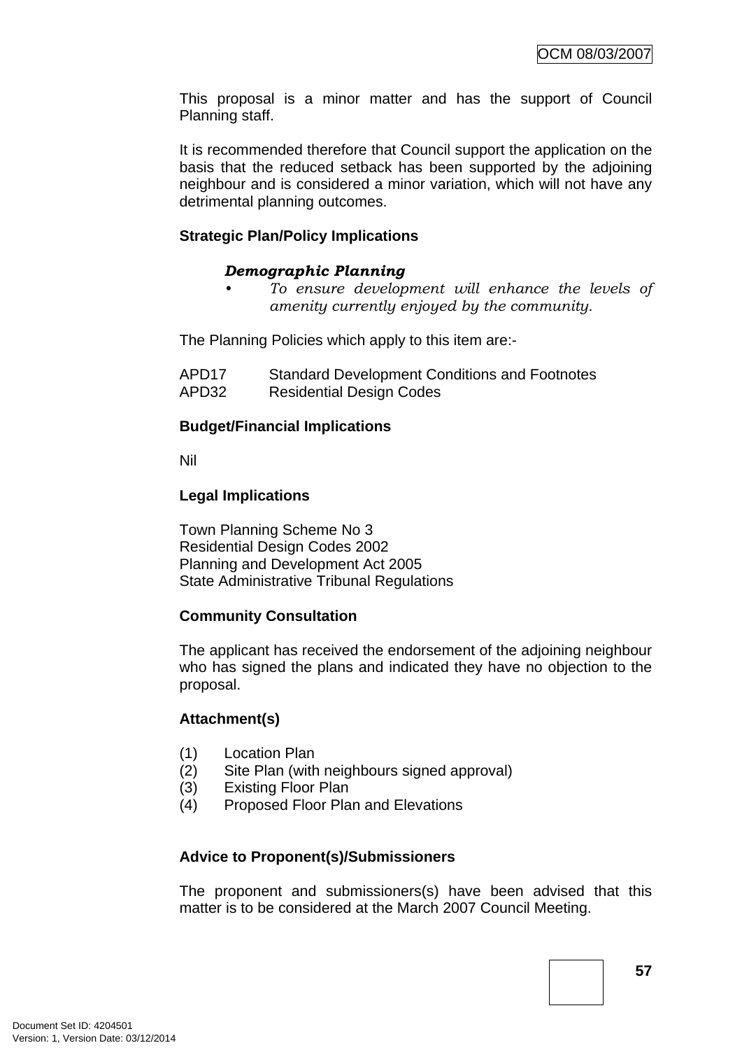This proposal is a minor matter and has the support of Council Planning staff.

It is recommended therefore that Council support the application on the basis that the reduced setback has been supported by the adjoining neighbour and is considered a minor variation, which will not have any detrimental planning outcomes.

**Strategic Plan/Policy Implications**

***Demographic Planning***

- *To ensure development will enhance the levels of amenity currently enjoyed by the community.*

The Planning Policies which apply to this item are:-

APD17 Standard Development Conditions and Footnotes
APD32 Residential Design Codes

**Budget/Financial Implications**

Nil

**Legal Implications**

Town Planning Scheme No 3
Residential Design Codes 2002
Planning and Development Act 2005
State Administrative Tribunal Regulations

**Community Consultation**

The applicant has received the endorsement of the adjoining neighbour who has signed the plans and indicated they have no objection to the proposal.

**Attachment(s)**

(1) Location Plan
(2) Site Plan (with neighbours signed approval)
(3) Existing Floor Plan
(4) Proposed Floor Plan and Elevations

**Advice to Proponent(s)/Submissioners**

The proponent and submissioners(s) have been advised that this matter is to be considered at the March 2007 Council Meeting.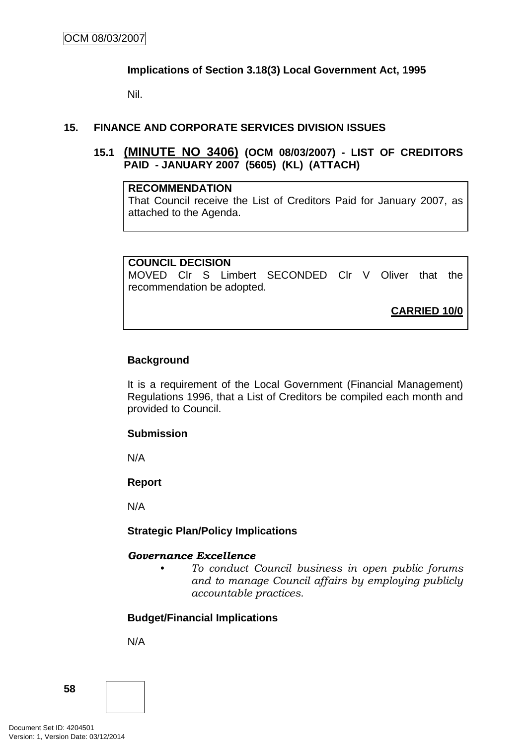**Implications of Section 3.18(3) Local Government Act, 1995**

Nil.

## 15. FINANCE AND CORPORATE SERVICES DIVISION ISSUES

### 15.1 (MINUTE NO 3406) (OCM 08/03/2007) - LIST OF CREDITORS PAID - JANUARY 2007 (5605) (KL) (ATTACH)

**RECOMMENDATION**
That Council receive the List of Creditors Paid for January 2007, as attached to the Agenda.

**COUNCIL DECISION**
MOVED Clr S Limbert SECONDED Clr V Oliver that the recommendation be adopted.

**CARRIED 10/0**

**Background**

It is a requirement of the Local Government (Financial Management) Regulations 1996, that a List of Creditors be compiled each month and provided to Council.

**Submission**

N/A

**Report**

N/A

**Strategic Plan/Policy Implications**

***Governance Excellence***

- *To conduct Council business in open public forums and to manage Council affairs by employing publicly accountable practices.*

**Budget/Financial Implications**

N/A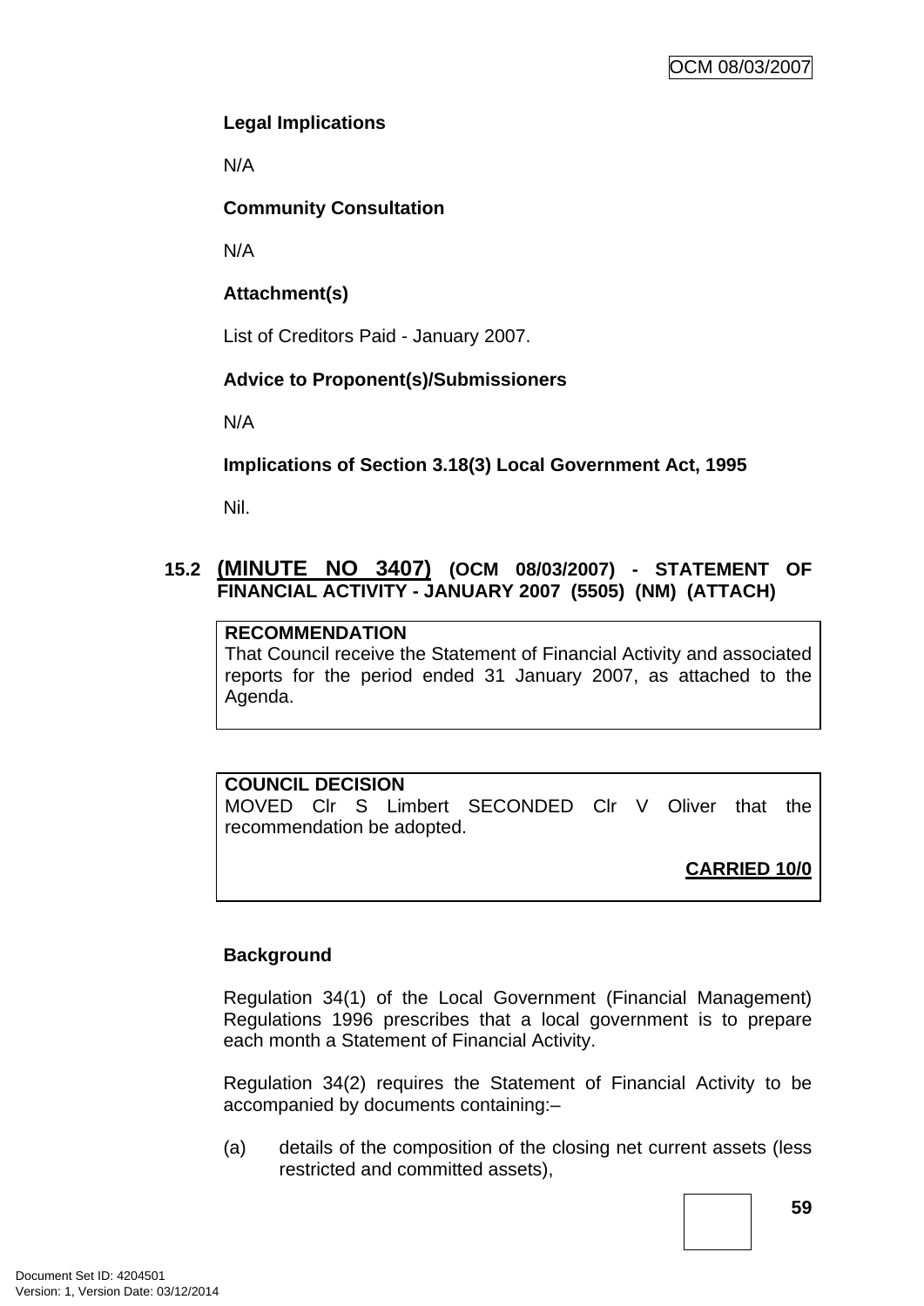**Legal Implications**

N/A

**Community Consultation**

N/A

**Attachment(s)**

List of Creditors Paid - January 2007.

**Advice to Proponent(s)/Submissioners**

N/A

**Implications of Section 3.18(3) Local Government Act, 1995**

Nil.

## 15.2 (MINUTE NO 3407) (OCM 08/03/2007) - STATEMENT OF FINANCIAL ACTIVITY - JANUARY 2007 (5505) (NM) (ATTACH)

**RECOMMENDATION**
That Council receive the Statement of Financial Activity and associated reports for the period ended 31 January 2007, as attached to the Agenda.

**COUNCIL DECISION**
MOVED Clr S Limbert SECONDED Clr V Oliver that the recommendation be adopted.

**CARRIED 10/0**

**Background**

Regulation 34(1) of the Local Government (Financial Management) Regulations 1996 prescribes that a local government is to prepare each month a Statement of Financial Activity.

Regulation 34(2) requires the Statement of Financial Activity to be accompanied by documents containing:–

(a) details of the composition of the closing net current assets (less restricted and committed assets),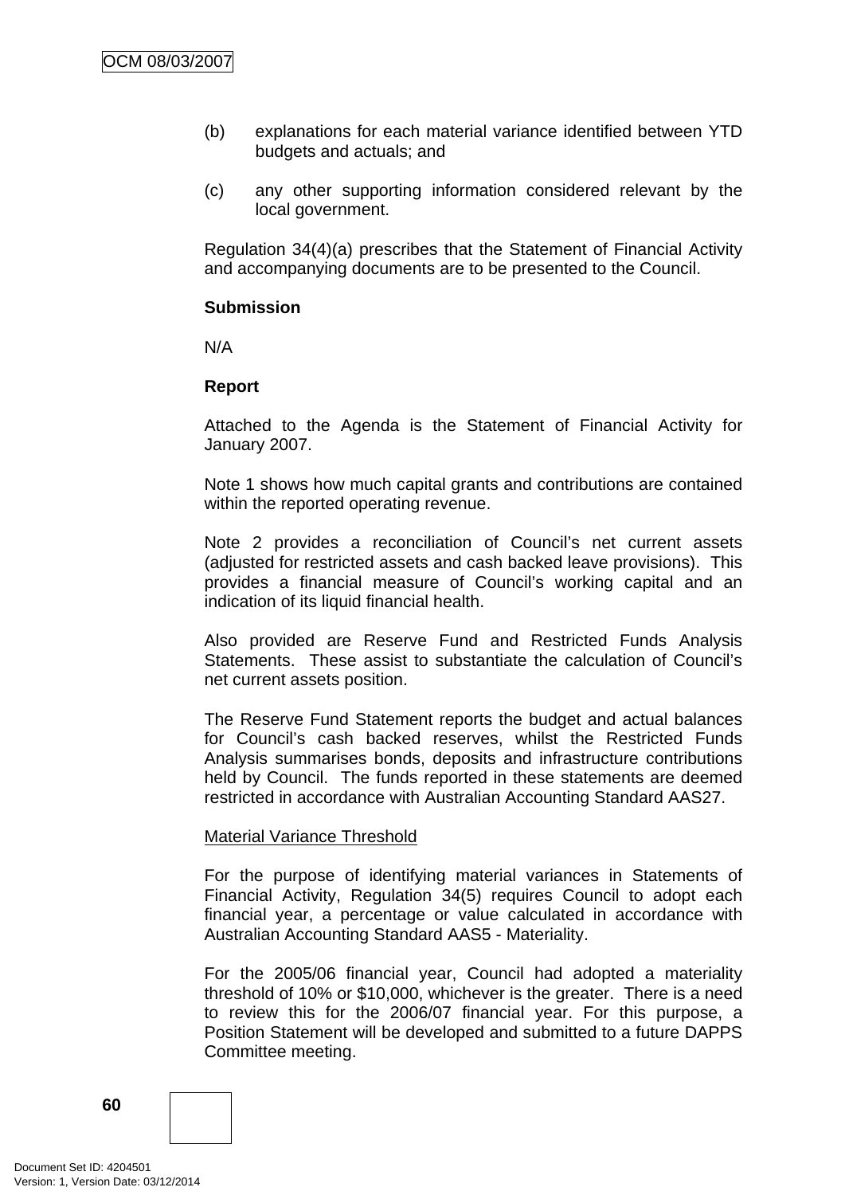(b) explanations for each material variance identified between YTD budgets and actuals; and

(c) any other supporting information considered relevant by the local government.

Regulation 34(4)(a) prescribes that the Statement of Financial Activity and accompanying documents are to be presented to the Council.

**Submission**

N/A

**Report**

Attached to the Agenda is the Statement of Financial Activity for January 2007.

Note 1 shows how much capital grants and contributions are contained within the reported operating revenue.

Note 2 provides a reconciliation of Council's net current assets (adjusted for restricted assets and cash backed leave provisions). This provides a financial measure of Council's working capital and an indication of its liquid financial health.

Also provided are Reserve Fund and Restricted Funds Analysis Statements. These assist to substantiate the calculation of Council's net current assets position.

The Reserve Fund Statement reports the budget and actual balances for Council's cash backed reserves, whilst the Restricted Funds Analysis summarises bonds, deposits and infrastructure contributions held by Council. The funds reported in these statements are deemed restricted in accordance with Australian Accounting Standard AAS27.

<u>Material Variance Threshold</u>

For the purpose of identifying material variances in Statements of Financial Activity, Regulation 34(5) requires Council to adopt each financial year, a percentage or value calculated in accordance with Australian Accounting Standard AAS5 - Materiality.

For the 2005/06 financial year, Council had adopted a materiality threshold of 10% or $10,000, whichever is the greater. There is a need to review this for the 2006/07 financial year. For this purpose, a Position Statement will be developed and submitted to a future DAPPS Committee meeting.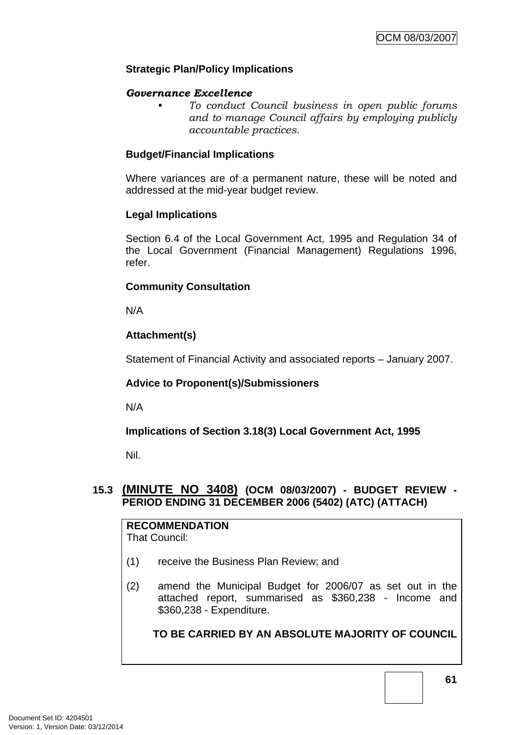**Strategic Plan/Policy Implications**

***Governance Excellence***

- *To conduct Council business in open public forums and to manage Council affairs by employing publicly accountable practices.*

**Budget/Financial Implications**

Where variances are of a permanent nature, these will be noted and addressed at the mid-year budget review.

**Legal Implications**

Section 6.4 of the Local Government Act, 1995 and Regulation 34 of the Local Government (Financial Management) Regulations 1996, refer.

**Community Consultation**

N/A

**Attachment(s)**

Statement of Financial Activity and associated reports – January 2007.

**Advice to Proponent(s)/Submissioners**

N/A

**Implications of Section 3.18(3) Local Government Act, 1995**

Nil.

## 15.3 (MINUTE NO 3408) (OCM 08/03/2007) - BUDGET REVIEW - PERIOD ENDING 31 DECEMBER 2006 (5402) (ATC) (ATTACH)

**RECOMMENDATION**
That Council:

(1) receive the Business Plan Review; and

(2) amend the Municipal Budget for 2006/07 as set out in the attached report, summarised as $360,238 - Income and $360,238 - Expenditure.

**TO BE CARRIED BY AN ABSOLUTE MAJORITY OF COUNCIL**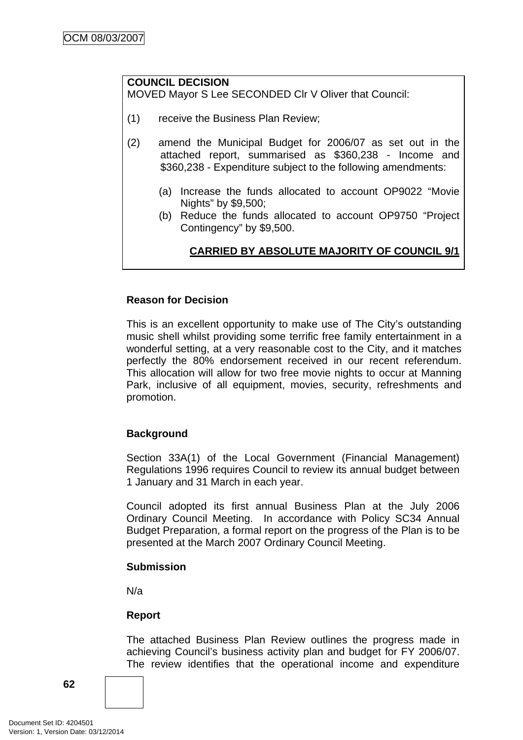**COUNCIL DECISION**
MOVED Mayor S Lee SECONDED Clr V Oliver that Council:

(1) receive the Business Plan Review;

(2) amend the Municipal Budget for 2006/07 as set out in the attached report, summarised as $360,238 - Income and $360,238 - Expenditure subject to the following amendments:

   (a) Increase the funds allocated to account OP9022 "Movie Nights" by $9,500;
   (b) Reduce the funds allocated to account OP9750 "Project Contingency" by $9,500.

**CARRIED BY ABSOLUTE MAJORITY OF COUNCIL 9/1**

### Reason for Decision

This is an excellent opportunity to make use of The City's outstanding music shell whilst providing some terrific free family entertainment in a wonderful setting, at a very reasonable cost to the City, and it matches perfectly the 80% endorsement received in our recent referendum. This allocation will allow for two free movie nights to occur at Manning Park, inclusive of all equipment, movies, security, refreshments and promotion.

### Background

Section 33A(1) of the Local Government (Financial Management) Regulations 1996 requires Council to review its annual budget between 1 January and 31 March in each year.

Council adopted its first annual Business Plan at the July 2006 Ordinary Council Meeting. In accordance with Policy SC34 Annual Budget Preparation, a formal report on the progress of the Plan is to be presented at the March 2007 Ordinary Council Meeting.

### Submission

N/a

### Report

The attached Business Plan Review outlines the progress made in achieving Council's business activity plan and budget for FY 2006/07. The review identifies that the operational income and expenditure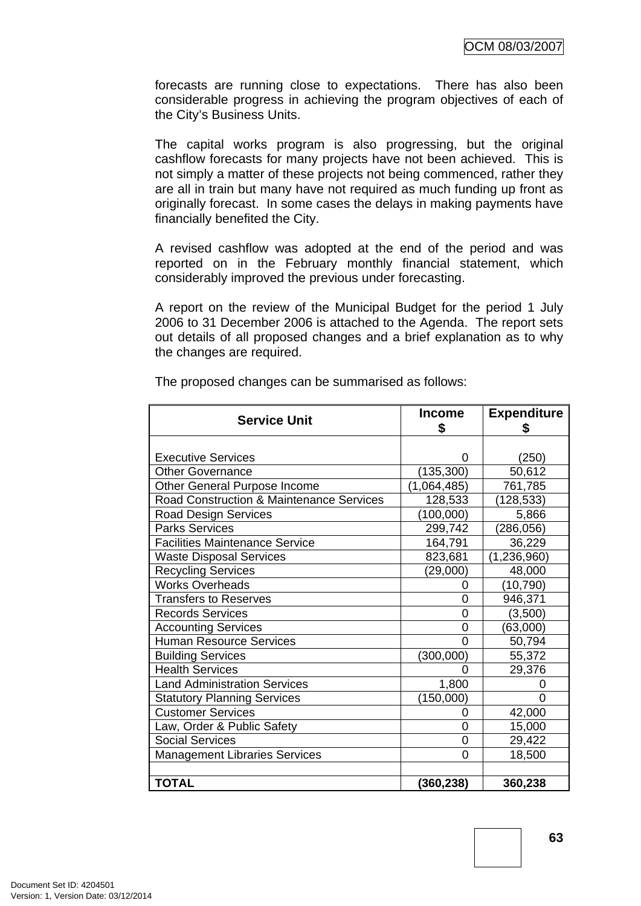forecasts are running close to expectations. There has also been considerable progress in achieving the program objectives of each of the City's Business Units.

The capital works program is also progressing, but the original cashflow forecasts for many projects have not been achieved. This is not simply a matter of these projects not being commenced, rather they are all in train but many have not required as much funding up front as originally forecast. In some cases the delays in making payments have financially benefited the City.

A revised cashflow was adopted at the end of the period and was reported on in the February monthly financial statement, which considerably improved the previous under forecasting.

A report on the review of the Municipal Budget for the period 1 July 2006 to 31 December 2006 is attached to the Agenda. The report sets out details of all proposed changes and a brief explanation as to why the changes are required.

The proposed changes can be summarised as follows:

| Service Unit | Income $ | Expenditure $ |
|---|---:|---:|
| Executive Services | 0 | (250) |
| Other Governance | (135,300) | 50,612 |
| Other General Purpose Income | (1,064,485) | 761,785 |
| Road Construction & Maintenance Services | 128,533 | (128,533) |
| Road Design Services | (100,000) | 5,866 |
| Parks Services | 299,742 | (286,056) |
| Facilities Maintenance Service | 164,791 | 36,229 |
| Waste Disposal Services | 823,681 | (1,236,960) |
| Recycling Services | (29,000) | 48,000 |
| Works Overheads | 0 | (10,790) |
| Transfers to Reserves | 0 | 946,371 |
| Records Services | 0 | (3,500) |
| Accounting Services | 0 | (63,000) |
| Human Resource Services | 0 | 50,794 |
| Building Services | (300,000) | 55,372 |
| Health Services | 0 | 29,376 |
| Land Administration Services | 1,800 | 0 |
| Statutory Planning Services | (150,000) | 0 |
| Customer Services | 0 | 42,000 |
| Law, Order & Public Safety | 0 | 15,000 |
| Social Services | 0 | 29,422 |
| Management Libraries Services | 0 | 18,500 |
| | | |
| **TOTAL** | **(360,238)** | **360,238** |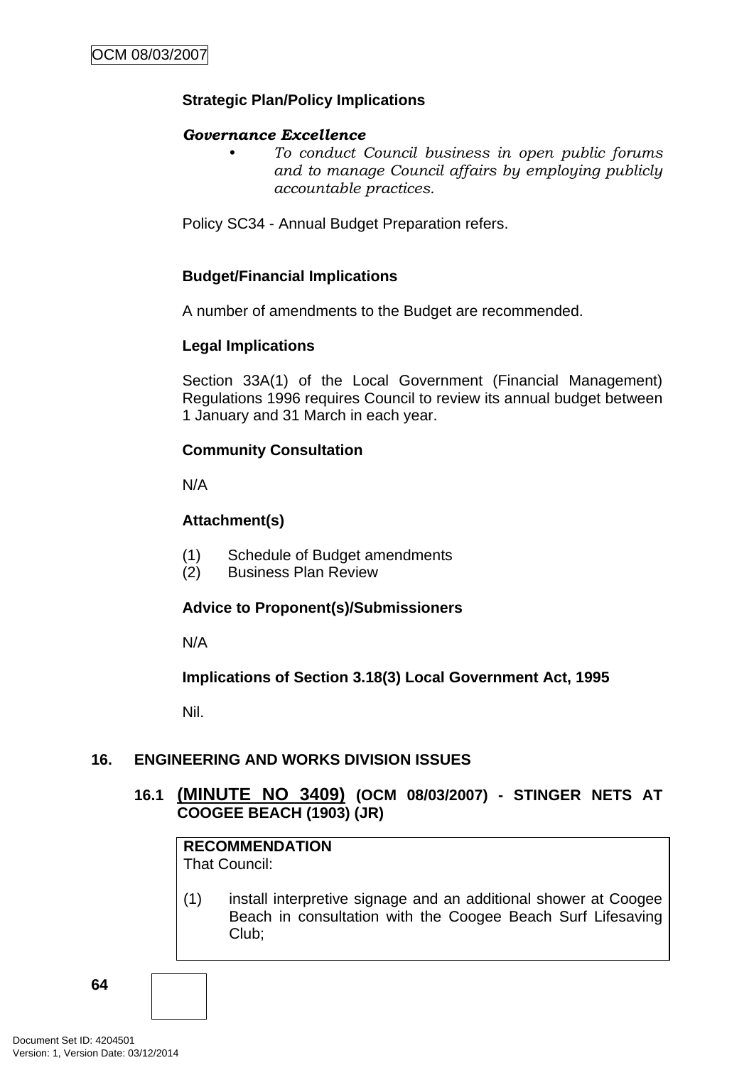**Strategic Plan/Policy Implications**

***Governance Excellence***

- *To conduct Council business in open public forums and to manage Council affairs by employing publicly accountable practices.*

Policy SC34 - Annual Budget Preparation refers.

**Budget/Financial Implications**

A number of amendments to the Budget are recommended.

**Legal Implications**

Section 33A(1) of the Local Government (Financial Management) Regulations 1996 requires Council to review its annual budget between 1 January and 31 March in each year.

**Community Consultation**

N/A

**Attachment(s)**

(1) Schedule of Budget amendments
(2) Business Plan Review

**Advice to Proponent(s)/Submissioners**

N/A

**Implications of Section 3.18(3) Local Government Act, 1995**

Nil.

## 16. ENGINEERING AND WORKS DIVISION ISSUES

### 16.1 (MINUTE NO 3409) (OCM 08/03/2007) - STINGER NETS AT COOGEE BEACH (1903) (JR)

**RECOMMENDATION**
That Council:

(1) install interpretive signage and an additional shower at Coogee Beach in consultation with the Coogee Beach Surf Lifesaving Club;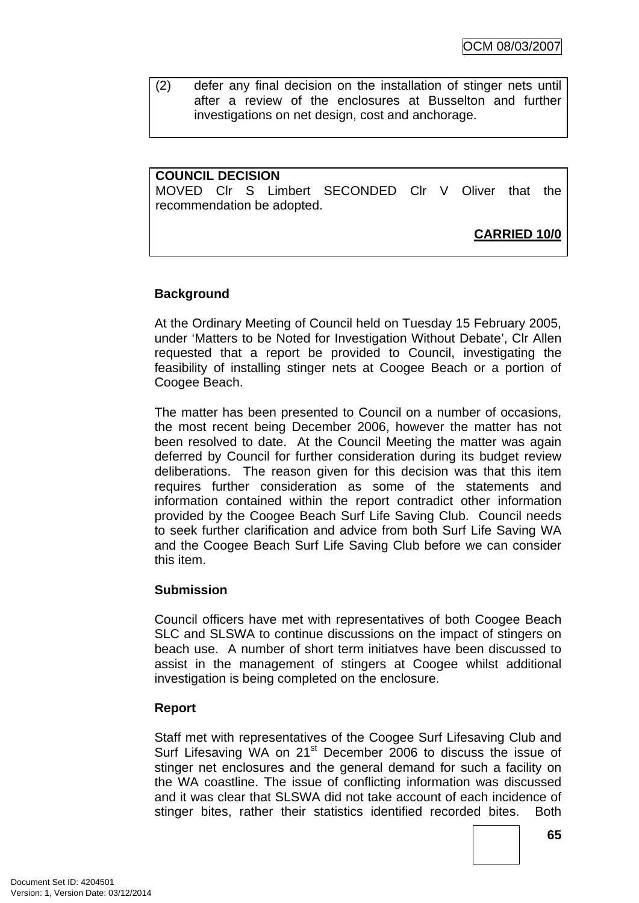(2) defer any final decision on the installation of stinger nets until after a review of the enclosures at Busselton and further investigations on net design, cost and anchorage.

**COUNCIL DECISION**
MOVED Clr S Limbert SECONDED Clr V Oliver that the recommendation be adopted.

**CARRIED 10/0**

**Background**

At the Ordinary Meeting of Council held on Tuesday 15 February 2005, under 'Matters to be Noted for Investigation Without Debate', Clr Allen requested that a report be provided to Council, investigating the feasibility of installing stinger nets at Coogee Beach or a portion of Coogee Beach.

The matter has been presented to Council on a number of occasions, the most recent being December 2006, however the matter has not been resolved to date. At the Council Meeting the matter was again deferred by Council for further consideration during its budget review deliberations. The reason given for this decision was that this item requires further consideration as some of the statements and information contained within the report contradict other information provided by the Coogee Beach Surf Life Saving Club. Council needs to seek further clarification and advice from both Surf Life Saving WA and the Coogee Beach Surf Life Saving Club before we can consider this item.

**Submission**

Council officers have met with representatives of both Coogee Beach SLC and SLSWA to continue discussions on the impact of stingers on beach use. A number of short term initiatves have been discussed to assist in the management of stingers at Coogee whilst additional investigation is being completed on the enclosure.

**Report**

Staff met with representatives of the Coogee Surf Lifesaving Club and Surf Lifesaving WA on 21st December 2006 to discuss the issue of stinger net enclosures and the general demand for such a facility on the WA coastline. The issue of conflicting information was discussed and it was clear that SLSWA did not take account of each incidence of stinger bites, rather their statistics identified recorded bites. Both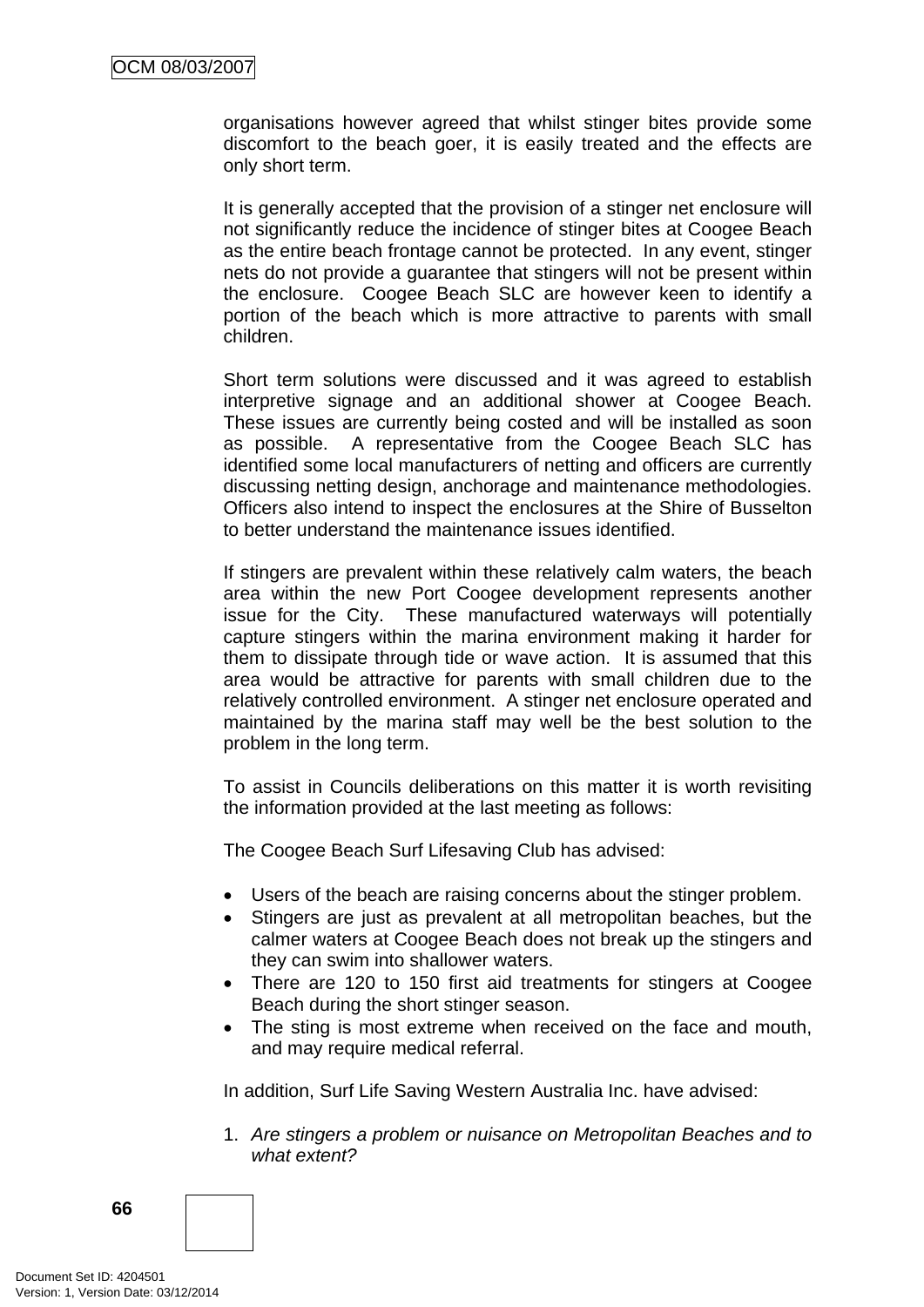organisations however agreed that whilst stinger bites provide some discomfort to the beach goer, it is easily treated and the effects are only short term.

It is generally accepted that the provision of a stinger net enclosure will not significantly reduce the incidence of stinger bites at Coogee Beach as the entire beach frontage cannot be protected. In any event, stinger nets do not provide a guarantee that stingers will not be present within the enclosure. Coogee Beach SLC are however keen to identify a portion of the beach which is more attractive to parents with small children.

Short term solutions were discussed and it was agreed to establish interpretive signage and an additional shower at Coogee Beach. These issues are currently being costed and will be installed as soon as possible. A representative from the Coogee Beach SLC has identified some local manufacturers of netting and officers are currently discussing netting design, anchorage and maintenance methodologies. Officers also intend to inspect the enclosures at the Shire of Busselton to better understand the maintenance issues identified.

If stingers are prevalent within these relatively calm waters, the beach area within the new Port Coogee development represents another issue for the City. These manufactured waterways will potentially capture stingers within the marina environment making it harder for them to dissipate through tide or wave action. It is assumed that this area would be attractive for parents with small children due to the relatively controlled environment. A stinger net enclosure operated and maintained by the marina staff may well be the best solution to the problem in the long term.

To assist in Councils deliberations on this matter it is worth revisiting the information provided at the last meeting as follows:

The Coogee Beach Surf Lifesaving Club has advised:

- Users of the beach are raising concerns about the stinger problem.
- Stingers are just as prevalent at all metropolitan beaches, but the calmer waters at Coogee Beach does not break up the stingers and they can swim into shallower waters.
- There are 120 to 150 first aid treatments for stingers at Coogee Beach during the short stinger season.
- The sting is most extreme when received on the face and mouth, and may require medical referral.

In addition, Surf Life Saving Western Australia Inc. have advised:

1. *Are stingers a problem or nuisance on Metropolitan Beaches and to what extent?*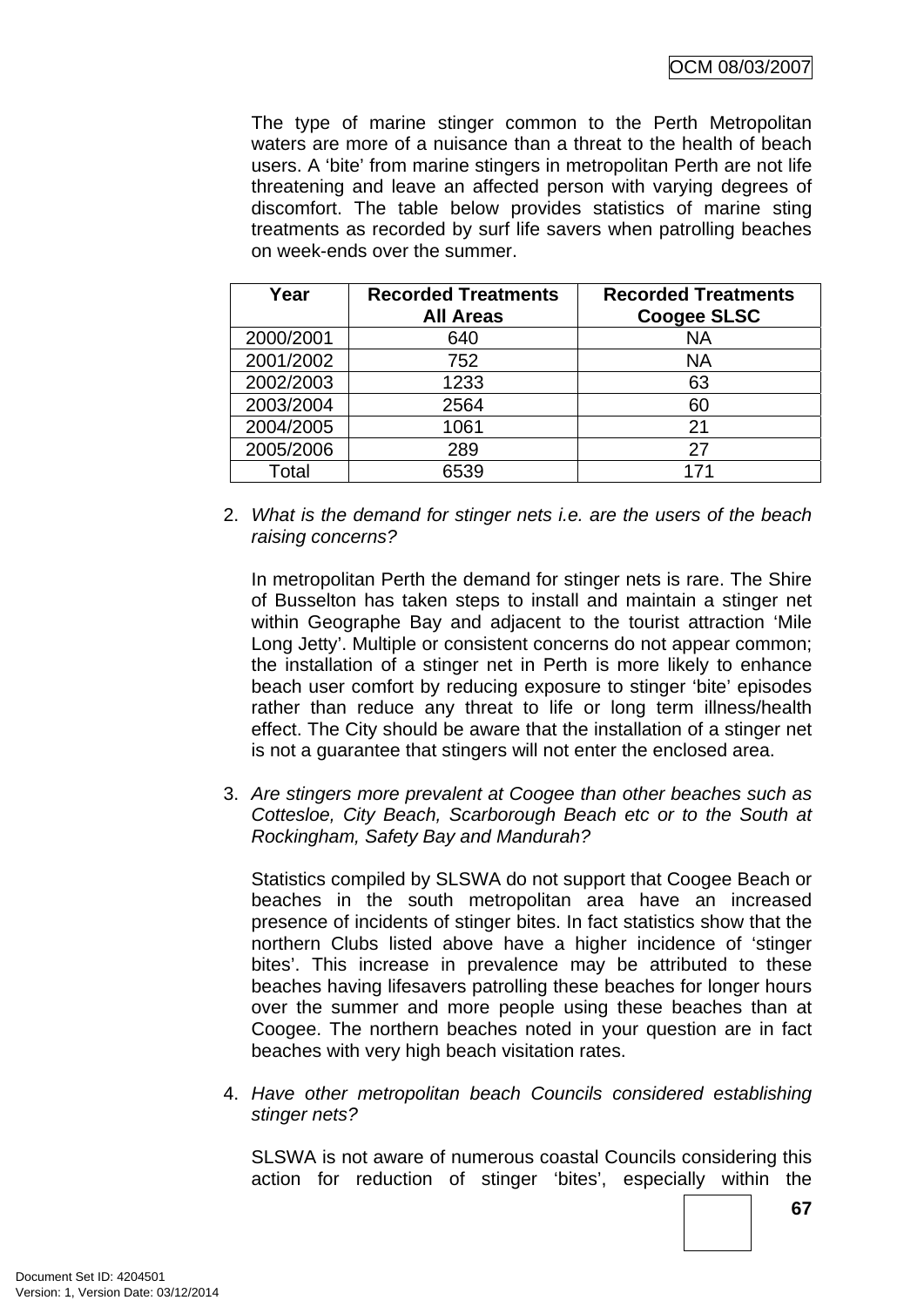The type of marine stinger common to the Perth Metropolitan waters are more of a nuisance than a threat to the health of beach users. A 'bite' from marine stingers in metropolitan Perth are not life threatening and leave an affected person with varying degrees of discomfort. The table below provides statistics of marine sting treatments as recorded by surf life savers when patrolling beaches on week-ends over the summer.

| Year | Recorded Treatments All Areas | Recorded Treatments Coogee SLSC |
|---|---|---|
| 2000/2001 | 640 | NA |
| 2001/2002 | 752 | NA |
| 2002/2003 | 1233 | 63 |
| 2003/2004 | 2564 | 60 |
| 2004/2005 | 1061 | 21 |
| 2005/2006 | 289 | 27 |
| Total | 6539 | 171 |

2. *What is the demand for stinger nets i.e. are the users of the beach raising concerns?*

   In metropolitan Perth the demand for stinger nets is rare. The Shire of Busselton has taken steps to install and maintain a stinger net within Geographe Bay and adjacent to the tourist attraction 'Mile Long Jetty'. Multiple or consistent concerns do not appear common; the installation of a stinger net in Perth is more likely to enhance beach user comfort by reducing exposure to stinger 'bite' episodes rather than reduce any threat to life or long term illness/health effect. The City should be aware that the installation of a stinger net is not a guarantee that stingers will not enter the enclosed area.

3. *Are stingers more prevalent at Coogee than other beaches such as Cottesloe, City Beach, Scarborough Beach etc or to the South at Rockingham, Safety Bay and Mandurah?*

   Statistics compiled by SLSWA do not support that Coogee Beach or beaches in the south metropolitan area have an increased presence of incidents of stinger bites. In fact statistics show that the northern Clubs listed above have a higher incidence of 'stinger bites'. This increase in prevalence may be attributed to these beaches having lifesavers patrolling these beaches for longer hours over the summer and more people using these beaches than at Coogee. The northern beaches noted in your question are in fact beaches with very high beach visitation rates.

4. *Have other metropolitan beach Councils considered establishing stinger nets?*

   SLSWA is not aware of numerous coastal Councils considering this action for reduction of stinger 'bites', especially within the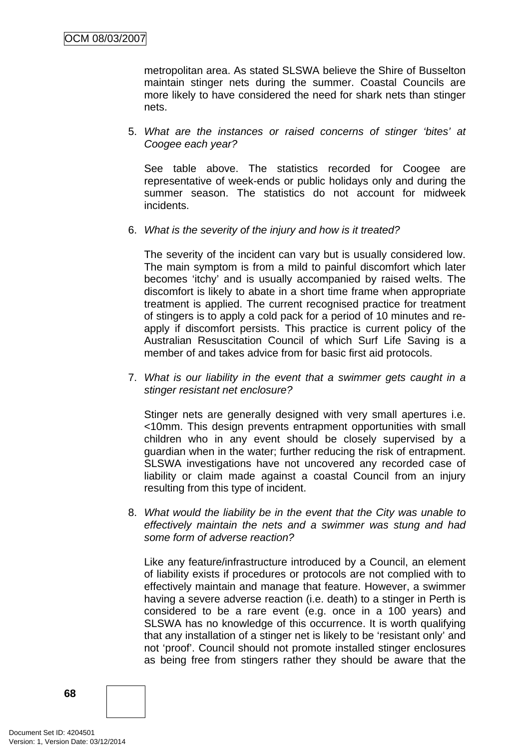metropolitan area. As stated SLSWA believe the Shire of Busselton maintain stinger nets during the summer. Coastal Councils are more likely to have considered the need for shark nets than stinger nets.

5. *What are the instances or raised concerns of stinger 'bites' at Coogee each year?*

   See table above. The statistics recorded for Coogee are representative of week-ends or public holidays only and during the summer season. The statistics do not account for midweek incidents.

6. *What is the severity of the injury and how is it treated?*

   The severity of the incident can vary but is usually considered low. The main symptom is from a mild to painful discomfort which later becomes 'itchy' and is usually accompanied by raised welts. The discomfort is likely to abate in a short time frame when appropriate treatment is applied. The current recognised practice for treatment of stingers is to apply a cold pack for a period of 10 minutes and re-apply if discomfort persists. This practice is current policy of the Australian Resuscitation Council of which Surf Life Saving is a member of and takes advice from for basic first aid protocols.

7. *What is our liability in the event that a swimmer gets caught in a stinger resistant net enclosure?*

   Stinger nets are generally designed with very small apertures i.e. <10mm. This design prevents entrapment opportunities with small children who in any event should be closely supervised by a guardian when in the water; further reducing the risk of entrapment. SLSWA investigations have not uncovered any recorded case of liability or claim made against a coastal Council from an injury resulting from this type of incident.

8. *What would the liability be in the event that the City was unable to effectively maintain the nets and a swimmer was stung and had some form of adverse reaction?*

   Like any feature/infrastructure introduced by a Council, an element of liability exists if procedures or protocols are not complied with to effectively maintain and manage that feature. However, a swimmer having a severe adverse reaction (i.e. death) to a stinger in Perth is considered to be a rare event (e.g. once in a 100 years) and SLSWA has no knowledge of this occurrence. It is worth qualifying that any installation of a stinger net is likely to be 'resistant only' and not 'proof'. Council should not promote installed stinger enclosures as being free from stingers rather they should be aware that the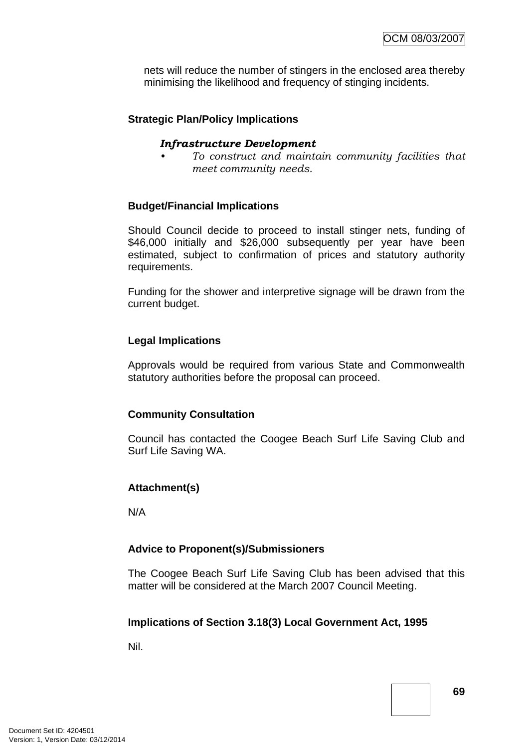nets will reduce the number of stingers in the enclosed area thereby minimising the likelihood and frequency of stinging incidents.

**Strategic Plan/Policy Implications**

***Infrastructure Development***

- *To construct and maintain community facilities that meet community needs.*

**Budget/Financial Implications**

Should Council decide to proceed to install stinger nets, funding of $46,000 initially and $26,000 subsequently per year have been estimated, subject to confirmation of prices and statutory authority requirements.

Funding for the shower and interpretive signage will be drawn from the current budget.

**Legal Implications**

Approvals would be required from various State and Commonwealth statutory authorities before the proposal can proceed.

**Community Consultation**

Council has contacted the Coogee Beach Surf Life Saving Club and Surf Life Saving WA.

**Attachment(s)**

N/A

**Advice to Proponent(s)/Submissioners**

The Coogee Beach Surf Life Saving Club has been advised that this matter will be considered at the March 2007 Council Meeting.

**Implications of Section 3.18(3) Local Government Act, 1995**

Nil.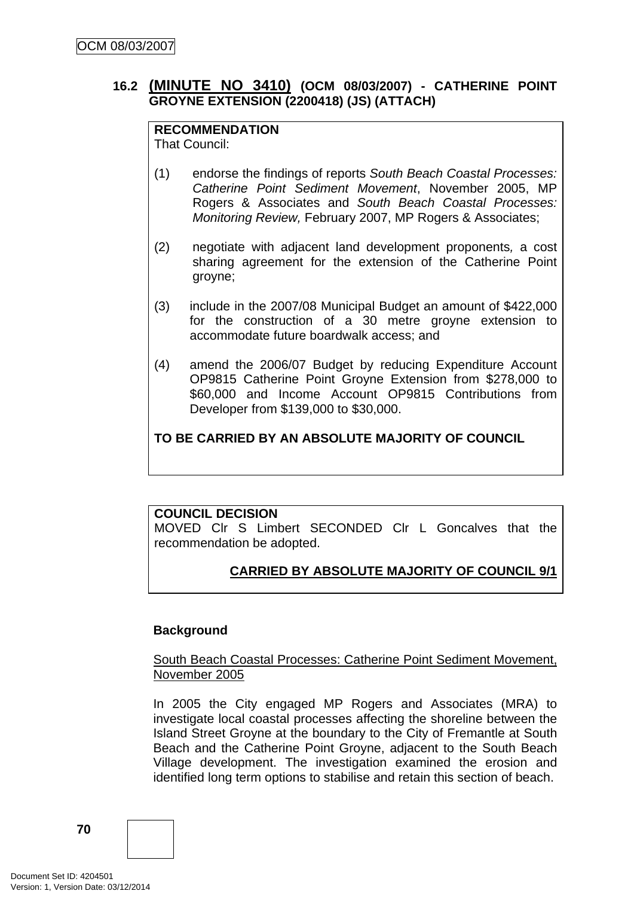## 16.2 (MINUTE NO 3410) (OCM 08/03/2007) - CATHERINE POINT GROYNE EXTENSION (2200418) (JS) (ATTACH)

**RECOMMENDATION**
That Council:

(1) endorse the findings of reports *South Beach Coastal Processes: Catherine Point Sediment Movement*, November 2005, MP Rogers & Associates and *South Beach Coastal Processes: Monitoring Review,* February 2007, MP Rogers & Associates;

(2) negotiate with adjacent land development proponents, a cost sharing agreement for the extension of the Catherine Point groyne;

(3) include in the 2007/08 Municipal Budget an amount of $422,000 for the construction of a 30 metre groyne extension to accommodate future boardwalk access; and

(4) amend the 2006/07 Budget by reducing Expenditure Account OP9815 Catherine Point Groyne Extension from $278,000 to $60,000 and Income Account OP9815 Contributions from Developer from $139,000 to $30,000.

**TO BE CARRIED BY AN ABSOLUTE MAJORITY OF COUNCIL**

**COUNCIL DECISION**
MOVED Clr S Limbert SECONDED Clr L Goncalves that the recommendation be adopted.

**CARRIED BY ABSOLUTE MAJORITY OF COUNCIL 9/1**

**Background**

South Beach Coastal Processes: Catherine Point Sediment Movement, November 2005

In 2005 the City engaged MP Rogers and Associates (MRA) to investigate local coastal processes affecting the shoreline between the Island Street Groyne at the boundary to the City of Fremantle at South Beach and the Catherine Point Groyne, adjacent to the South Beach Village development. The investigation examined the erosion and identified long term options to stabilise and retain this section of beach.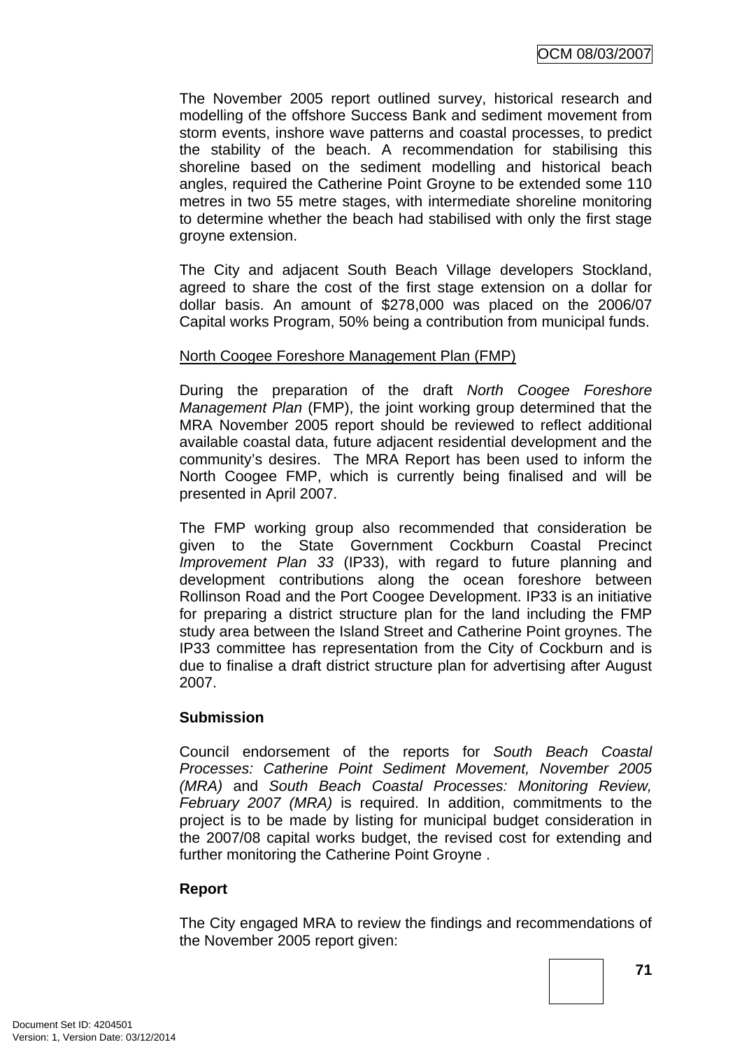The November 2005 report outlined survey, historical research and modelling of the offshore Success Bank and sediment movement from storm events, inshore wave patterns and coastal processes, to predict the stability of the beach. A recommendation for stabilising this shoreline based on the sediment modelling and historical beach angles, required the Catherine Point Groyne to be extended some 110 metres in two 55 metre stages, with intermediate shoreline monitoring to determine whether the beach had stabilised with only the first stage groyne extension.

The City and adjacent South Beach Village developers Stockland, agreed to share the cost of the first stage extension on a dollar for dollar basis. An amount of $278,000 was placed on the 2006/07 Capital works Program, 50% being a contribution from municipal funds.

North Coogee Foreshore Management Plan (FMP)

During the preparation of the draft *North Coogee Foreshore Management Plan* (FMP), the joint working group determined that the MRA November 2005 report should be reviewed to reflect additional available coastal data, future adjacent residential development and the community's desires. The MRA Report has been used to inform the North Coogee FMP, which is currently being finalised and will be presented in April 2007.

The FMP working group also recommended that consideration be given to the State Government Cockburn Coastal Precinct *Improvement Plan 33* (IP33), with regard to future planning and development contributions along the ocean foreshore between Rollinson Road and the Port Coogee Development. IP33 is an initiative for preparing a district structure plan for the land including the FMP study area between the Island Street and Catherine Point groynes. The IP33 committee has representation from the City of Cockburn and is due to finalise a draft district structure plan for advertising after August 2007.

**Submission**

Council endorsement of the reports for *South Beach Coastal Processes: Catherine Point Sediment Movement, November 2005 (MRA)* and *South Beach Coastal Processes: Monitoring Review, February 2007 (MRA)* is required. In addition, commitments to the project is to be made by listing for municipal budget consideration in the 2007/08 capital works budget, the revised cost for extending and further monitoring the Catherine Point Groyne .

**Report**

The City engaged MRA to review the findings and recommendations of the November 2005 report given: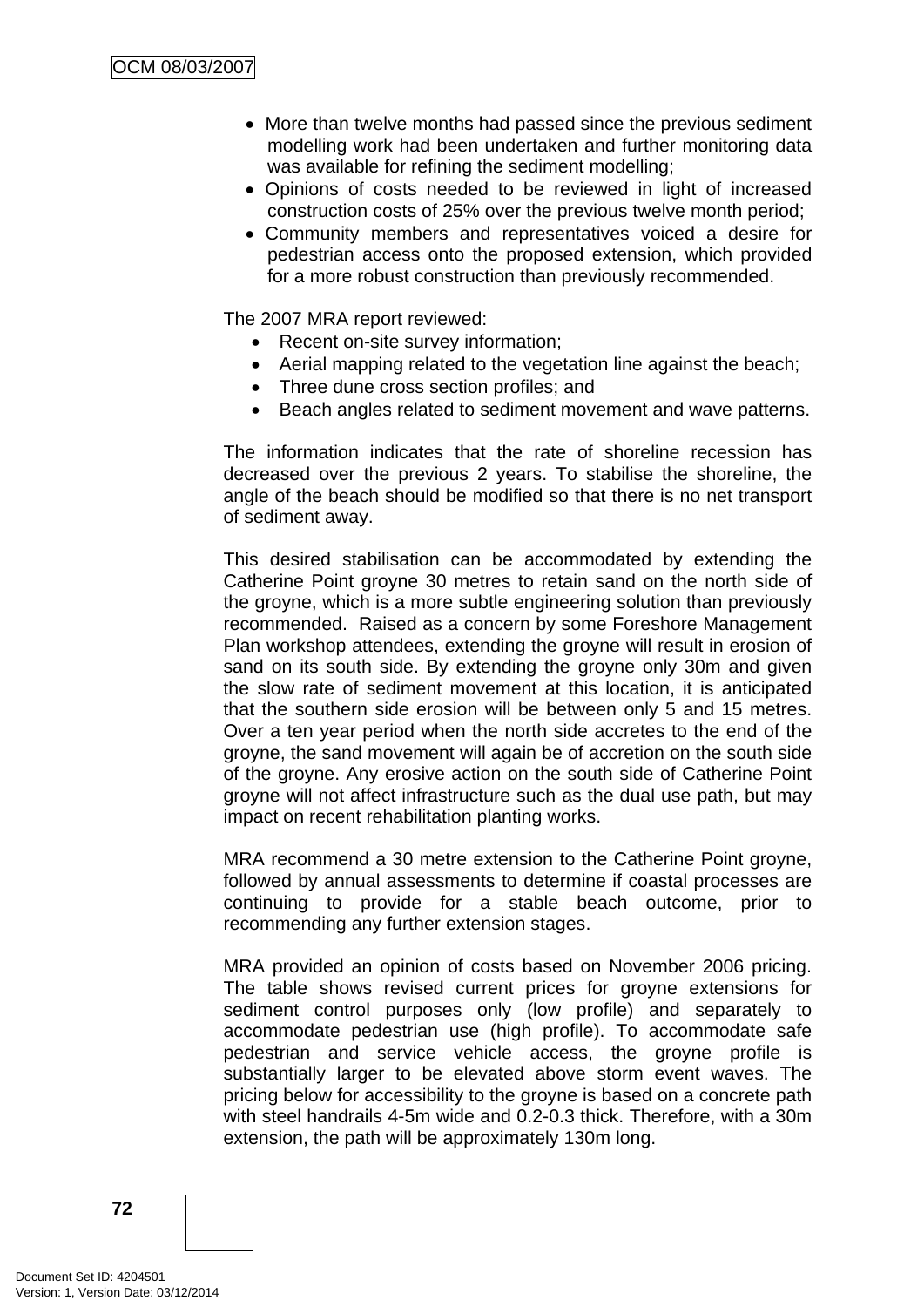- More than twelve months had passed since the previous sediment modelling work had been undertaken and further monitoring data was available for refining the sediment modelling;
- Opinions of costs needed to be reviewed in light of increased construction costs of 25% over the previous twelve month period;
- Community members and representatives voiced a desire for pedestrian access onto the proposed extension, which provided for a more robust construction than previously recommended.

The 2007 MRA report reviewed:

- Recent on-site survey information;
- Aerial mapping related to the vegetation line against the beach;
- Three dune cross section profiles; and
- Beach angles related to sediment movement and wave patterns.

The information indicates that the rate of shoreline recession has decreased over the previous 2 years. To stabilise the shoreline, the angle of the beach should be modified so that there is no net transport of sediment away.

This desired stabilisation can be accommodated by extending the Catherine Point groyne 30 metres to retain sand on the north side of the groyne, which is a more subtle engineering solution than previously recommended. Raised as a concern by some Foreshore Management Plan workshop attendees, extending the groyne will result in erosion of sand on its south side. By extending the groyne only 30m and given the slow rate of sediment movement at this location, it is anticipated that the southern side erosion will be between only 5 and 15 metres. Over a ten year period when the north side accretes to the end of the groyne, the sand movement will again be of accretion on the south side of the groyne. Any erosive action on the south side of Catherine Point groyne will not affect infrastructure such as the dual use path, but may impact on recent rehabilitation planting works.

MRA recommend a 30 metre extension to the Catherine Point groyne, followed by annual assessments to determine if coastal processes are continuing to provide for a stable beach outcome, prior to recommending any further extension stages.

MRA provided an opinion of costs based on November 2006 pricing. The table shows revised current prices for groyne extensions for sediment control purposes only (low profile) and separately to accommodate pedestrian use (high profile). To accommodate safe pedestrian and service vehicle access, the groyne profile is substantially larger to be elevated above storm event waves. The pricing below for accessibility to the groyne is based on a concrete path with steel handrails 4-5m wide and 0.2-0.3 thick. Therefore, with a 30m extension, the path will be approximately 130m long.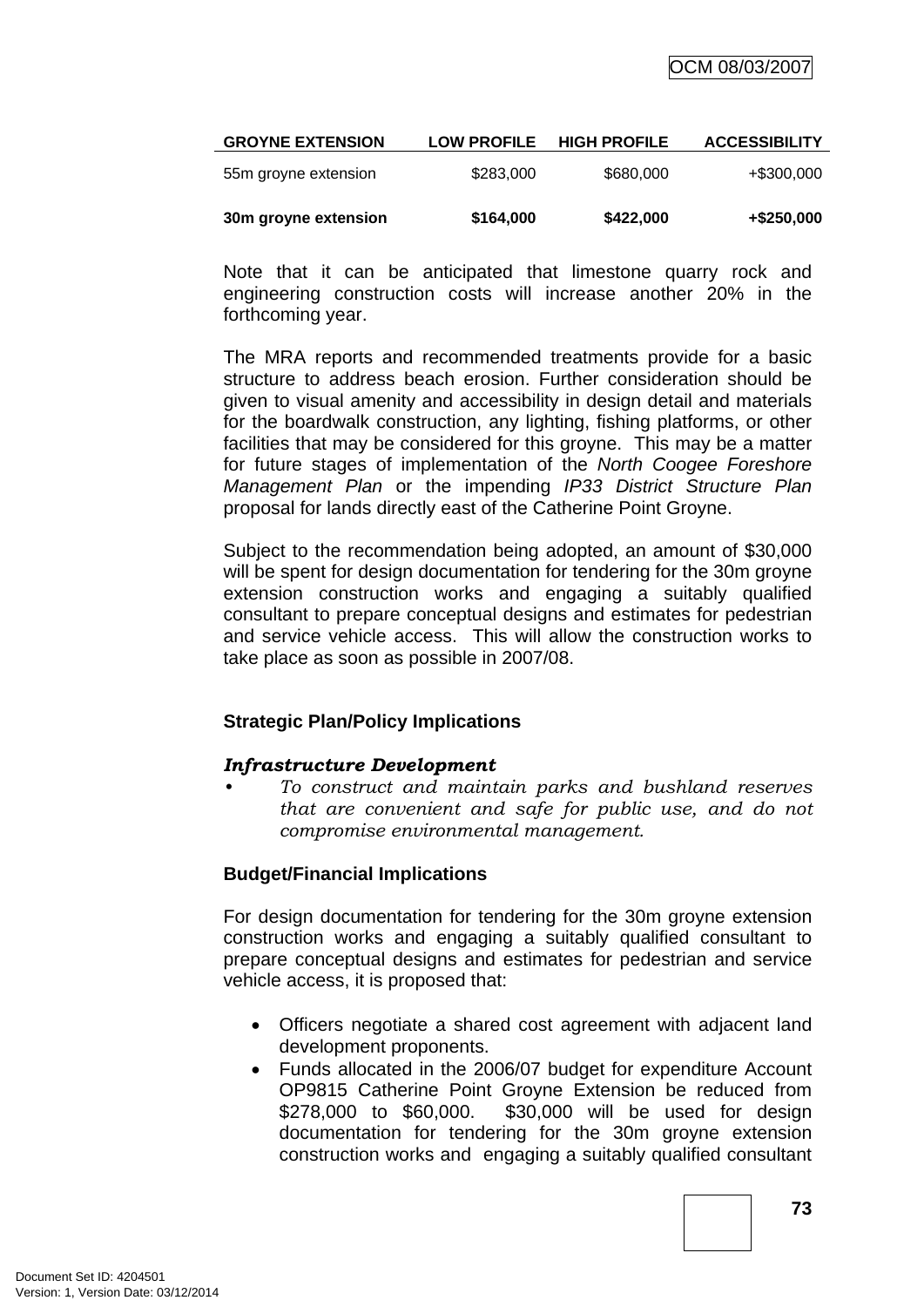| GROYNE EXTENSION | LOW PROFILE | HIGH PROFILE | ACCESSIBILITY |
|---|---|---|---|
| 55m groyne extension | $283,000 | $680,000 | +$300,000 |
| **30m groyne extension** | **$164,000** | **$422,000** | **+$250,000** |

Note that it can be anticipated that limestone quarry rock and engineering construction costs will increase another 20% in the forthcoming year.

The MRA reports and recommended treatments provide for a basic structure to address beach erosion. Further consideration should be given to visual amenity and accessibility in design detail and materials for the boardwalk construction, any lighting, fishing platforms, or other facilities that may be considered for this groyne. This may be a matter for future stages of implementation of the *North Coogee Foreshore Management Plan* or the impending *IP33 District Structure Plan* proposal for lands directly east of the Catherine Point Groyne.

Subject to the recommendation being adopted, an amount of $30,000 will be spent for design documentation for tendering for the 30m groyne extension construction works and engaging a suitably qualified consultant to prepare conceptual designs and estimates for pedestrian and service vehicle access. This will allow the construction works to take place as soon as possible in 2007/08.

**Strategic Plan/Policy Implications**

***Infrastructure Development***

- *To construct and maintain parks and bushland reserves that are convenient and safe for public use, and do not compromise environmental management.*

**Budget/Financial Implications**

For design documentation for tendering for the 30m groyne extension construction works and engaging a suitably qualified consultant to prepare conceptual designs and estimates for pedestrian and service vehicle access, it is proposed that:

- Officers negotiate a shared cost agreement with adjacent land development proponents.
- Funds allocated in the 2006/07 budget for expenditure Account OP9815 Catherine Point Groyne Extension be reduced from $278,000 to $60,000. $30,000 will be used for design documentation for tendering for the 30m groyne extension construction works and engaging a suitably qualified consultant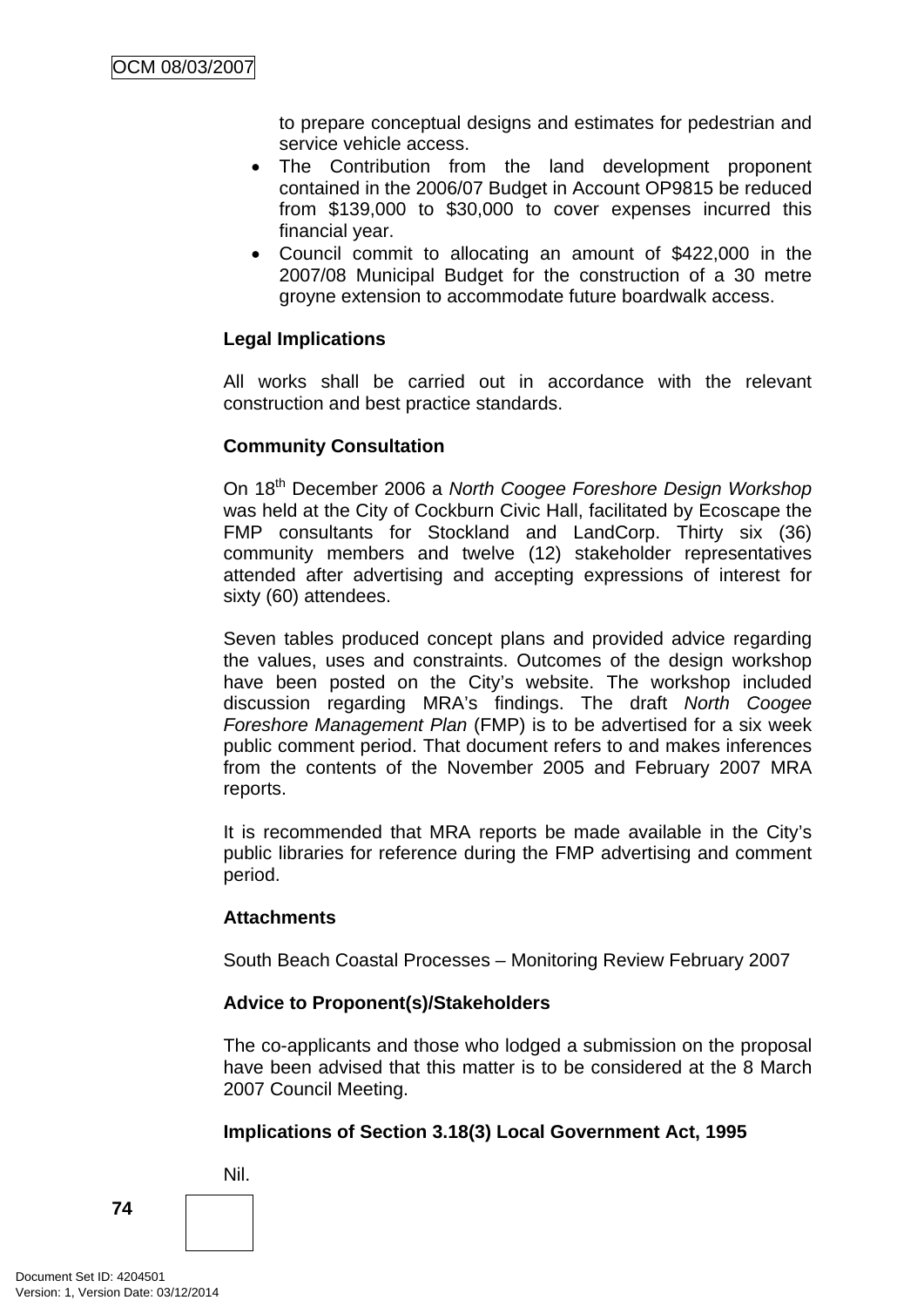to prepare conceptual designs and estimates for pedestrian and service vehicle access.

- The Contribution from the land development proponent contained in the 2006/07 Budget in Account OP9815 be reduced from $139,000 to $30,000 to cover expenses incurred this financial year.
- Council commit to allocating an amount of $422,000 in the 2007/08 Municipal Budget for the construction of a 30 metre groyne extension to accommodate future boardwalk access.

**Legal Implications**

All works shall be carried out in accordance with the relevant construction and best practice standards.

**Community Consultation**

On 18th December 2006 a *North Coogee Foreshore Design Workshop* was held at the City of Cockburn Civic Hall, facilitated by Ecoscape the FMP consultants for Stockland and LandCorp. Thirty six (36) community members and twelve (12) stakeholder representatives attended after advertising and accepting expressions of interest for sixty (60) attendees.

Seven tables produced concept plans and provided advice regarding the values, uses and constraints. Outcomes of the design workshop have been posted on the City's website. The workshop included discussion regarding MRA's findings. The draft *North Coogee Foreshore Management Plan* (FMP) is to be advertised for a six week public comment period. That document refers to and makes inferences from the contents of the November 2005 and February 2007 MRA reports.

It is recommended that MRA reports be made available in the City's public libraries for reference during the FMP advertising and comment period.

**Attachments**

South Beach Coastal Processes – Monitoring Review February 2007

**Advice to Proponent(s)/Stakeholders**

The co-applicants and those who lodged a submission on the proposal have been advised that this matter is to be considered at the 8 March 2007 Council Meeting.

**Implications of Section 3.18(3) Local Government Act, 1995**

Nil.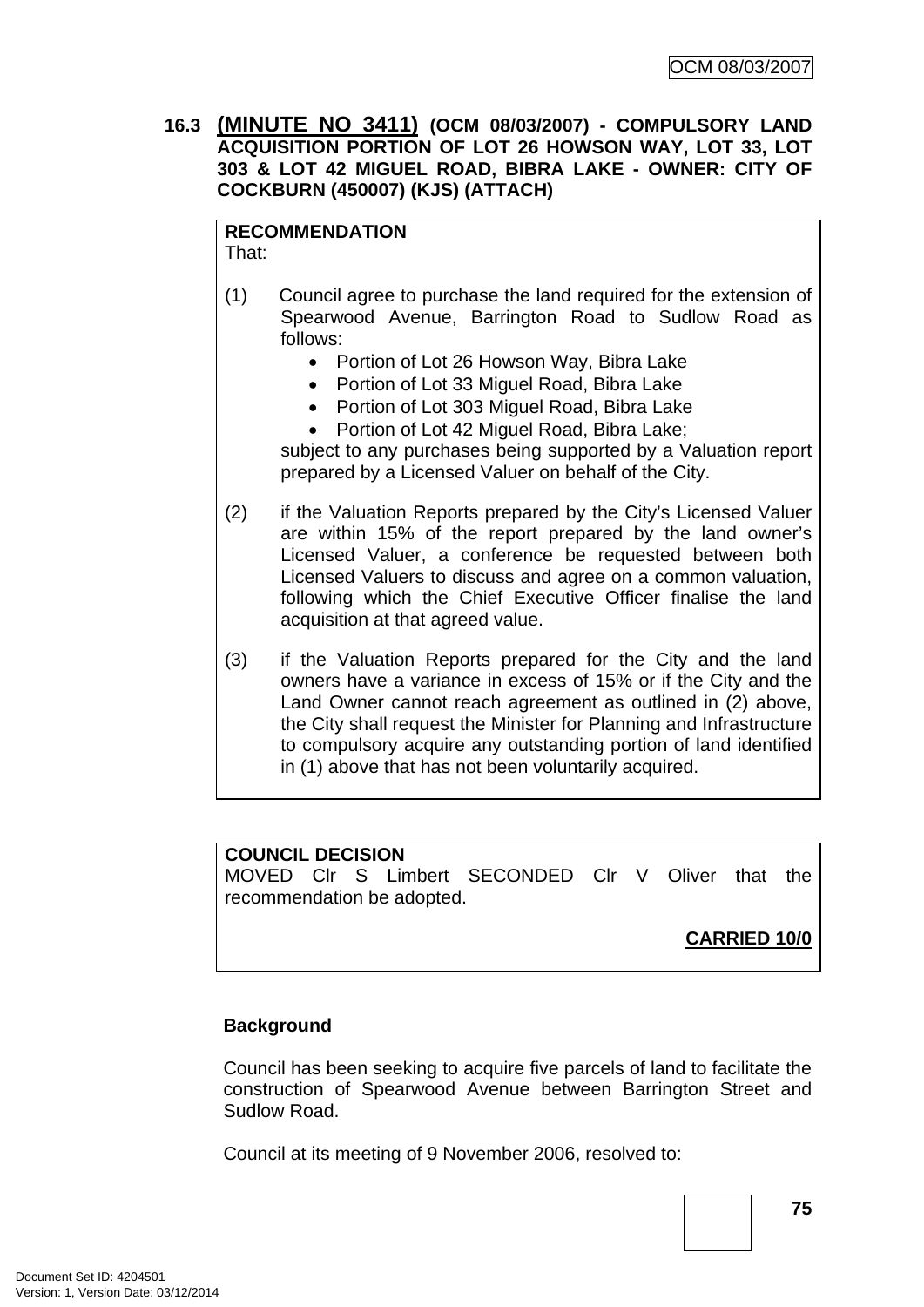## 16.3 **(MINUTE NO 3411)** (OCM 08/03/2007) - COMPULSORY LAND ACQUISITION PORTION OF LOT 26 HOWSON WAY, LOT 33, LOT 303 & LOT 42 MIGUEL ROAD, BIBRA LAKE - OWNER: CITY OF COCKBURN (450007) (KJS) (ATTACH)

**RECOMMENDATION**
That:

(1) Council agree to purchase the land required for the extension of Spearwood Avenue, Barrington Road to Sudlow Road as follows:

- Portion of Lot 26 Howson Way, Bibra Lake
- Portion of Lot 33 Miguel Road, Bibra Lake
- Portion of Lot 303 Miguel Road, Bibra Lake
- Portion of Lot 42 Miguel Road, Bibra Lake;

subject to any purchases being supported by a Valuation report prepared by a Licensed Valuer on behalf of the City.

(2) if the Valuation Reports prepared by the City's Licensed Valuer are within 15% of the report prepared by the land owner's Licensed Valuer, a conference be requested between both Licensed Valuers to discuss and agree on a common valuation, following which the Chief Executive Officer finalise the land acquisition at that agreed value.

(3) if the Valuation Reports prepared for the City and the land owners have a variance in excess of 15% or if the City and the Land Owner cannot reach agreement as outlined in (2) above, the City shall request the Minister for Planning and Infrastructure to compulsory acquire any outstanding portion of land identified in (1) above that has not been voluntarily acquired.

**COUNCIL DECISION**
MOVED Clr S Limbert SECONDED Clr V Oliver that the recommendation be adopted.

**CARRIED 10/0**

**Background**

Council has been seeking to acquire five parcels of land to facilitate the construction of Spearwood Avenue between Barrington Street and Sudlow Road.

Council at its meeting of 9 November 2006, resolved to: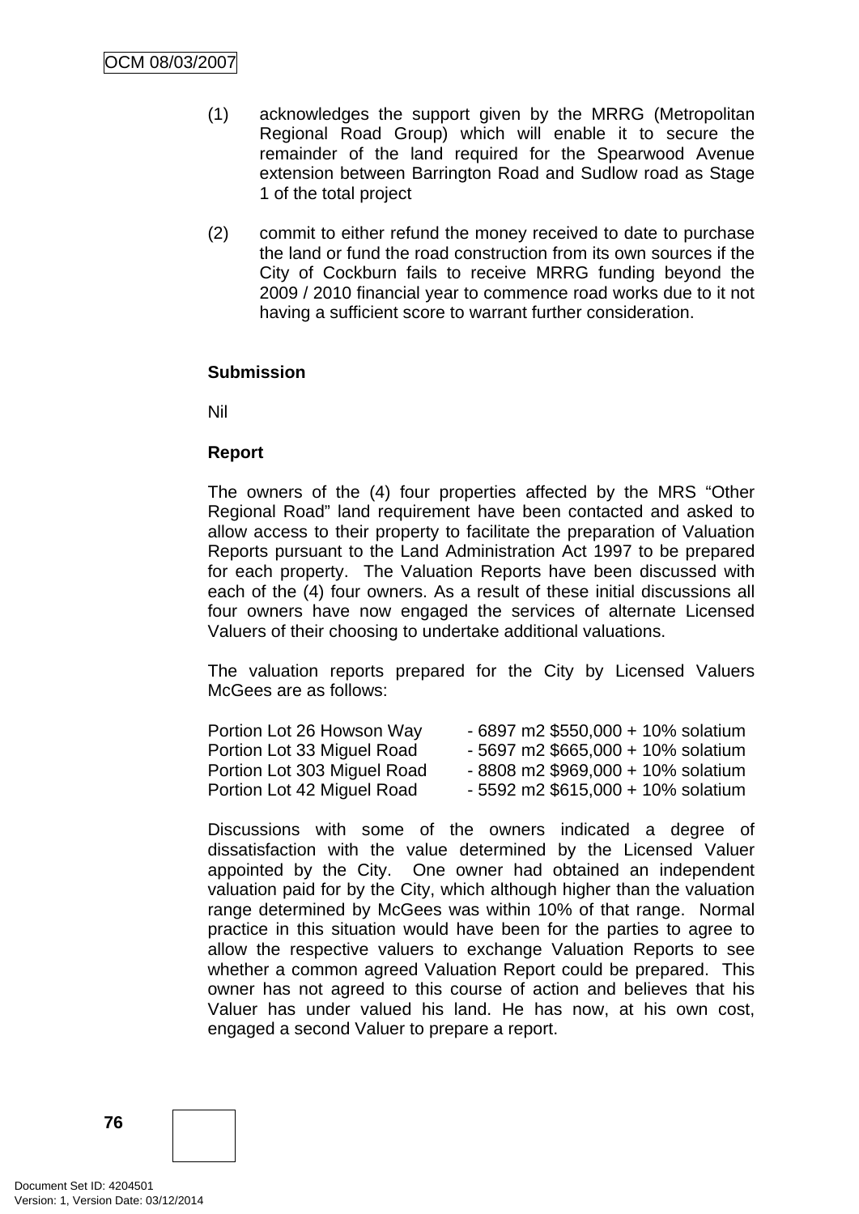(1) acknowledges the support given by the MRRG (Metropolitan Regional Road Group) which will enable it to secure the remainder of the land required for the Spearwood Avenue extension between Barrington Road and Sudlow road as Stage 1 of the total project

(2) commit to either refund the money received to date to purchase the land or fund the road construction from its own sources if the City of Cockburn fails to receive MRRG funding beyond the 2009 / 2010 financial year to commence road works due to it not having a sufficient score to warrant further consideration.

**Submission**

Nil

**Report**

The owners of the (4) four properties affected by the MRS "Other Regional Road" land requirement have been contacted and asked to allow access to their property to facilitate the preparation of Valuation Reports pursuant to the Land Administration Act 1997 to be prepared for each property. The Valuation Reports have been discussed with each of the (4) four owners. As a result of these initial discussions all four owners have now engaged the services of alternate Licensed Valuers of their choosing to undertake additional valuations.

The valuation reports prepared for the City by Licensed Valuers McGees are as follows:

| | |
|---|---|
| Portion Lot 26 Howson Way | - 6897 m2 $550,000 + 10% solatium |
| Portion Lot 33 Miguel Road | - 5697 m2 $665,000 + 10% solatium |
| Portion Lot 303 Miguel Road | - 8808 m2 $969,000 + 10% solatium |
| Portion Lot 42 Miguel Road | - 5592 m2 $615,000 + 10% solatium |

Discussions with some of the owners indicated a degree of dissatisfaction with the value determined by the Licensed Valuer appointed by the City. One owner had obtained an independent valuation paid for by the City, which although higher than the valuation range determined by McGees was within 10% of that range. Normal practice in this situation would have been for the parties to agree to allow the respective valuers to exchange Valuation Reports to see whether a common agreed Valuation Report could be prepared. This owner has not agreed to this course of action and believes that his Valuer has under valued his land. He has now, at his own cost, engaged a second Valuer to prepare a report.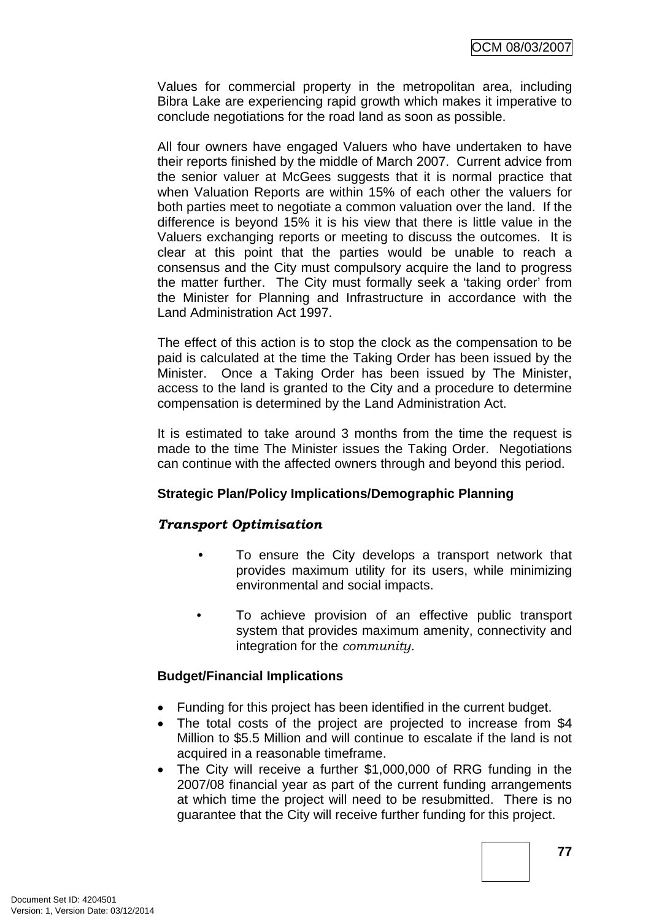Values for commercial property in the metropolitan area, including Bibra Lake are experiencing rapid growth which makes it imperative to conclude negotiations for the road land as soon as possible.

All four owners have engaged Valuers who have undertaken to have their reports finished by the middle of March 2007. Current advice from the senior valuer at McGees suggests that it is normal practice that when Valuation Reports are within 15% of each other the valuers for both parties meet to negotiate a common valuation over the land. If the difference is beyond 15% it is his view that there is little value in the Valuers exchanging reports or meeting to discuss the outcomes. It is clear at this point that the parties would be unable to reach a consensus and the City must compulsory acquire the land to progress the matter further. The City must formally seek a 'taking order' from the Minister for Planning and Infrastructure in accordance with the Land Administration Act 1997.

The effect of this action is to stop the clock as the compensation to be paid is calculated at the time the Taking Order has been issued by the Minister. Once a Taking Order has been issued by The Minister, access to the land is granted to the City and a procedure to determine compensation is determined by the Land Administration Act.

It is estimated to take around 3 months from the time the request is made to the time The Minister issues the Taking Order. Negotiations can continue with the affected owners through and beyond this period.

**Strategic Plan/Policy Implications/Demographic Planning**

***Transport Optimisation***

- To ensure the City develops a transport network that provides maximum utility for its users, while minimizing environmental and social impacts.
- To achieve provision of an effective public transport system that provides maximum amenity, connectivity and integration for the *community.*

**Budget/Financial Implications**

- Funding for this project has been identified in the current budget.
- The total costs of the project are projected to increase from $4 Million to $5.5 Million and will continue to escalate if the land is not acquired in a reasonable timeframe.
- The City will receive a further $1,000,000 of RRG funding in the 2007/08 financial year as part of the current funding arrangements at which time the project will need to be resubmitted. There is no guarantee that the City will receive further funding for this project.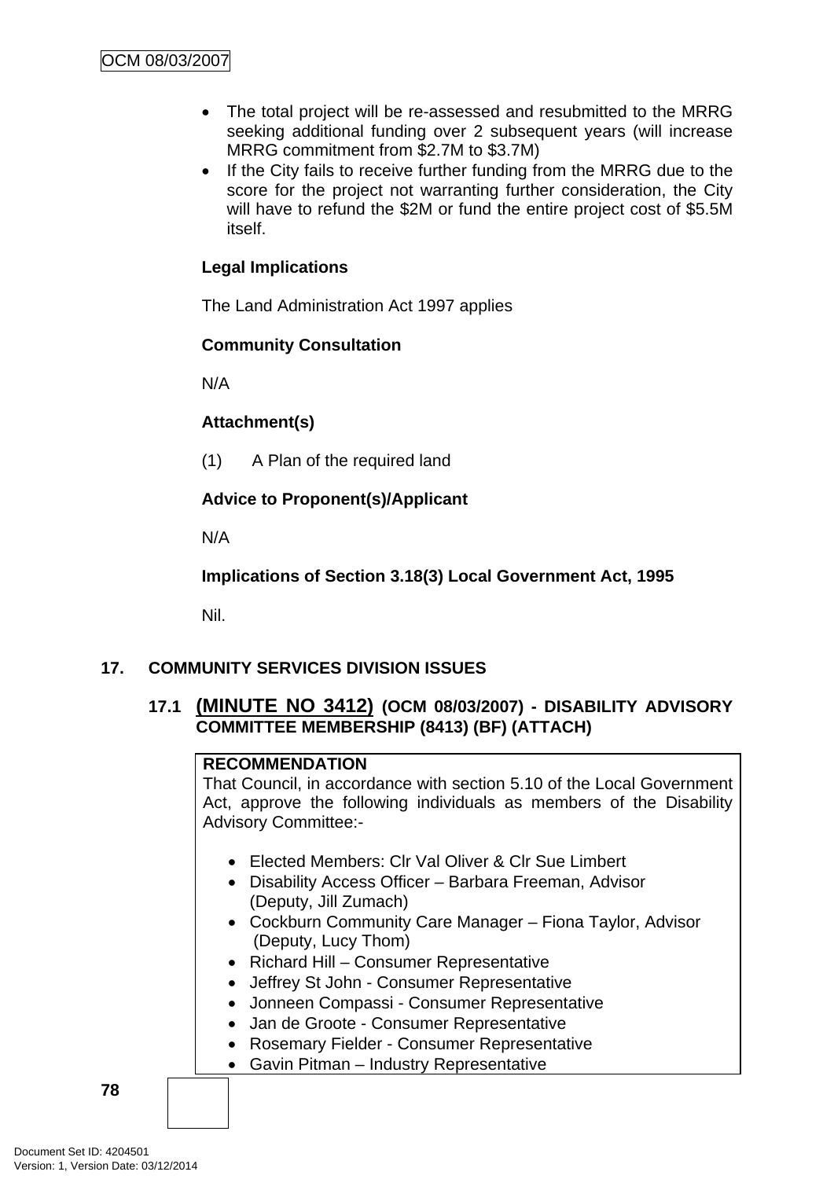- The total project will be re-assessed and resubmitted to the MRRG seeking additional funding over 2 subsequent years (will increase MRRG commitment from $2.7M to $3.7M)
- If the City fails to receive further funding from the MRRG due to the score for the project not warranting further consideration, the City will have to refund the $2M or fund the entire project cost of $5.5M itself.

**Legal Implications**

The Land Administration Act 1997 applies

**Community Consultation**

N/A

**Attachment(s)**

(1) A Plan of the required land

**Advice to Proponent(s)/Applicant**

N/A

**Implications of Section 3.18(3) Local Government Act, 1995**

Nil.

## 17. COMMUNITY SERVICES DIVISION ISSUES

### 17.1 (MINUTE NO 3412) (OCM 08/03/2007) - DISABILITY ADVISORY COMMITTEE MEMBERSHIP (8413) (BF) (ATTACH)

**RECOMMENDATION**
That Council, in accordance with section 5.10 of the Local Government Act, approve the following individuals as members of the Disability Advisory Committee:-

- Elected Members: Clr Val Oliver & Clr Sue Limbert
- Disability Access Officer – Barbara Freeman, Advisor (Deputy, Jill Zumach)
- Cockburn Community Care Manager – Fiona Taylor, Advisor (Deputy, Lucy Thom)
- Richard Hill – Consumer Representative
- Jeffrey St John - Consumer Representative
- Jonneen Compassi - Consumer Representative
- Jan de Groote - Consumer Representative
- Rosemary Fielder - Consumer Representative
- Gavin Pitman – Industry Representative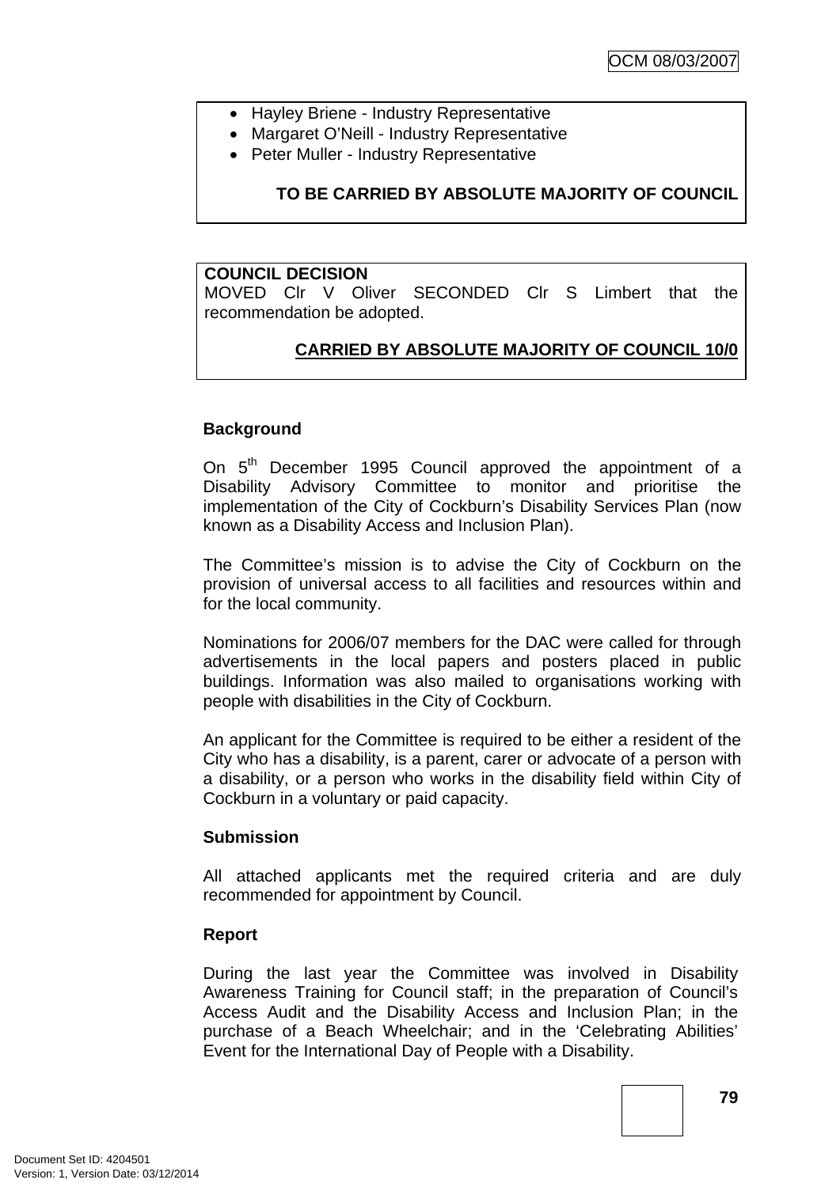- Hayley Briene - Industry Representative
- Margaret O'Neill - Industry Representative
- Peter Muller - Industry Representative

**TO BE CARRIED BY ABSOLUTE MAJORITY OF COUNCIL**

**COUNCIL DECISION**
MOVED Clr V Oliver SECONDED Clr S Limbert that the recommendation be adopted.

**CARRIED BY ABSOLUTE MAJORITY OF COUNCIL 10/0**

**Background**

On 5th December 1995 Council approved the appointment of a Disability Advisory Committee to monitor and prioritise the implementation of the City of Cockburn's Disability Services Plan (now known as a Disability Access and Inclusion Plan).

The Committee's mission is to advise the City of Cockburn on the provision of universal access to all facilities and resources within and for the local community.

Nominations for 2006/07 members for the DAC were called for through advertisements in the local papers and posters placed in public buildings. Information was also mailed to organisations working with people with disabilities in the City of Cockburn.

An applicant for the Committee is required to be either a resident of the City who has a disability, is a parent, carer or advocate of a person with a disability, or a person who works in the disability field within City of Cockburn in a voluntary or paid capacity.

**Submission**

All attached applicants met the required criteria and are duly recommended for appointment by Council.

**Report**

During the last year the Committee was involved in Disability Awareness Training for Council staff; in the preparation of Council's Access Audit and the Disability Access and Inclusion Plan; in the purchase of a Beach Wheelchair; and in the 'Celebrating Abilities' Event for the International Day of People with a Disability.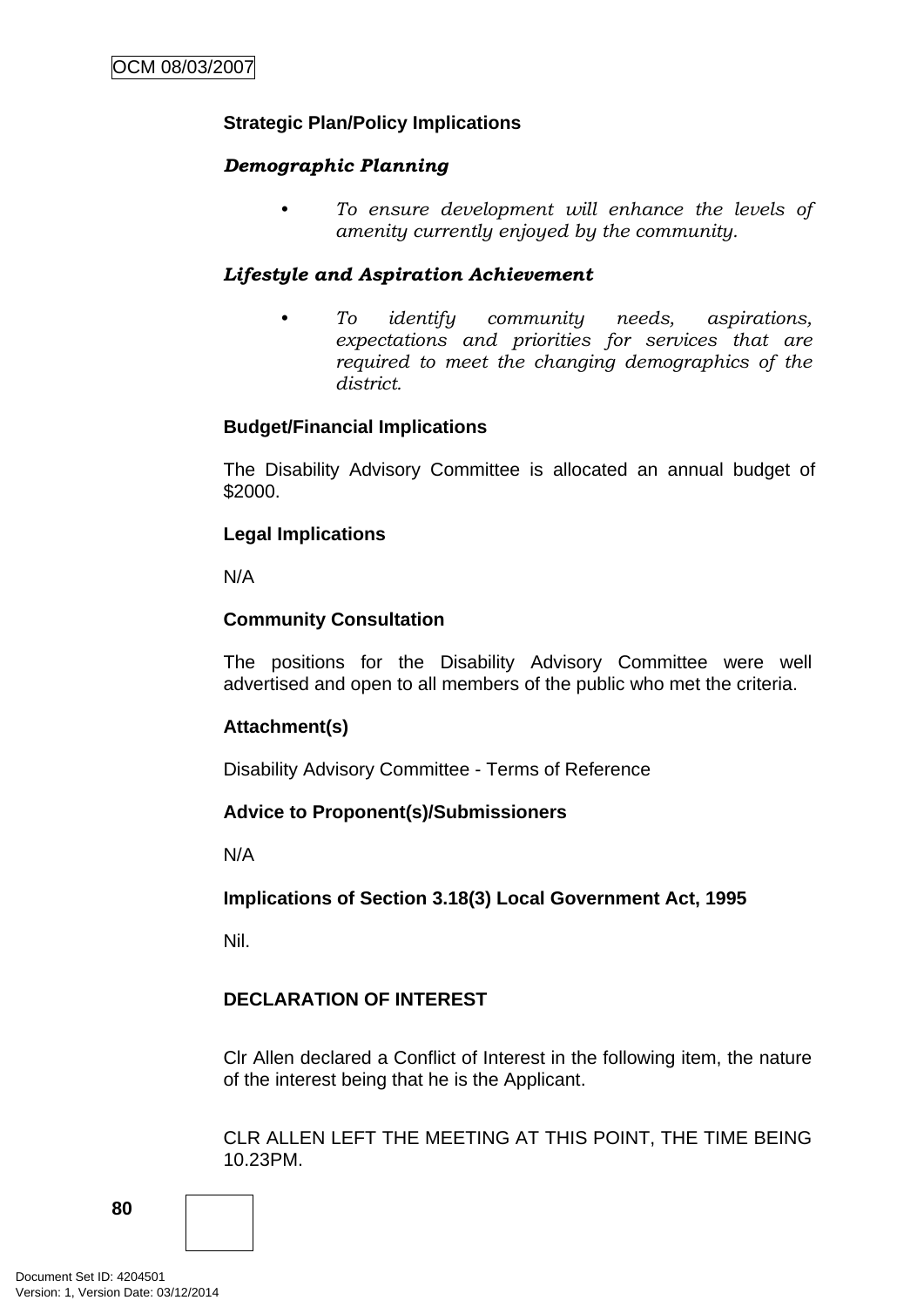**Strategic Plan/Policy Implications**

***Demographic Planning***

- *To ensure development will enhance the levels of amenity currently enjoyed by the community.*

***Lifestyle and Aspiration Achievement***

- *To identify community needs, aspirations, expectations and priorities for services that are required to meet the changing demographics of the district.*

**Budget/Financial Implications**

The Disability Advisory Committee is allocated an annual budget of $2000.

**Legal Implications**

N/A

**Community Consultation**

The positions for the Disability Advisory Committee were well advertised and open to all members of the public who met the criteria.

**Attachment(s)**

Disability Advisory Committee - Terms of Reference

**Advice to Proponent(s)/Submissioners**

N/A

**Implications of Section 3.18(3) Local Government Act, 1995**

Nil.

**DECLARATION OF INTEREST**

Clr Allen declared a Conflict of Interest in the following item, the nature of the interest being that he is the Applicant.

CLR ALLEN LEFT THE MEETING AT THIS POINT, THE TIME BEING 10.23PM.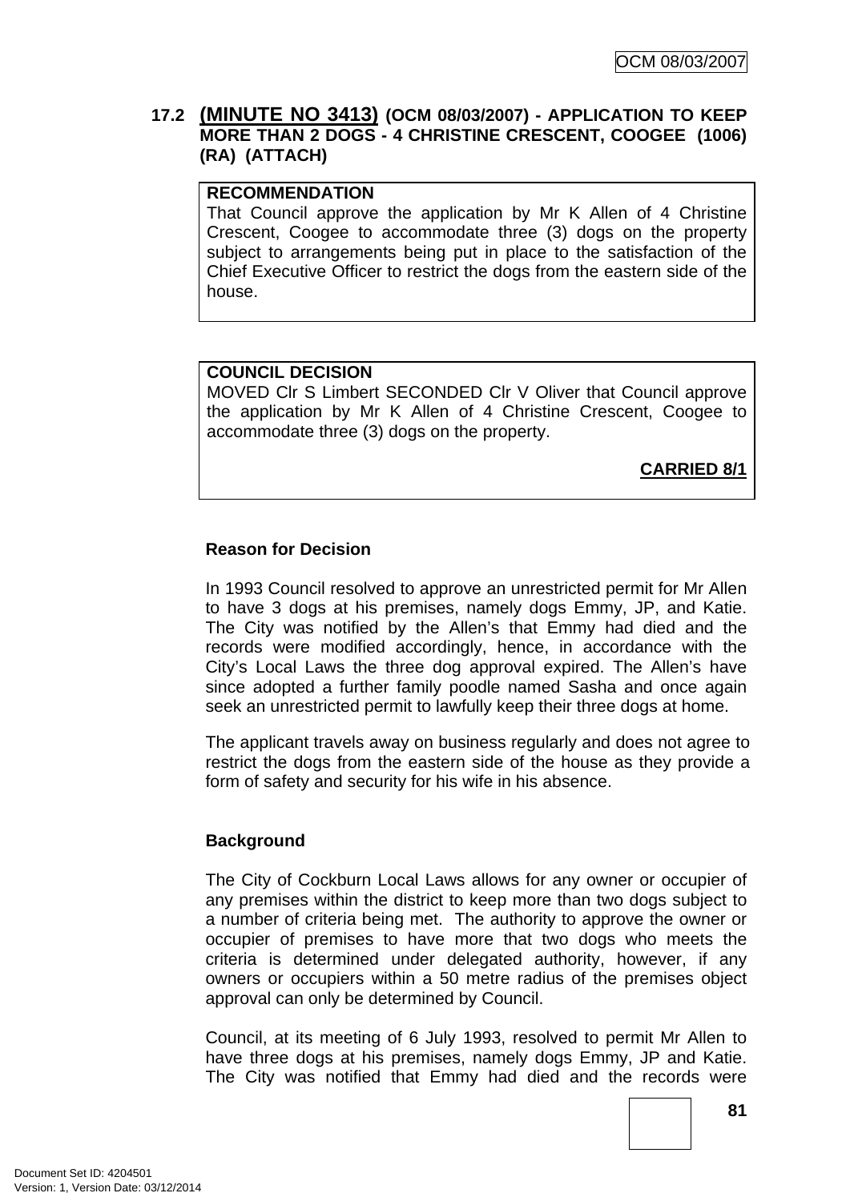### 17.2 (MINUTE NO 3413) (OCM 08/03/2007) - APPLICATION TO KEEP MORE THAN 2 DOGS - 4 CHRISTINE CRESCENT, COOGEE (1006) (RA) (ATTACH)

**RECOMMENDATION**
That Council approve the application by Mr K Allen of 4 Christine Crescent, Coogee to accommodate three (3) dogs on the property subject to arrangements being put in place to the satisfaction of the Chief Executive Officer to restrict the dogs from the eastern side of the house.

**COUNCIL DECISION**
MOVED Clr S Limbert SECONDED Clr V Oliver that Council approve the application by Mr K Allen of 4 Christine Crescent, Coogee to accommodate three (3) dogs on the property.

**CARRIED 8/1**

**Reason for Decision**

In 1993 Council resolved to approve an unrestricted permit for Mr Allen to have 3 dogs at his premises, namely dogs Emmy, JP, and Katie. The City was notified by the Allen's that Emmy had died and the records were modified accordingly, hence, in accordance with the City's Local Laws the three dog approval expired. The Allen's have since adopted a further family poodle named Sasha and once again seek an unrestricted permit to lawfully keep their three dogs at home.

The applicant travels away on business regularly and does not agree to restrict the dogs from the eastern side of the house as they provide a form of safety and security for his wife in his absence.

**Background**

The City of Cockburn Local Laws allows for any owner or occupier of any premises within the district to keep more than two dogs subject to a number of criteria being met. The authority to approve the owner or occupier of premises to have more that two dogs who meets the criteria is determined under delegated authority, however, if any owners or occupiers within a 50 metre radius of the premises object approval can only be determined by Council.

Council, at its meeting of 6 July 1993, resolved to permit Mr Allen to have three dogs at his premises, namely dogs Emmy, JP and Katie. The City was notified that Emmy had died and the records were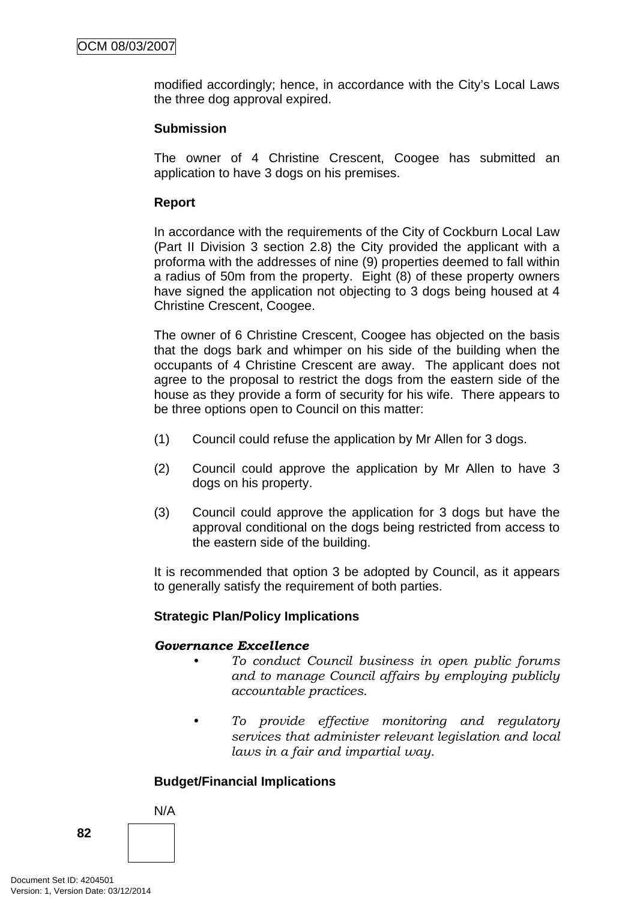modified accordingly; hence, in accordance with the City's Local Laws the three dog approval expired.

**Submission**

The owner of 4 Christine Crescent, Coogee has submitted an application to have 3 dogs on his premises.

**Report**

In accordance with the requirements of the City of Cockburn Local Law (Part II Division 3 section 2.8) the City provided the applicant with a proforma with the addresses of nine (9) properties deemed to fall within a radius of 50m from the property. Eight (8) of these property owners have signed the application not objecting to 3 dogs being housed at 4 Christine Crescent, Coogee.

The owner of 6 Christine Crescent, Coogee has objected on the basis that the dogs bark and whimper on his side of the building when the occupants of 4 Christine Crescent are away. The applicant does not agree to the proposal to restrict the dogs from the eastern side of the house as they provide a form of security for his wife. There appears to be three options open to Council on this matter:

(1) Council could refuse the application by Mr Allen for 3 dogs.

(2) Council could approve the application by Mr Allen to have 3 dogs on his property.

(3) Council could approve the application for 3 dogs but have the approval conditional on the dogs being restricted from access to the eastern side of the building.

It is recommended that option 3 be adopted by Council, as it appears to generally satisfy the requirement of both parties.

**Strategic Plan/Policy Implications**

***Governance Excellence***

- *To conduct Council business in open public forums and to manage Council affairs by employing publicly accountable practices.*

- *To provide effective monitoring and regulatory services that administer relevant legislation and local laws in a fair and impartial way.*

**Budget/Financial Implications**

N/A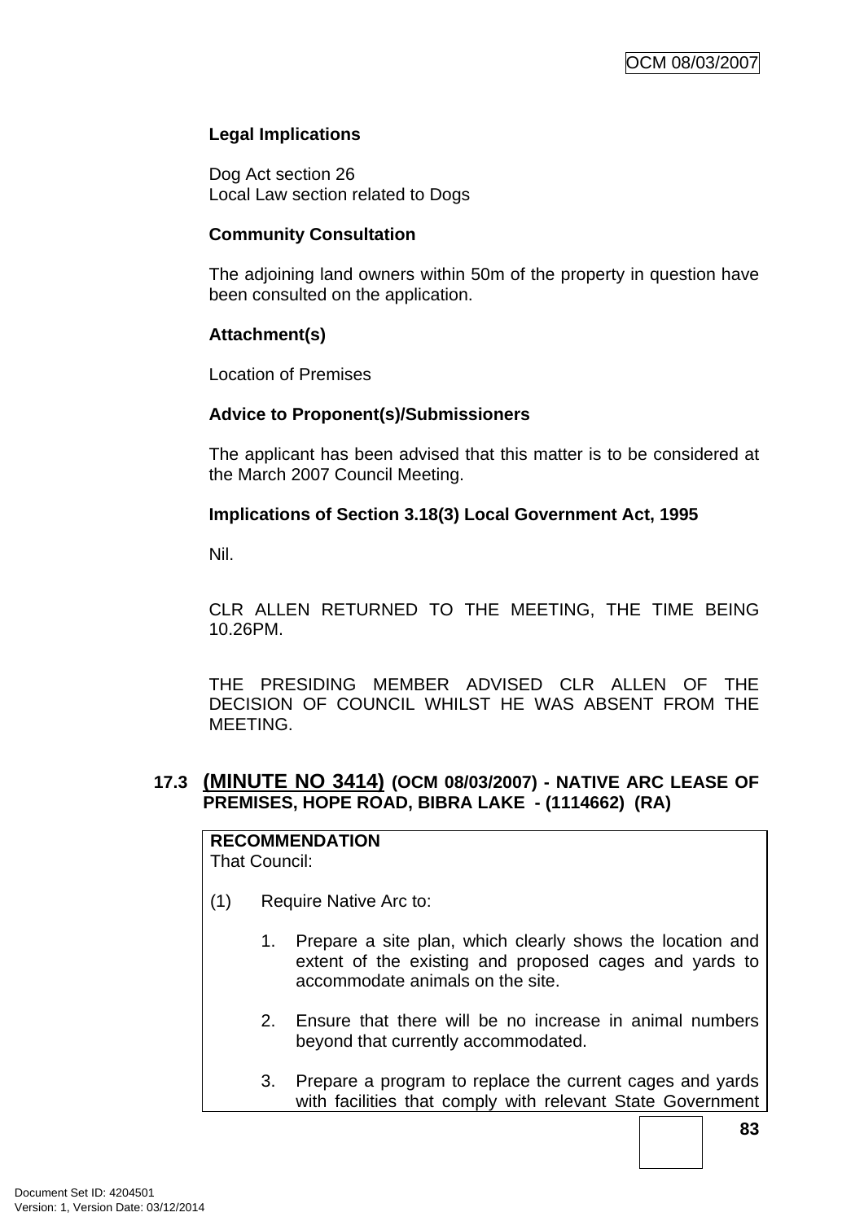**Legal Implications**

Dog Act section 26
Local Law section related to Dogs

**Community Consultation**

The adjoining land owners within 50m of the property in question have been consulted on the application.

**Attachment(s)**

Location of Premises

**Advice to Proponent(s)/Submissioners**

The applicant has been advised that this matter is to be considered at the March 2007 Council Meeting.

**Implications of Section 3.18(3) Local Government Act, 1995**

Nil.

CLR ALLEN RETURNED TO THE MEETING, THE TIME BEING 10.26PM.

THE PRESIDING MEMBER ADVISED CLR ALLEN OF THE DECISION OF COUNCIL WHILST HE WAS ABSENT FROM THE MEETING.

## 17.3 (MINUTE NO 3414) (OCM 08/03/2007) - NATIVE ARC LEASE OF PREMISES, HOPE ROAD, BIBRA LAKE - (1114662) (RA)

**RECOMMENDATION**
That Council:

(1) Require Native Arc to:

1. Prepare a site plan, which clearly shows the location and extent of the existing and proposed cages and yards to accommodate animals on the site.

2. Ensure that there will be no increase in animal numbers beyond that currently accommodated.

3. Prepare a program to replace the current cages and yards with facilities that comply with relevant State Government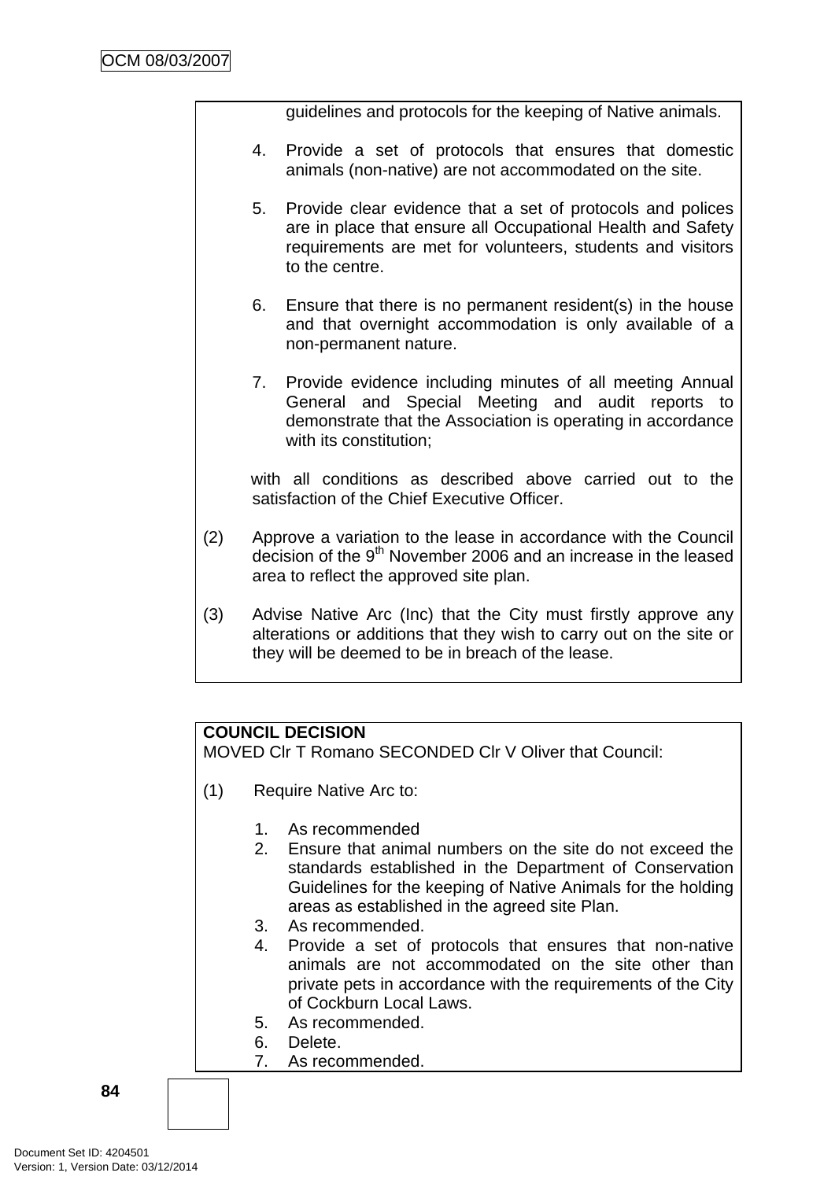guidelines and protocols for the keeping of Native animals.

4. Provide a set of protocols that ensures that domestic animals (non-native) are not accommodated on the site.

5. Provide clear evidence that a set of protocols and polices are in place that ensure all Occupational Health and Safety requirements are met for volunteers, students and visitors to the centre.

6. Ensure that there is no permanent resident(s) in the house and that overnight accommodation is only available of a non-permanent nature.

7. Provide evidence including minutes of all meeting Annual General and Special Meeting and audit reports to demonstrate that the Association is operating in accordance with its constitution;

with all conditions as described above carried out to the satisfaction of the Chief Executive Officer.

(2) Approve a variation to the lease in accordance with the Council decision of the 9th November 2006 and an increase in the leased area to reflect the approved site plan.

(3) Advise Native Arc (Inc) that the City must firstly approve any alterations or additions that they wish to carry out on the site or they will be deemed to be in breach of the lease.

**COUNCIL DECISION**
MOVED Clr T Romano SECONDED Clr V Oliver that Council:

(1) Require Native Arc to:

1. As recommended
2. Ensure that animal numbers on the site do not exceed the standards established in the Department of Conservation Guidelines for the keeping of Native Animals for the holding areas as established in the agreed site Plan.
3. As recommended.
4. Provide a set of protocols that ensures that non-native animals are not accommodated on the site other than private pets in accordance with the requirements of the City of Cockburn Local Laws.
5. As recommended.
6. Delete.
7. As recommended.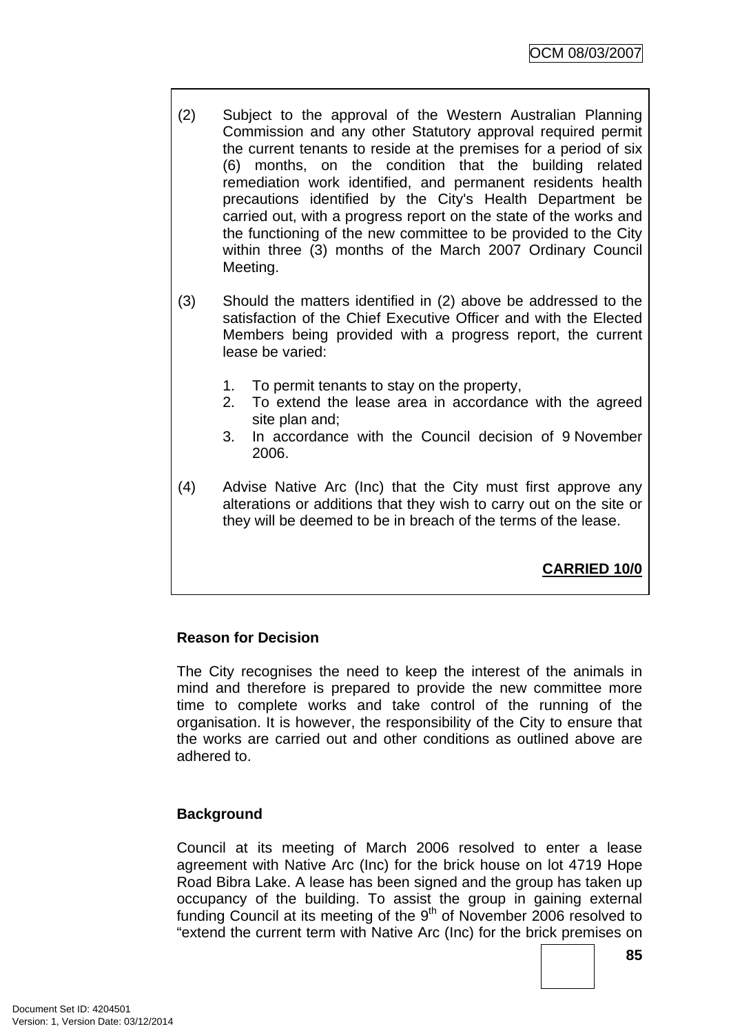(2) Subject to the approval of the Western Australian Planning Commission and any other Statutory approval required permit the current tenants to reside at the premises for a period of six (6) months, on the condition that the building related remediation work identified, and permanent residents health precautions identified by the City's Health Department be carried out, with a progress report on the state of the works and the functioning of the new committee to be provided to the City within three (3) months of the March 2007 Ordinary Council Meeting.

(3) Should the matters identified in (2) above be addressed to the satisfaction of the Chief Executive Officer and with the Elected Members being provided with a progress report, the current lease be varied:

1. To permit tenants to stay on the property,
2. To extend the lease area in accordance with the agreed site plan and;
3. In accordance with the Council decision of 9 November 2006.

(4) Advise Native Arc (Inc) that the City must first approve any alterations or additions that they wish to carry out on the site or they will be deemed to be in breach of the terms of the lease.

**CARRIED 10/0**

**Reason for Decision**

The City recognises the need to keep the interest of the animals in mind and therefore is prepared to provide the new committee more time to complete works and take control of the running of the organisation. It is however, the responsibility of the City to ensure that the works are carried out and other conditions as outlined above are adhered to.

**Background**

Council at its meeting of March 2006 resolved to enter a lease agreement with Native Arc (Inc) for the brick house on lot 4719 Hope Road Bibra Lake. A lease has been signed and the group has taken up occupancy of the building. To assist the group in gaining external funding Council at its meeting of the 9th of November 2006 resolved to "extend the current term with Native Arc (Inc) for the brick premises on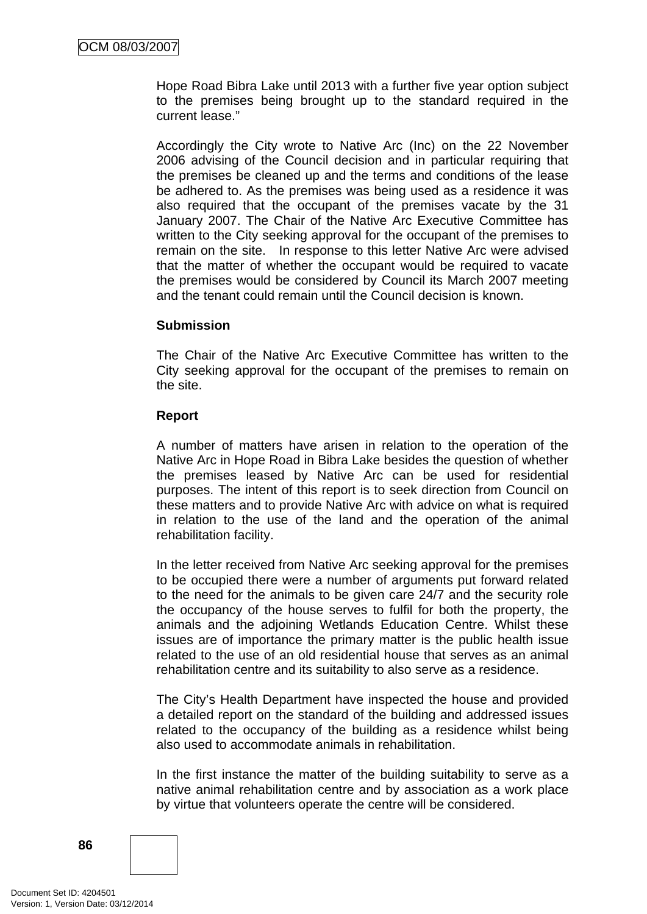Hope Road Bibra Lake until 2013 with a further five year option subject to the premises being brought up to the standard required in the current lease."

Accordingly the City wrote to Native Arc (Inc) on the 22 November 2006 advising of the Council decision and in particular requiring that the premises be cleaned up and the terms and conditions of the lease be adhered to. As the premises was being used as a residence it was also required that the occupant of the premises vacate by the 31 January 2007. The Chair of the Native Arc Executive Committee has written to the City seeking approval for the occupant of the premises to remain on the site. In response to this letter Native Arc were advised that the matter of whether the occupant would be required to vacate the premises would be considered by Council its March 2007 meeting and the tenant could remain until the Council decision is known.

**Submission**

The Chair of the Native Arc Executive Committee has written to the City seeking approval for the occupant of the premises to remain on the site.

**Report**

A number of matters have arisen in relation to the operation of the Native Arc in Hope Road in Bibra Lake besides the question of whether the premises leased by Native Arc can be used for residential purposes. The intent of this report is to seek direction from Council on these matters and to provide Native Arc with advice on what is required in relation to the use of the land and the operation of the animal rehabilitation facility.

In the letter received from Native Arc seeking approval for the premises to be occupied there were a number of arguments put forward related to the need for the animals to be given care 24/7 and the security role the occupancy of the house serves to fulfil for both the property, the animals and the adjoining Wetlands Education Centre. Whilst these issues are of importance the primary matter is the public health issue related to the use of an old residential house that serves as an animal rehabilitation centre and its suitability to also serve as a residence.

The City's Health Department have inspected the house and provided a detailed report on the standard of the building and addressed issues related to the occupancy of the building as a residence whilst being also used to accommodate animals in rehabilitation.

In the first instance the matter of the building suitability to serve as a native animal rehabilitation centre and by association as a work place by virtue that volunteers operate the centre will be considered.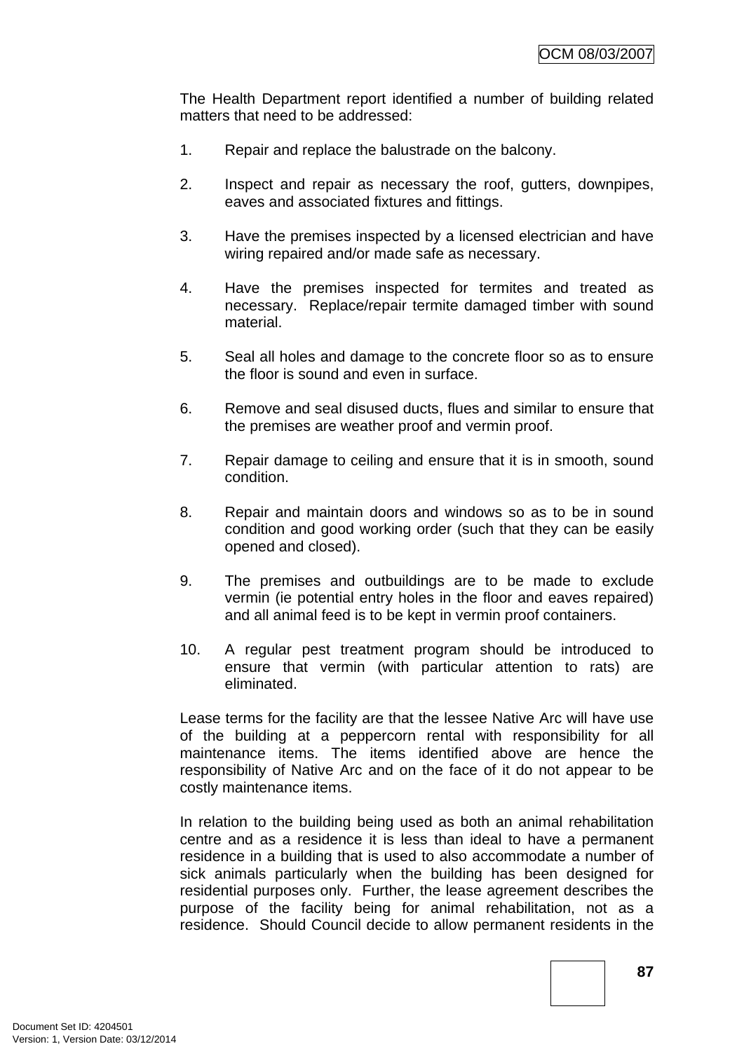The Health Department report identified a number of building related matters that need to be addressed:

1. Repair and replace the balustrade on the balcony.

2. Inspect and repair as necessary the roof, gutters, downpipes, eaves and associated fixtures and fittings.

3. Have the premises inspected by a licensed electrician and have wiring repaired and/or made safe as necessary.

4. Have the premises inspected for termites and treated as necessary. Replace/repair termite damaged timber with sound material.

5. Seal all holes and damage to the concrete floor so as to ensure the floor is sound and even in surface.

6. Remove and seal disused ducts, flues and similar to ensure that the premises are weather proof and vermin proof.

7. Repair damage to ceiling and ensure that it is in smooth, sound condition.

8. Repair and maintain doors and windows so as to be in sound condition and good working order (such that they can be easily opened and closed).

9. The premises and outbuildings are to be made to exclude vermin (ie potential entry holes in the floor and eaves repaired) and all animal feed is to be kept in vermin proof containers.

10. A regular pest treatment program should be introduced to ensure that vermin (with particular attention to rats) are eliminated.

Lease terms for the facility are that the lessee Native Arc will have use of the building at a peppercorn rental with responsibility for all maintenance items. The items identified above are hence the responsibility of Native Arc and on the face of it do not appear to be costly maintenance items.

In relation to the building being used as both an animal rehabilitation centre and as a residence it is less than ideal to have a permanent residence in a building that is used to also accommodate a number of sick animals particularly when the building has been designed for residential purposes only. Further, the lease agreement describes the purpose of the facility being for animal rehabilitation, not as a residence. Should Council decide to allow permanent residents in the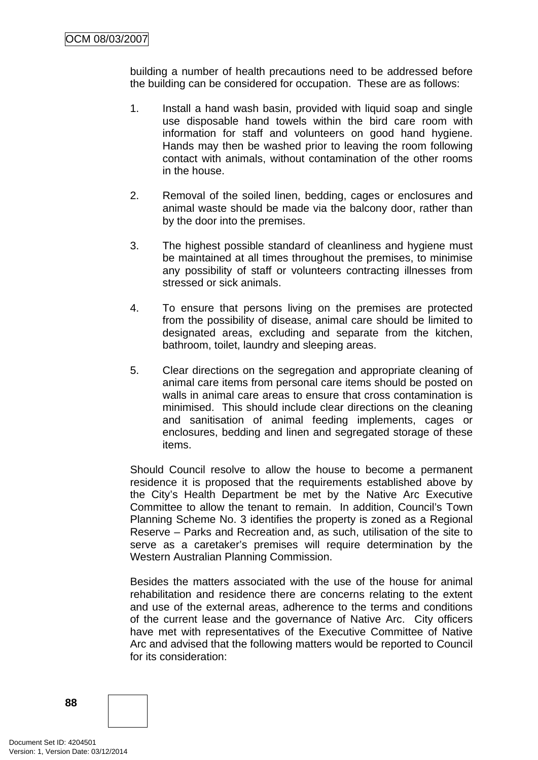building a number of health precautions need to be addressed before the building can be considered for occupation. These are as follows:

1. Install a hand wash basin, provided with liquid soap and single use disposable hand towels within the bird care room with information for staff and volunteers on good hand hygiene. Hands may then be washed prior to leaving the room following contact with animals, without contamination of the other rooms in the house.

2. Removal of the soiled linen, bedding, cages or enclosures and animal waste should be made via the balcony door, rather than by the door into the premises.

3. The highest possible standard of cleanliness and hygiene must be maintained at all times throughout the premises, to minimise any possibility of staff or volunteers contracting illnesses from stressed or sick animals.

4. To ensure that persons living on the premises are protected from the possibility of disease, animal care should be limited to designated areas, excluding and separate from the kitchen, bathroom, toilet, laundry and sleeping areas.

5. Clear directions on the segregation and appropriate cleaning of animal care items from personal care items should be posted on walls in animal care areas to ensure that cross contamination is minimised. This should include clear directions on the cleaning and sanitisation of animal feeding implements, cages or enclosures, bedding and linen and segregated storage of these items.

Should Council resolve to allow the house to become a permanent residence it is proposed that the requirements established above by the City's Health Department be met by the Native Arc Executive Committee to allow the tenant to remain. In addition, Council's Town Planning Scheme No. 3 identifies the property is zoned as a Regional Reserve – Parks and Recreation and, as such, utilisation of the site to serve as a caretaker's premises will require determination by the Western Australian Planning Commission.

Besides the matters associated with the use of the house for animal rehabilitation and residence there are concerns relating to the extent and use of the external areas, adherence to the terms and conditions of the current lease and the governance of Native Arc. City officers have met with representatives of the Executive Committee of Native Arc and advised that the following matters would be reported to Council for its consideration: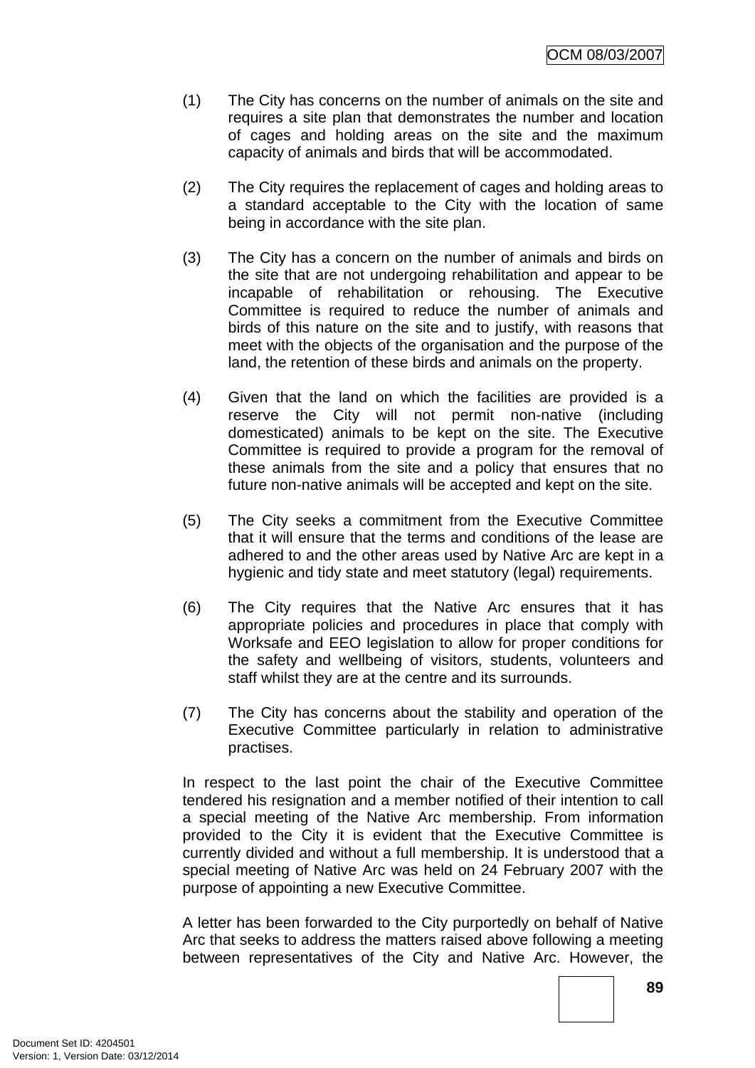(1) The City has concerns on the number of animals on the site and requires a site plan that demonstrates the number and location of cages and holding areas on the site and the maximum capacity of animals and birds that will be accommodated.

(2) The City requires the replacement of cages and holding areas to a standard acceptable to the City with the location of same being in accordance with the site plan.

(3) The City has a concern on the number of animals and birds on the site that are not undergoing rehabilitation and appear to be incapable of rehabilitation or rehousing. The Executive Committee is required to reduce the number of animals and birds of this nature on the site and to justify, with reasons that meet with the objects of the organisation and the purpose of the land, the retention of these birds and animals on the property.

(4) Given that the land on which the facilities are provided is a reserve the City will not permit non-native (including domesticated) animals to be kept on the site. The Executive Committee is required to provide a program for the removal of these animals from the site and a policy that ensures that no future non-native animals will be accepted and kept on the site.

(5) The City seeks a commitment from the Executive Committee that it will ensure that the terms and conditions of the lease are adhered to and the other areas used by Native Arc are kept in a hygienic and tidy state and meet statutory (legal) requirements.

(6) The City requires that the Native Arc ensures that it has appropriate policies and procedures in place that comply with Worksafe and EEO legislation to allow for proper conditions for the safety and wellbeing of visitors, students, volunteers and staff whilst they are at the centre and its surrounds.

(7) The City has concerns about the stability and operation of the Executive Committee particularly in relation to administrative practises.

In respect to the last point the chair of the Executive Committee tendered his resignation and a member notified of their intention to call a special meeting of the Native Arc membership. From information provided to the City it is evident that the Executive Committee is currently divided and without a full membership. It is understood that a special meeting of Native Arc was held on 24 February 2007 with the purpose of appointing a new Executive Committee.

A letter has been forwarded to the City purportedly on behalf of Native Arc that seeks to address the matters raised above following a meeting between representatives of the City and Native Arc. However, the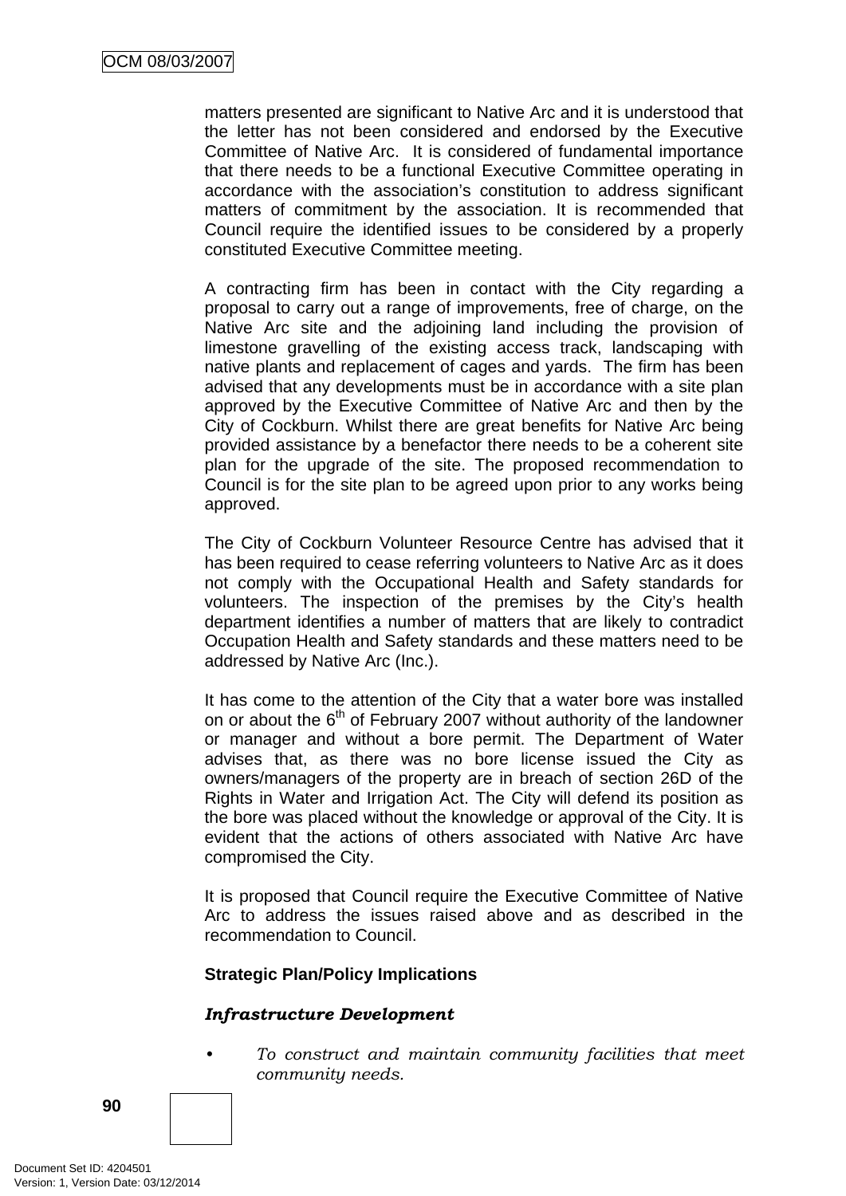matters presented are significant to Native Arc and it is understood that the letter has not been considered and endorsed by the Executive Committee of Native Arc. It is considered of fundamental importance that there needs to be a functional Executive Committee operating in accordance with the association's constitution to address significant matters of commitment by the association. It is recommended that Council require the identified issues to be considered by a properly constituted Executive Committee meeting.

A contracting firm has been in contact with the City regarding a proposal to carry out a range of improvements, free of charge, on the Native Arc site and the adjoining land including the provision of limestone gravelling of the existing access track, landscaping with native plants and replacement of cages and yards. The firm has been advised that any developments must be in accordance with a site plan approved by the Executive Committee of Native Arc and then by the City of Cockburn. Whilst there are great benefits for Native Arc being provided assistance by a benefactor there needs to be a coherent site plan for the upgrade of the site. The proposed recommendation to Council is for the site plan to be agreed upon prior to any works being approved.

The City of Cockburn Volunteer Resource Centre has advised that it has been required to cease referring volunteers to Native Arc as it does not comply with the Occupational Health and Safety standards for volunteers. The inspection of the premises by the City's health department identifies a number of matters that are likely to contradict Occupation Health and Safety standards and these matters need to be addressed by Native Arc (Inc.).

It has come to the attention of the City that a water bore was installed on or about the 6th of February 2007 without authority of the landowner or manager and without a bore permit. The Department of Water advises that, as there was no bore license issued the City as owners/managers of the property are in breach of section 26D of the Rights in Water and Irrigation Act. The City will defend its position as the bore was placed without the knowledge or approval of the City. It is evident that the actions of others associated with Native Arc have compromised the City.

It is proposed that Council require the Executive Committee of Native Arc to address the issues raised above and as described in the recommendation to Council.

**Strategic Plan/Policy Implications**

***Infrastructure Development***

- *To construct and maintain community facilities that meet community needs.*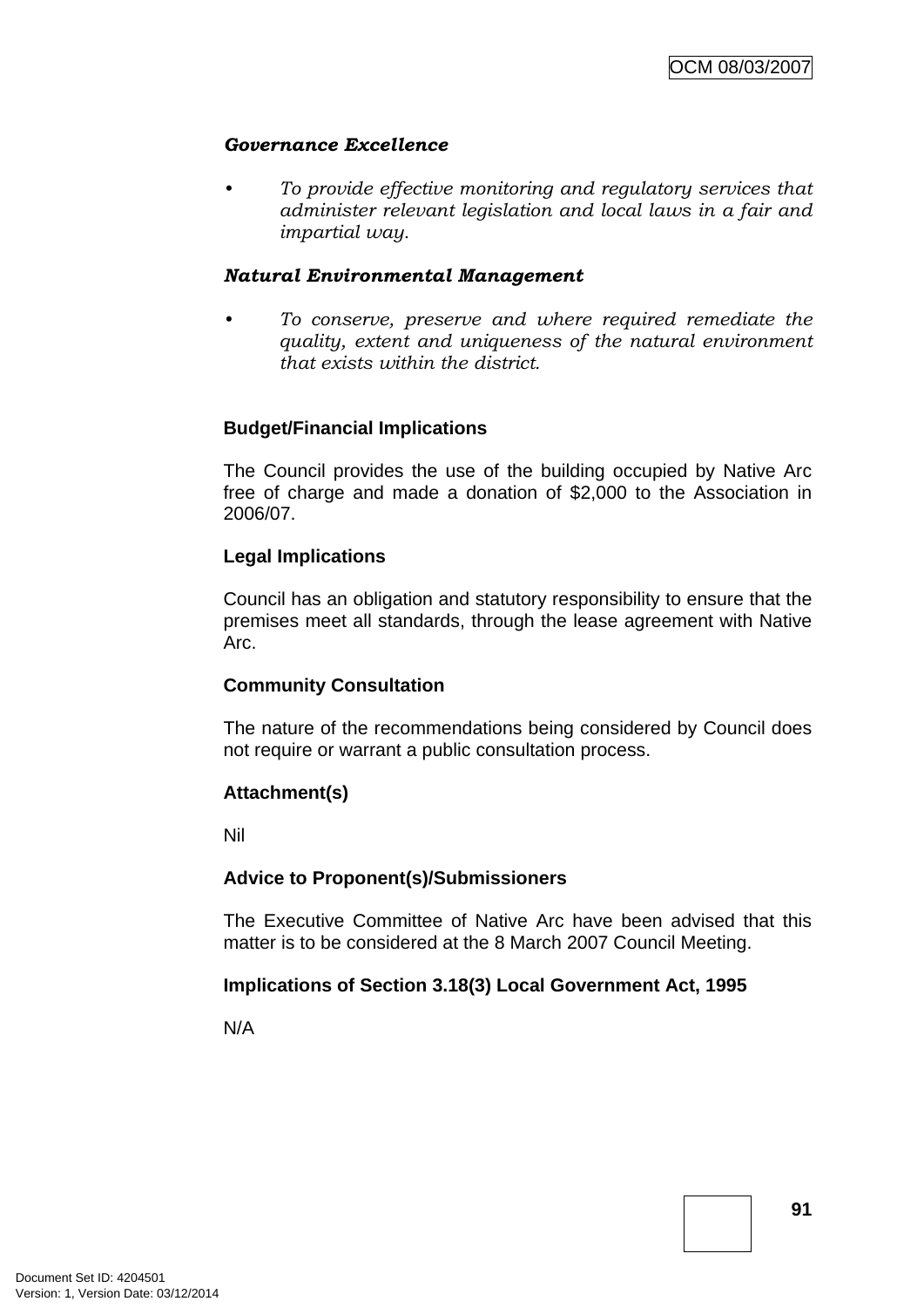***Governance Excellence***

- *To provide effective monitoring and regulatory services that administer relevant legislation and local laws in a fair and impartial way.*

***Natural Environmental Management***

- *To conserve, preserve and where required remediate the quality, extent and uniqueness of the natural environment that exists within the district.*

**Budget/Financial Implications**

The Council provides the use of the building occupied by Native Arc free of charge and made a donation of $2,000 to the Association in 2006/07.

**Legal Implications**

Council has an obligation and statutory responsibility to ensure that the premises meet all standards, through the lease agreement with Native Arc.

**Community Consultation**

The nature of the recommendations being considered by Council does not require or warrant a public consultation process.

**Attachment(s)**

Nil

**Advice to Proponent(s)/Submissioners**

The Executive Committee of Native Arc have been advised that this matter is to be considered at the 8 March 2007 Council Meeting.

**Implications of Section 3.18(3) Local Government Act, 1995**

N/A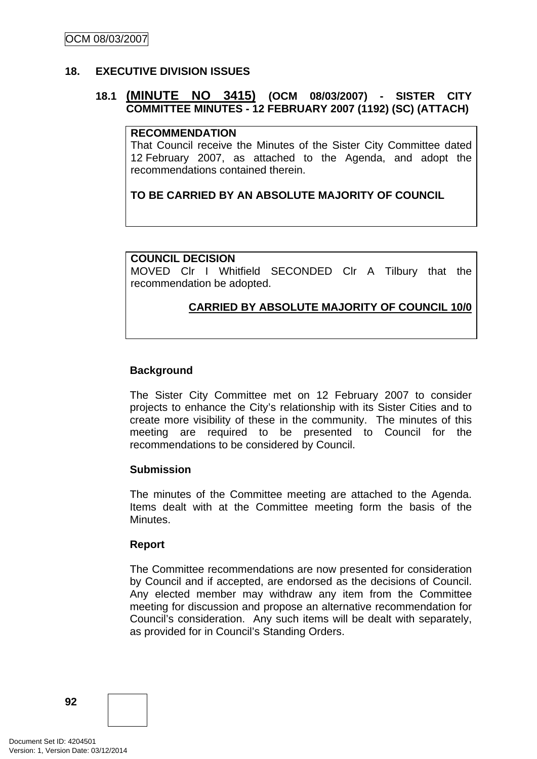## 18. EXECUTIVE DIVISION ISSUES

### 18.1 (MINUTE NO 3415) (OCM 08/03/2007) - SISTER CITY COMMITTEE MINUTES - 12 FEBRUARY 2007 (1192) (SC) (ATTACH)

**RECOMMENDATION**
That Council receive the Minutes of the Sister City Committee dated 12 February 2007, as attached to the Agenda, and adopt the recommendations contained therein.

**TO BE CARRIED BY AN ABSOLUTE MAJORITY OF COUNCIL**

**COUNCIL DECISION**
MOVED Clr I Whitfield SECONDED Clr A Tilbury that the recommendation be adopted.

**CARRIED BY ABSOLUTE MAJORITY OF COUNCIL 10/0**

**Background**

The Sister City Committee met on 12 February 2007 to consider projects to enhance the City's relationship with its Sister Cities and to create more visibility of these in the community. The minutes of this meeting are required to be presented to Council for the recommendations to be considered by Council.

**Submission**

The minutes of the Committee meeting are attached to the Agenda. Items dealt with at the Committee meeting form the basis of the Minutes.

**Report**

The Committee recommendations are now presented for consideration by Council and if accepted, are endorsed as the decisions of Council. Any elected member may withdraw any item from the Committee meeting for discussion and propose an alternative recommendation for Council's consideration. Any such items will be dealt with separately, as provided for in Council's Standing Orders.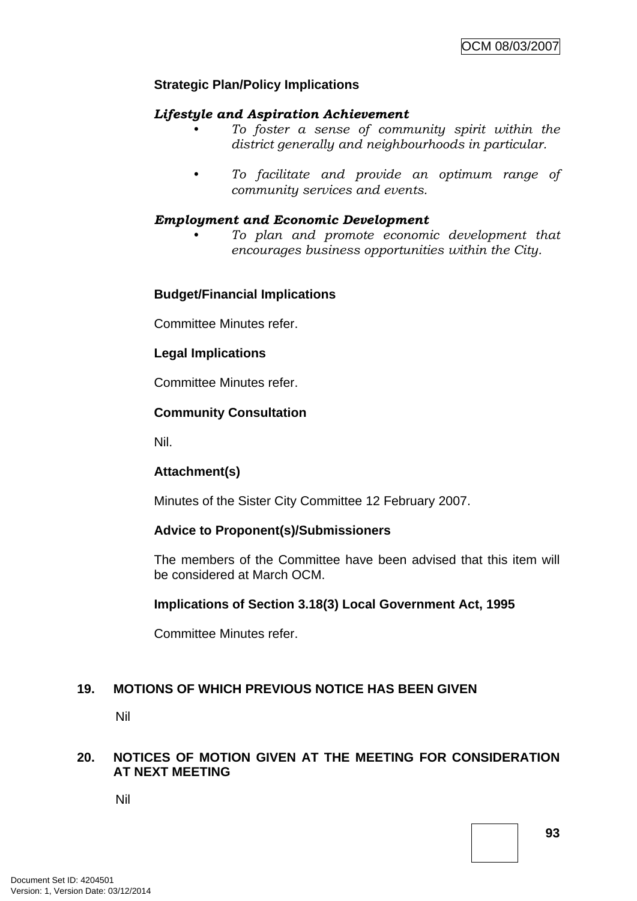**Strategic Plan/Policy Implications**

***Lifestyle and Aspiration Achievement***

- *To foster a sense of community spirit within the district generally and neighbourhoods in particular.*
- *To facilitate and provide an optimum range of community services and events.*

***Employment and Economic Development***

- *To plan and promote economic development that encourages business opportunities within the City.*

**Budget/Financial Implications**

Committee Minutes refer.

**Legal Implications**

Committee Minutes refer.

**Community Consultation**

Nil.

**Attachment(s)**

Minutes of the Sister City Committee 12 February 2007.

**Advice to Proponent(s)/Submissioners**

The members of the Committee have been advised that this item will be considered at March OCM.

**Implications of Section 3.18(3) Local Government Act, 1995**

Committee Minutes refer.

## 19. MOTIONS OF WHICH PREVIOUS NOTICE HAS BEEN GIVEN

Nil

## 20. NOTICES OF MOTION GIVEN AT THE MEETING FOR CONSIDERATION AT NEXT MEETING

Nil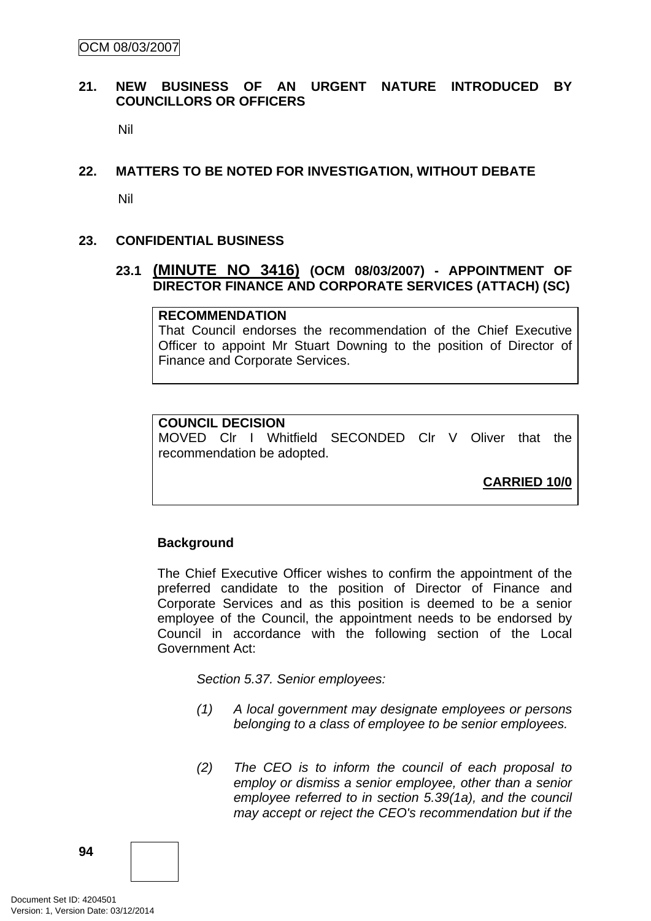## 21. NEW BUSINESS OF AN URGENT NATURE INTRODUCED BY COUNCILLORS OR OFFICERS

Nil

## 22. MATTERS TO BE NOTED FOR INVESTIGATION, WITHOUT DEBATE

Nil

## 23. CONFIDENTIAL BUSINESS

### 23.1 (MINUTE NO 3416) (OCM 08/03/2007) - APPOINTMENT OF DIRECTOR FINANCE AND CORPORATE SERVICES (ATTACH) (SC)

**RECOMMENDATION**

That Council endorses the recommendation of the Chief Executive Officer to appoint Mr Stuart Downing to the position of Director of Finance and Corporate Services.

**COUNCIL DECISION**

MOVED Clr I Whitfield SECONDED Clr V Oliver that the recommendation be adopted.

**CARRIED 10/0**

**Background**

The Chief Executive Officer wishes to confirm the appointment of the preferred candidate to the position of Director of Finance and Corporate Services and as this position is deemed to be a senior employee of the Council, the appointment needs to be endorsed by Council in accordance with the following section of the Local Government Act:

*Section 5.37. Senior employees:*

*(1) A local government may designate employees or persons belonging to a class of employee to be senior employees.*

*(2) The CEO is to inform the council of each proposal to employ or dismiss a senior employee, other than a senior employee referred to in section 5.39(1a), and the council may accept or reject the CEO's recommendation but if the*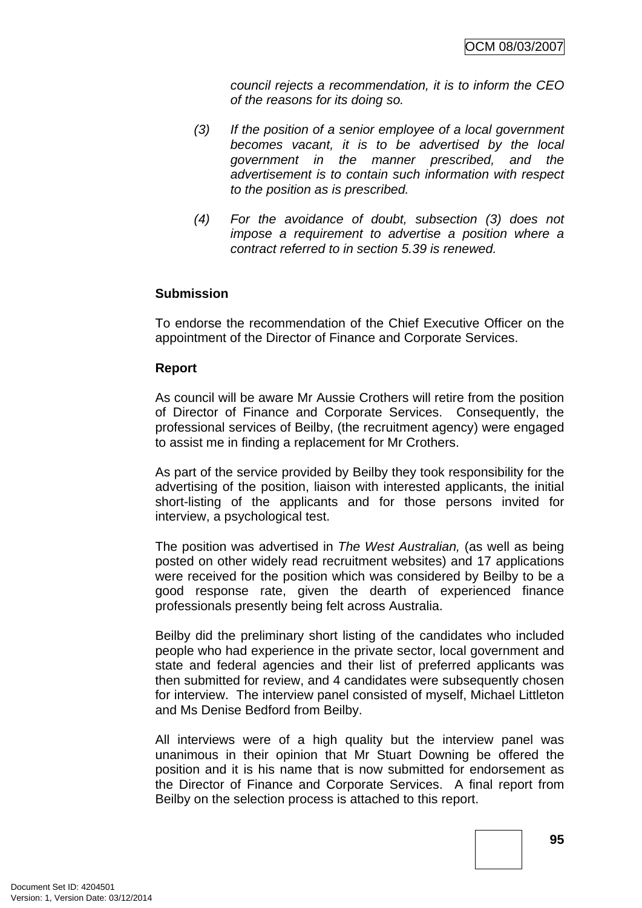*council rejects a recommendation, it is to inform the CEO of the reasons for its doing so.*

*(3) If the position of a senior employee of a local government becomes vacant, it is to be advertised by the local government in the manner prescribed, and the advertisement is to contain such information with respect to the position as is prescribed.*

*(4) For the avoidance of doubt, subsection (3) does not impose a requirement to advertise a position where a contract referred to in section 5.39 is renewed.*

**Submission**

To endorse the recommendation of the Chief Executive Officer on the appointment of the Director of Finance and Corporate Services.

**Report**

As council will be aware Mr Aussie Crothers will retire from the position of Director of Finance and Corporate Services. Consequently, the professional services of Beilby, (the recruitment agency) were engaged to assist me in finding a replacement for Mr Crothers.

As part of the service provided by Beilby they took responsibility for the advertising of the position, liaison with interested applicants, the initial short-listing of the applicants and for those persons invited for interview, a psychological test.

The position was advertised in *The West Australian,* (as well as being posted on other widely read recruitment websites) and 17 applications were received for the position which was considered by Beilby to be a good response rate, given the dearth of experienced finance professionals presently being felt across Australia.

Beilby did the preliminary short listing of the candidates who included people who had experience in the private sector, local government and state and federal agencies and their list of preferred applicants was then submitted for review, and 4 candidates were subsequently chosen for interview. The interview panel consisted of myself, Michael Littleton and Ms Denise Bedford from Beilby.

All interviews were of a high quality but the interview panel was unanimous in their opinion that Mr Stuart Downing be offered the position and it is his name that is now submitted for endorsement as the Director of Finance and Corporate Services. A final report from Beilby on the selection process is attached to this report.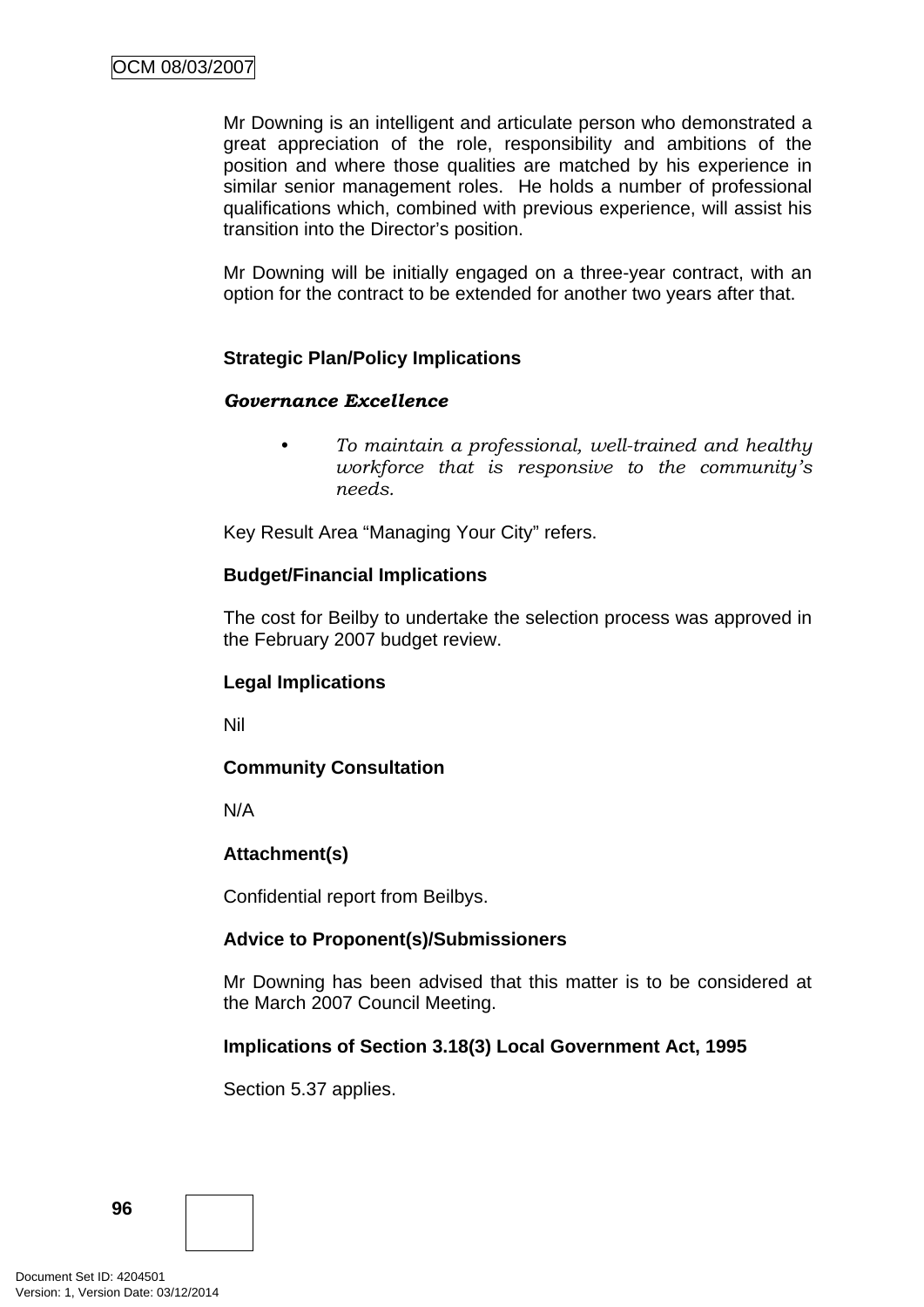Mr Downing is an intelligent and articulate person who demonstrated a great appreciation of the role, responsibility and ambitions of the position and where those qualities are matched by his experience in similar senior management roles. He holds a number of professional qualifications which, combined with previous experience, will assist his transition into the Director's position.

Mr Downing will be initially engaged on a three-year contract, with an option for the contract to be extended for another two years after that.

**Strategic Plan/Policy Implications**

***Governance Excellence***

- *To maintain a professional, well-trained and healthy workforce that is responsive to the community's needs.*

Key Result Area "Managing Your City" refers.

**Budget/Financial Implications**

The cost for Beilby to undertake the selection process was approved in the February 2007 budget review.

**Legal Implications**

Nil

**Community Consultation**

N/A

**Attachment(s)**

Confidential report from Beilbys.

**Advice to Proponent(s)/Submissioners**

Mr Downing has been advised that this matter is to be considered at the March 2007 Council Meeting.

**Implications of Section 3.18(3) Local Government Act, 1995**

Section 5.37 applies.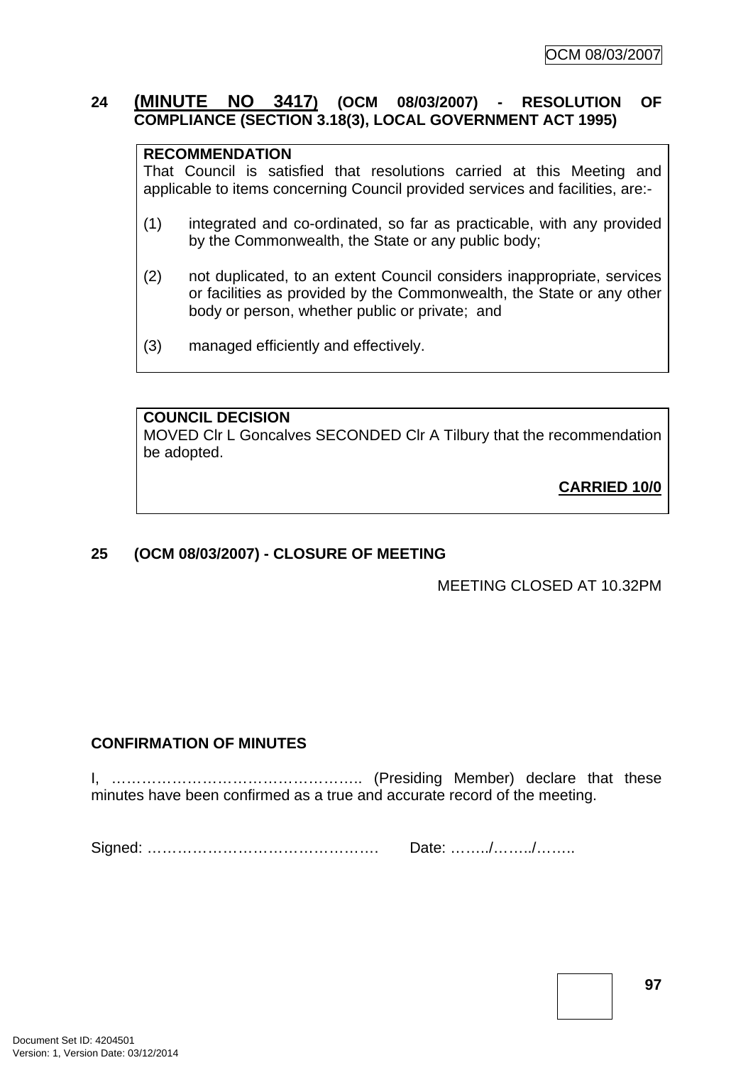## 24 (MINUTE NO 3417) (OCM 08/03/2007) - RESOLUTION OF COMPLIANCE (SECTION 3.18(3), LOCAL GOVERNMENT ACT 1995)

**RECOMMENDATION**

That Council is satisfied that resolutions carried at this Meeting and applicable to items concerning Council provided services and facilities, are:-

(1) integrated and co-ordinated, so far as practicable, with any provided by the Commonwealth, the State or any public body;

(2) not duplicated, to an extent Council considers inappropriate, services or facilities as provided by the Commonwealth, the State or any other body or person, whether public or private; and

(3) managed efficiently and effectively.

**COUNCIL DECISION**

MOVED Clr L Goncalves SECONDED Clr A Tilbury that the recommendation be adopted.

**CARRIED 10/0**

## 25 (OCM 08/03/2007) - CLOSURE OF MEETING

MEETING CLOSED AT 10.32PM

**CONFIRMATION OF MINUTES**

I, ………………………………………….. (Presiding Member) declare that these minutes have been confirmed as a true and accurate record of the meeting.

Signed: ………………………………………. Date: ……../……../……..

Document Set ID: 4204501
Version: 1, Version Date: 03/12/2014